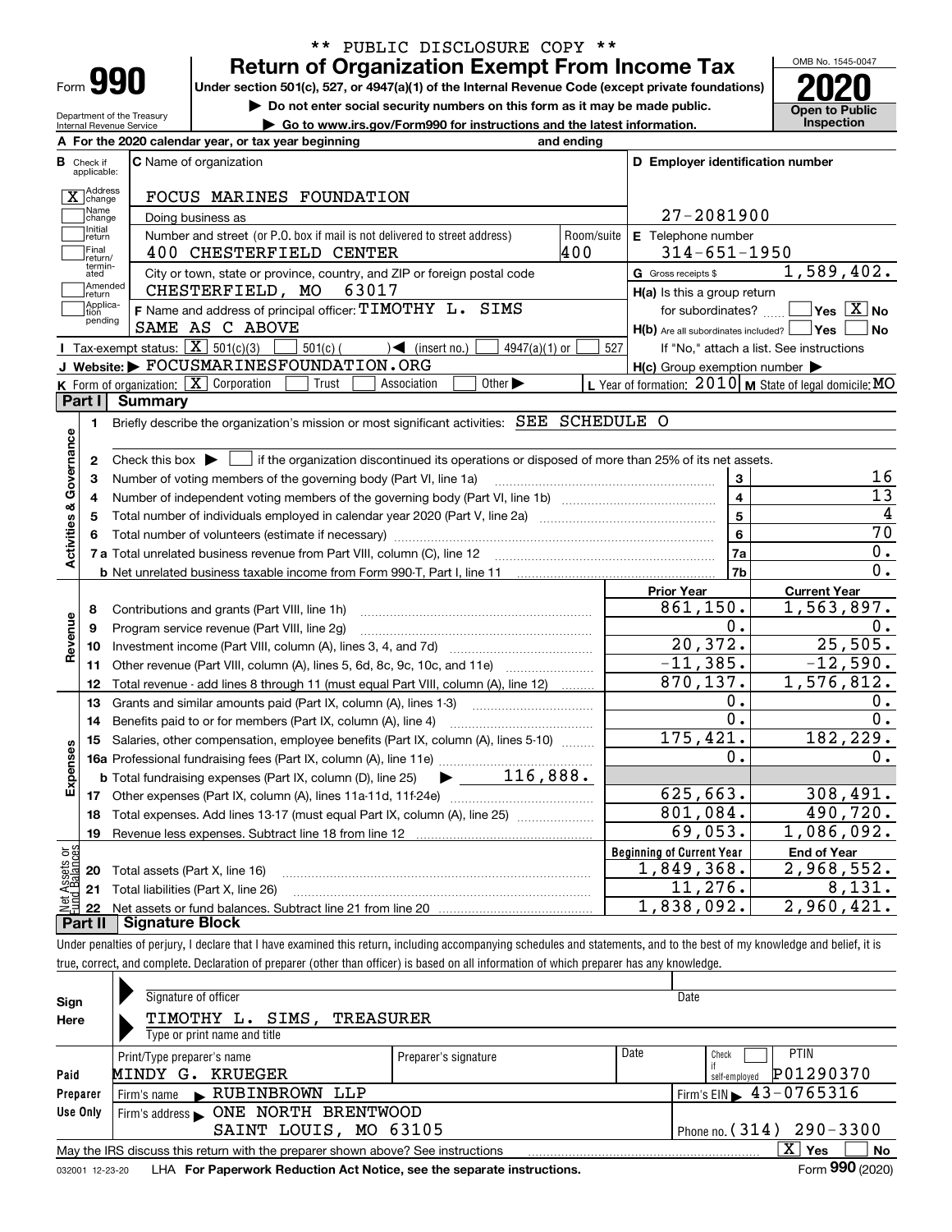** PUBLIC DISCLOSURE COPY **

# Form 990 — Return of Organization Exempt From Income Tax

Under section 501(c), 527, or 4947(a)(1) of the Internal Revenue Code (except private foundations)

▶ Do not enter social security numbers on this form as it may be made public.

▶ Go to www.irs.gov/Form990 for instructions and the latest information.

Department of the Treasury
Internal Revenue Service

OMB No. 1545-0047

**2020**

**Open to Public Inspection**

**A** For the 2020 calendar year, or tax year beginning and ending

**B** Check if applicable:
- [X] Address change
- [ ] Name change
- [ ] Initial return
- [ ] Final return/terminated
- [ ] Amended return
- [ ] Application pending

**C** Name of organization: FOCUS MARINES FOUNDATION

Doing business as

Number and street (or P.O. box if mail is not delivered to street address): 400 CHESTERFIELD CENTER — Room/suite: 400

City or town, state or province, country, and ZIP or foreign postal code: CHESTERFIELD, MO 63017

**D** Employer identification number: 27-2081900

**E** Telephone number: 314-651-1950

**G** Gross receipts $ 1,589,402.

**F** Name and address of principal officer: TIMOTHY L. SIMS
SAME AS C ABOVE

**H(a)** Is this a group return for subordinates? [ ] Yes [X] No

**H(b)** Are all subordinates included? [ ] Yes [ ] No
If "No," attach a list. See instructions

**H(c)** Group exemption number ▶

**I** Tax-exempt status: [X] 501(c)(3) [ ] 501(c) ( ) ◀ (insert no.) [ ] 4947(a)(1) or [ ] 527

**J** Website: ▶ FOCUSMARINESFOUNDATION.ORG

**K** Form of organization: [X] Corporation [ ] Trust [ ] Association [ ] Other ▶

**L** Year of formation: 2010 **M** State of legal domicile: MO

## Part I Summary

**Activities & Governance**

| | | | |
|---|---|---|---|
| 1 | Briefly describe the organization's mission or most significant activities: SEE SCHEDULE O | | |
| 2 | Check this box ▶ [ ] if the organization discontinued its operations or disposed of more than 25% of its net assets. | | |
| 3 | Number of voting members of the governing body (Part VI, line 1a) | 3 | 16 |
| 4 | Number of independent voting members of the governing body (Part VI, line 1b) | 4 | 13 |
| 5 | Total number of individuals employed in calendar year 2020 (Part V, line 2a) | 5 | 4 |
| 6 | Total number of volunteers (estimate if necessary) | 6 | 70 |
| 7a | Total unrelated business revenue from Part VIII, column (C), line 12 | 7a | 0. |
| b | Net unrelated business taxable income from Form 990-T, Part I, line 11 | 7b | 0. |

| | | | Prior Year | Current Year |
|---|---|---|---|---|
| **Revenue** | 8 | Contributions and grants (Part VIII, line 1h) | 861,150. | 1,563,897. |
| | 9 | Program service revenue (Part VIII, line 2g) | 0. | 0. |
| | 10 | Investment income (Part VIII, column (A), lines 3, 4, and 7d) | 20,372. | 25,505. |
| | 11 | Other revenue (Part VIII, column (A), lines 5, 6d, 8c, 9c, 10c, and 11e) | -11,385. | -12,590. |
| | 12 | Total revenue - add lines 8 through 11 (must equal Part VIII, column (A), line 12) | 870,137. | 1,576,812. |
| **Expenses** | 13 | Grants and similar amounts paid (Part IX, column (A), lines 1-3) | 0. | 0. |
| | 14 | Benefits paid to or for members (Part IX, column (A), line 4) | 0. | 0. |
| | 15 | Salaries, other compensation, employee benefits (Part IX, column (A), lines 5-10) | 175,421. | 182,229. |
| | 16a | Professional fundraising fees (Part IX, column (A), line 11e) | 0. | 0. |
| | b | Total fundraising expenses (Part IX, column (D), line 25) ▶ 116,888. | | |
| | 17 | Other expenses (Part IX, column (A), lines 11a-11d, 11f-24e) | 625,663. | 308,491. |
| | 18 | Total expenses. Add lines 13-17 (must equal Part IX, column (A), line 25) | 801,084. | 490,720. |
| | 19 | Revenue less expenses. Subtract line 18 from line 12 | 69,053. | 1,086,092. |

| | | | Beginning of Current Year | End of Year |
|---|---|---|---|---|
| **Net Assets or Fund Balances** | 20 | Total assets (Part X, line 16) | 1,849,368. | 2,968,552. |
| | 21 | Total liabilities (Part X, line 26) | 11,276. | 8,131. |
| | 22 | Net assets or fund balances. Subtract line 21 from line 20 | 1,838,092. | 2,960,421. |

## Part II Signature Block

Under penalties of perjury, I declare that I have examined this return, including accompanying schedules and statements, and to the best of my knowledge and belief, it is true, correct, and complete. Declaration of preparer (other than officer) is based on all information of which preparer has any knowledge.

**Sign Here**

Signature of officer — Date

TIMOTHY L. SIMS, TREASURER
Type or print name and title

**Paid Preparer Use Only**

| Print/Type preparer's name | Preparer's signature | Date | Check if self-employed | PTIN |
|---|---|---|---|---|
| MINDY G. KRUEGER | | | [ ] | P01290370 |

Firm's name ▶ RUBINBROWN LLP — Firm's EIN ▶ 43-0765316

Firm's address ▶ ONE NORTH BRENTWOOD, SAINT LOUIS, MO 63105 — Phone no. (314) 290-3300

May the IRS discuss this return with the preparer shown above? See instructions [X] Yes [ ] No

032001 12-23-20 LHA For Paperwork Reduction Act Notice, see the separate instructions. Form **990** (2020)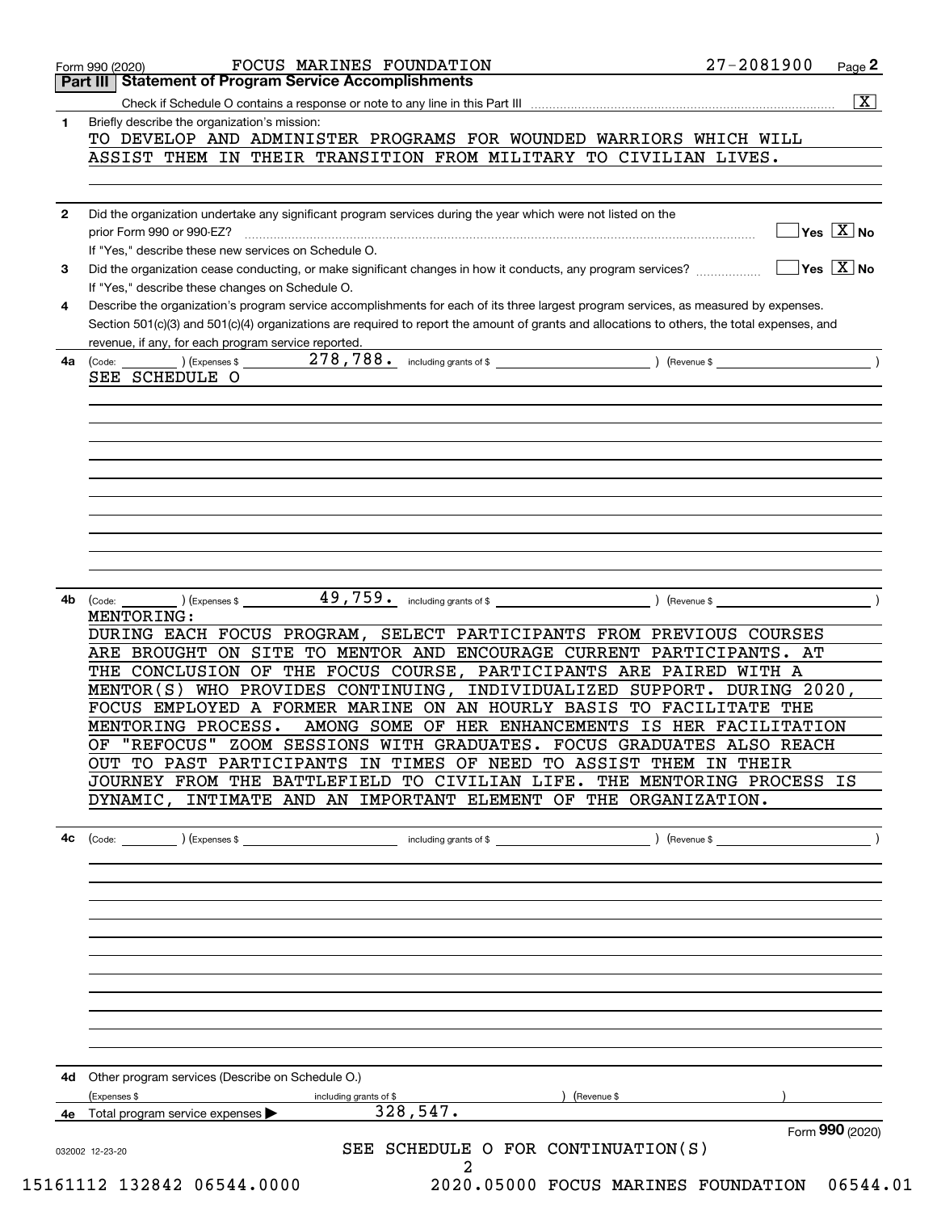Form 990 (2020) FOCUS MARINES FOUNDATION 27-2081900

## Part III Statement of Program Service Accomplishments

Check if Schedule O contains a response or note to any line in this Part III [X]

**1** Briefly describe the organization's mission:

TO DEVELOP AND ADMINISTER PROGRAMS FOR WOUNDED WARRIORS WHICH WILL ASSIST THEM IN THEIR TRANSITION FROM MILITARY TO CIVILIAN LIVES.

**2** Did the organization undertake any significant program services during the year which were not listed on the prior Form 990 or 990-EZ? Yes [ ] No [X]

If "Yes," describe these new services on Schedule O.

**3** Did the organization cease conducting, or make significant changes in how it conducts, any program services? Yes [ ] No [X]

If "Yes," describe these changes on Schedule O.

**4** Describe the organization's program service accomplishments for each of its three largest program services, as measured by expenses. Section 501(c)(3) and 501(c)(4) organizations are required to report the amount of grants and allocations to others, the total expenses, and revenue, if any, for each program service reported.

**4a** (Code: ) (Expenses $ 278,788. including grants of $ ) (Revenue $ )

SEE SCHEDULE O

**4b** (Code: ) (Expenses $ 49,759. including grants of $ ) (Revenue $ )

MENTORING:
DURING EACH FOCUS PROGRAM, SELECT PARTICIPANTS FROM PREVIOUS COURSES ARE BROUGHT ON SITE TO MENTOR AND ENCOURAGE CURRENT PARTICIPANTS. AT THE CONCLUSION OF THE FOCUS COURSE, PARTICIPANTS ARE PAIRED WITH A MENTOR(S) WHO PROVIDES CONTINUING, INDIVIDUALIZED SUPPORT. DURING 2020, FOCUS EMPLOYED A FORMER MARINE ON AN HOURLY BASIS TO FACILITATE THE MENTORING PROCESS. AMONG SOME OF HER ENHANCEMENTS IS HER FACILITATION OF "REFOCUS" ZOOM SESSIONS WITH GRADUATES. FOCUS GRADUATES ALSO REACH OUT TO PAST PARTICIPANTS IN TIMES OF NEED TO ASSIST THEM IN THEIR JOURNEY FROM THE BATTLEFIELD TO CIVILIAN LIFE. THE MENTORING PROCESS IS DYNAMIC, INTIMATE AND AN IMPORTANT ELEMENT OF THE ORGANIZATION.

**4c** (Code: ) (Expenses $ including grants of $ ) (Revenue $ )

**4d** Other program services (Describe on Schedule O.)

(Expenses $ including grants of $ ) (Revenue $ )

**4e** Total program service expenses ▶ 328,547.

Form **990** (2020)

032002 12-23-20

SEE SCHEDULE O FOR CONTINUATION(S)

15161112 132842 06544.0000 2020.05000 FOCUS MARINES FOUNDATION 06544.01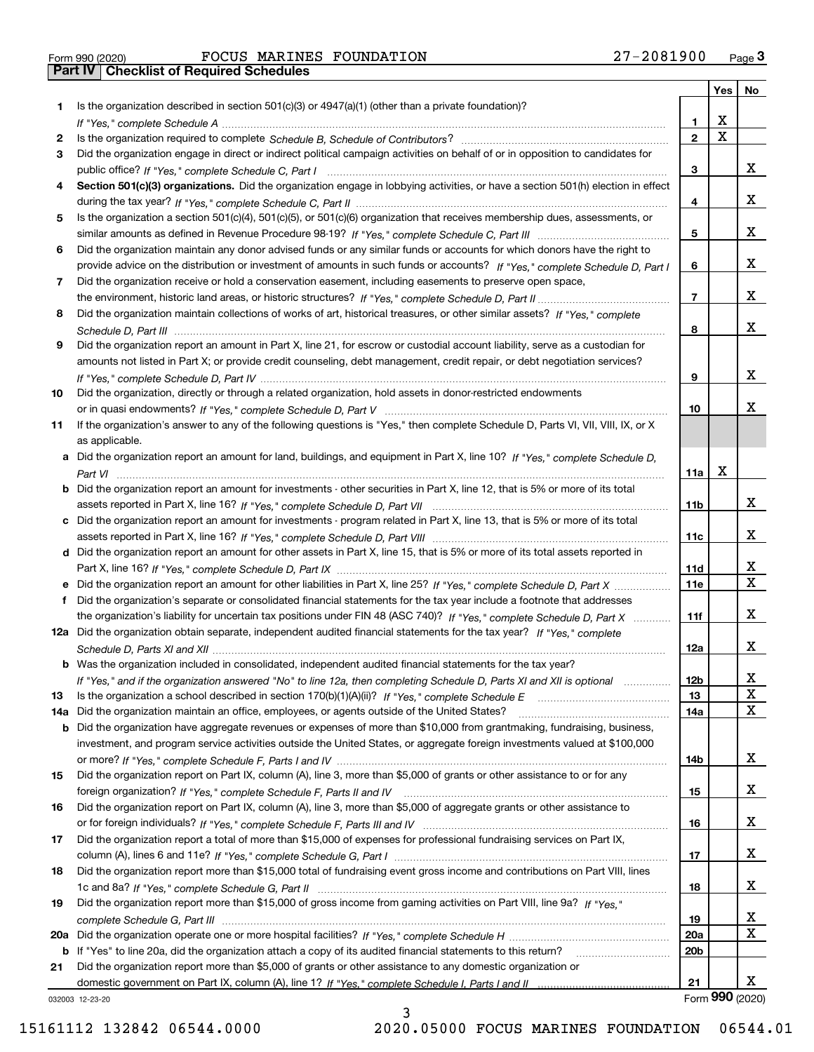Form 990 (2020) FOCUS MARINES FOUNDATION 27-2081900 Page 3

## Part IV Checklist of Required Schedules

| | | | Yes | No |
|---|---|---|---|---|
| 1 | Is the organization described in section 501(c)(3) or 4947(a)(1) (other than a private foundation)? *If "Yes," complete Schedule A* | 1 | X | |
| 2 | Is the organization required to complete *Schedule B, Schedule of Contributors*? | 2 | X | |
| 3 | Did the organization engage in direct or indirect political campaign activities on behalf of or in opposition to candidates for public office? *If "Yes," complete Schedule C, Part I* | 3 | | X |
| 4 | **Section 501(c)(3) organizations.** Did the organization engage in lobbying activities, or have a section 501(h) election in effect during the tax year? *If "Yes," complete Schedule C, Part II* | 4 | | X |
| 5 | Is the organization a section 501(c)(4), 501(c)(5), or 501(c)(6) organization that receives membership dues, assessments, or similar amounts as defined in Revenue Procedure 98-19? *If "Yes," complete Schedule C, Part III* | 5 | | X |
| 6 | Did the organization maintain any donor advised funds or any similar funds or accounts for which donors have the right to provide advice on the distribution or investment of amounts in such funds or accounts? *If "Yes," complete Schedule D, Part I* | 6 | | X |
| 7 | Did the organization receive or hold a conservation easement, including easements to preserve open space, the environment, historic land areas, or historic structures? *If "Yes," complete Schedule D, Part II* | 7 | | X |
| 8 | Did the organization maintain collections of works of art, historical treasures, or other similar assets? *If "Yes," complete Schedule D, Part III* | 8 | | X |
| 9 | Did the organization report an amount in Part X, line 21, for escrow or custodial account liability, serve as a custodian for amounts not listed in Part X; or provide credit counseling, debt management, credit repair, or debt negotiation services? *If "Yes," complete Schedule D, Part IV* | 9 | | X |
| 10 | Did the organization, directly or through a related organization, hold assets in donor-restricted endowments or in quasi endowments? *If "Yes," complete Schedule D, Part V* | 10 | | X |
| 11 | If the organization's answer to any of the following questions is "Yes," then complete Schedule D, Parts VI, VII, VIII, IX, or X as applicable. | | | |
| a | Did the organization report an amount for land, buildings, and equipment in Part X, line 10? *If "Yes," complete Schedule D, Part VI* | 11a | X | |
| b | Did the organization report an amount for investments - other securities in Part X, line 12, that is 5% or more of its total assets reported in Part X, line 16? *If "Yes," complete Schedule D, Part VII* | 11b | | X |
| c | Did the organization report an amount for investments - program related in Part X, line 13, that is 5% or more of its total assets reported in Part X, line 16? *If "Yes," complete Schedule D, Part VIII* | 11c | | X |
| d | Did the organization report an amount for other assets in Part X, line 15, that is 5% or more of its total assets reported in Part X, line 16? *If "Yes," complete Schedule D, Part IX* | 11d | | X |
| e | Did the organization report an amount for other liabilities in Part X, line 25? *If "Yes," complete Schedule D, Part X* | 11e | | X |
| f | Did the organization's separate or consolidated financial statements for the tax year include a footnote that addresses the organization's liability for uncertain tax positions under FIN 48 (ASC 740)? *If "Yes," complete Schedule D, Part X* | 11f | | X |
| 12a | Did the organization obtain separate, independent audited financial statements for the tax year? *If "Yes," complete Schedule D, Parts XI and XII* | 12a | | X |
| b | Was the organization included in consolidated, independent audited financial statements for the tax year? *If "Yes," and if the organization answered "No" to line 12a, then completing Schedule D, Parts XI and XII is optional* | 12b | | X |
| 13 | Is the organization a school described in section 170(b)(1)(A)(ii)? *If "Yes," complete Schedule E* | 13 | | X |
| 14a | Did the organization maintain an office, employees, or agents outside of the United States? | 14a | | X |
| b | Did the organization have aggregate revenues or expenses of more than $10,000 from grantmaking, fundraising, business, investment, and program service activities outside the United States, or aggregate foreign investments valued at $100,000 or more? *If "Yes," complete Schedule F, Parts I and IV* | 14b | | X |
| 15 | Did the organization report on Part IX, column (A), line 3, more than $5,000 of grants or other assistance to or for any foreign organization? *If "Yes," complete Schedule F, Parts II and IV* | 15 | | X |
| 16 | Did the organization report on Part IX, column (A), line 3, more than $5,000 of aggregate grants or other assistance to or for foreign individuals? *If "Yes," complete Schedule F, Parts III and IV* | 16 | | X |
| 17 | Did the organization report a total of more than $15,000 of expenses for professional fundraising services on Part IX, column (A), lines 6 and 11e? *If "Yes," complete Schedule G, Part I* | 17 | | X |
| 18 | Did the organization report more than $15,000 total of fundraising event gross income and contributions on Part VIII, lines 1c and 8a? *If "Yes," complete Schedule G, Part II* | 18 | | X |
| 19 | Did the organization report more than $15,000 of gross income from gaming activities on Part VIII, line 9a? *If "Yes," complete Schedule G, Part III* | 19 | | X |
| 20a | Did the organization operate one or more hospital facilities? *If "Yes," complete Schedule H* | 20a | | X |
| b | If "Yes" to line 20a, did the organization attach a copy of its audited financial statements to this return? | 20b | | |
| 21 | Did the organization report more than $5,000 of grants or other assistance to any domestic organization or domestic government on Part IX, column (A), line 1? *If "Yes," complete Schedule I, Parts I and II* | 21 | | X |

032003 12-23-20 Form 990 (2020)

15161112 132842 06544.0000 2020.05000 FOCUS MARINES FOUNDATION 06544.01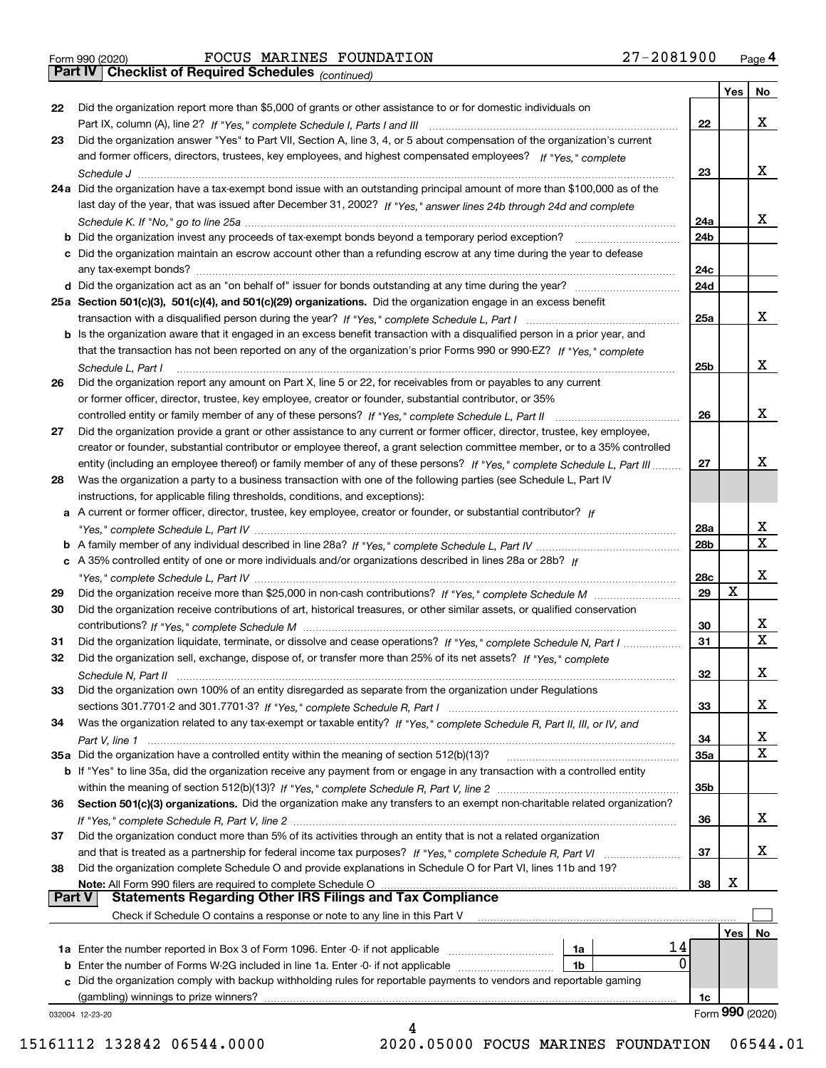Form 990 (2020) FOCUS MARINES FOUNDATION 27-2081900

## Part IV Checklist of Required Schedules *(continued)*

| | | | Yes | No |
|---|---|---|---|---|
| 22 | Did the organization report more than $5,000 of grants or other assistance to or for domestic individuals on Part IX, column (A), line 2? *If "Yes," complete Schedule I, Parts I and III* | 22 | | X |
| 23 | Did the organization answer "Yes" to Part VII, Section A, line 3, 4, or 5 about compensation of the organization's current and former officers, directors, trustees, key employees, and highest compensated employees? *If "Yes," complete Schedule J* | 23 | | X |
| 24a | Did the organization have a tax-exempt bond issue with an outstanding principal amount of more than $100,000 as of the last day of the year, that was issued after December 31, 2002? *If "Yes," answer lines 24b through 24d and complete Schedule K. If "No," go to line 25a* | 24a | | X |
| b | Did the organization invest any proceeds of tax-exempt bonds beyond a temporary period exception? | 24b | | |
| c | Did the organization maintain an escrow account other than a refunding escrow at any time during the year to defease any tax-exempt bonds? | 24c | | |
| d | Did the organization act as an "on behalf of" issuer for bonds outstanding at any time during the year? | 24d | | |
| 25a | **Section 501(c)(3), 501(c)(4), and 501(c)(29) organizations.** Did the organization engage in an excess benefit transaction with a disqualified person during the year? *If "Yes," complete Schedule L, Part I* | 25a | | X |
| b | Is the organization aware that it engaged in an excess benefit transaction with a disqualified person in a prior year, and that the transaction has not been reported on any of the organization's prior Forms 990 or 990-EZ? *If "Yes," complete Schedule L, Part I* | 25b | | X |
| 26 | Did the organization report any amount on Part X, line 5 or 22, for receivables from or payables to any current or former officer, director, trustee, key employee, creator or founder, substantial contributor, or 35% controlled entity or family member of any of these persons? *If "Yes," complete Schedule L, Part II* | 26 | | X |
| 27 | Did the organization provide a grant or other assistance to any current or former officer, director, trustee, key employee, creator or founder, substantial contributor or employee thereof, a grant selection committee member, or to a 35% controlled entity (including an employee thereof) or family member of any of these persons? *If "Yes," complete Schedule L, Part III* | 27 | | X |
| 28 | Was the organization a party to a business transaction with one of the following parties (see Schedule L, Part IV instructions, for applicable filing thresholds, conditions, and exceptions): | | | |
| a | A current or former officer, director, trustee, key employee, creator or founder, or substantial contributor? *If "Yes," complete Schedule L, Part IV* | 28a | | X |
| b | A family member of any individual described in line 28a? *If "Yes," complete Schedule L, Part IV* | 28b | | X |
| c | A 35% controlled entity of one or more individuals and/or organizations described in lines 28a or 28b? *If "Yes," complete Schedule L, Part IV* | 28c | | X |
| 29 | Did the organization receive more than $25,000 in non-cash contributions? *If "Yes," complete Schedule M* | 29 | X | |
| 30 | Did the organization receive contributions of art, historical treasures, or other similar assets, or qualified conservation contributions? *If "Yes," complete Schedule M* | 30 | | X |
| 31 | Did the organization liquidate, terminate, or dissolve and cease operations? *If "Yes," complete Schedule N, Part I* | 31 | | X |
| 32 | Did the organization sell, exchange, dispose of, or transfer more than 25% of its net assets? *If "Yes," complete Schedule N, Part II* | 32 | | X |
| 33 | Did the organization own 100% of an entity disregarded as separate from the organization under Regulations sections 301.7701-2 and 301.7701-3? *If "Yes," complete Schedule R, Part I* | 33 | | X |
| 34 | Was the organization related to any tax-exempt or taxable entity? *If "Yes," complete Schedule R, Part II, III, or IV, and Part V, line 1* | 34 | | X |
| 35a | Did the organization have a controlled entity within the meaning of section 512(b)(13)? | 35a | | X |
| b | If "Yes" to line 35a, did the organization receive any payment from or engage in any transaction with a controlled entity within the meaning of section 512(b)(13)? *If "Yes," complete Schedule R, Part V, line 2* | 35b | | |
| 36 | **Section 501(c)(3) organizations.** Did the organization make any transfers to an exempt non-charitable related organization? *If "Yes," complete Schedule R, Part V, line 2* | 36 | | X |
| 37 | Did the organization conduct more than 5% of its activities through an entity that is not a related organization and that is treated as a partnership for federal income tax purposes? *If "Yes," complete Schedule R, Part VI* | 37 | | X |
| 38 | Did the organization complete Schedule O and provide explanations in Schedule O for Part VI, lines 11b and 19? **Note:** All Form 990 filers are required to complete Schedule O | 38 | X | |

## Part V Statements Regarding Other IRS Filings and Tax Compliance

Check if Schedule O contains a response or note to any line in this Part V ☐

| | | | | | Yes | No |
|---|---|---|---|---|---|---|
| 1a | Enter the number reported in Box 3 of Form 1096. Enter -0- if not applicable | 1a | 14 | | | |
| b | Enter the number of Forms W-2G included in line 1a. Enter -0- if not applicable | 1b | 0 | | | |
| c | Did the organization comply with backup withholding rules for reportable payments to vendors and reportable gaming (gambling) winnings to prize winners? | | | 1c | | |

032004 12-23-20 Form **990** (2020)

15161112 132842 06544.0000 2020.05000 FOCUS MARINES FOUNDATION 06544.01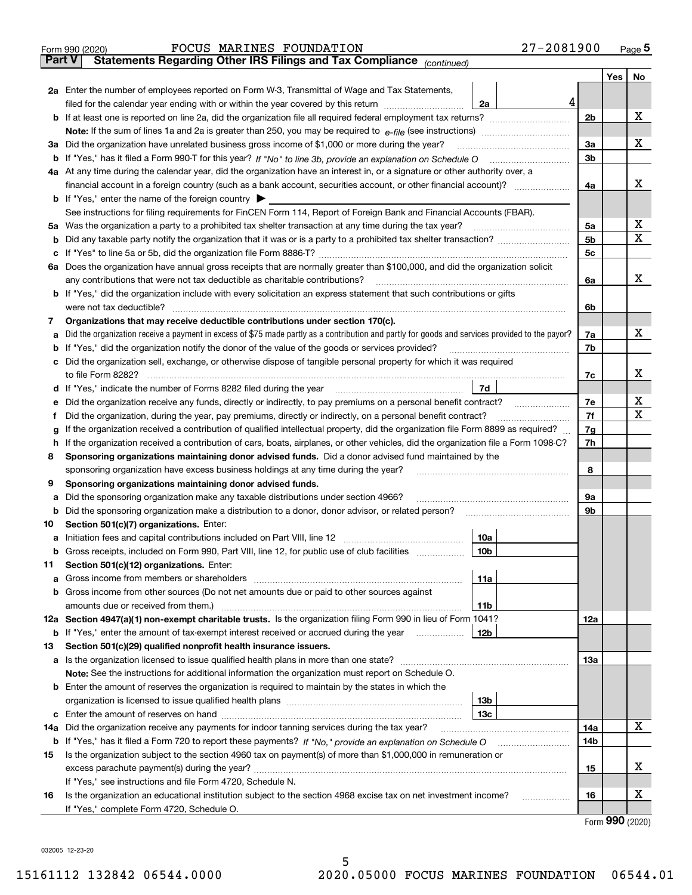Form 990 (2020) FOCUS MARINES FOUNDATION 27-2081900 Page 5

## Part V Statements Regarding Other IRS Filings and Tax Compliance *(continued)*

| | | | | Yes | No |
|---|---|---|---|---|---|
| **2a** | Enter the number of employees reported on Form W-3, Transmittal of Wage and Tax Statements, filed for the calendar year ending with or within the year covered by this return | 2a 4 | | | |
| **b** | If at least one is reported on line 2a, did the organization file all required federal employment tax returns? | | 2b | | X |
| | **Note:** If the sum of lines 1a and 2a is greater than 250, you may be required to *e-file* (see instructions) | | | | |
| **3a** | Did the organization have unrelated business gross income of $1,000 or more during the year? | | 3a | | X |
| **b** | If "Yes," has it filed a Form 990-T for this year? *If "No" to line 3b, provide an explanation on Schedule O* | | 3b | | |
| **4a** | At any time during the calendar year, did the organization have an interest in, or a signature or other authority over, a financial account in a foreign country (such as a bank account, securities account, or other financial account)? | | 4a | | X |
| **b** | If "Yes," enter the name of the foreign country ▶ | | | | |
| | See instructions for filing requirements for FinCEN Form 114, Report of Foreign Bank and Financial Accounts (FBAR). | | | | |
| **5a** | Was the organization a party to a prohibited tax shelter transaction at any time during the tax year? | | 5a | | X |
| **b** | Did any taxable party notify the organization that it was or is a party to a prohibited tax shelter transaction? | | 5b | | X |
| **c** | If "Yes" to line 5a or 5b, did the organization file Form 8886-T? | | 5c | | |
| **6a** | Does the organization have annual gross receipts that are normally greater than $100,000, and did the organization solicit any contributions that were not tax deductible as charitable contributions? | | 6a | | X |
| **b** | If "Yes," did the organization include with every solicitation an express statement that such contributions or gifts were not tax deductible? | | 6b | | |
| **7** | **Organizations that may receive deductible contributions under section 170(c).** | | | | |
| **a** | Did the organization receive a payment in excess of $75 made partly as a contribution and partly for goods and services provided to the payor? | | 7a | | X |
| **b** | If "Yes," did the organization notify the donor of the value of the goods or services provided? | | 7b | | |
| **c** | Did the organization sell, exchange, or otherwise dispose of tangible personal property for which it was required to file Form 8282? | | 7c | | X |
| **d** | If "Yes," indicate the number of Forms 8282 filed during the year | 7d | | | |
| **e** | Did the organization receive any funds, directly or indirectly, to pay premiums on a personal benefit contract? | | 7e | | X |
| **f** | Did the organization, during the year, pay premiums, directly or indirectly, on a personal benefit contract? | | 7f | | X |
| **g** | If the organization received a contribution of qualified intellectual property, did the organization file Form 8899 as required? | | 7g | | |
| **h** | If the organization received a contribution of cars, boats, airplanes, or other vehicles, did the organization file a Form 1098-C? | | 7h | | |
| **8** | **Sponsoring organizations maintaining donor advised funds.** Did a donor advised fund maintained by the sponsoring organization have excess business holdings at any time during the year? | | 8 | | |
| **9** | **Sponsoring organizations maintaining donor advised funds.** | | | | |
| **a** | Did the sponsoring organization make any taxable distributions under section 4966? | | 9a | | |
| **b** | Did the sponsoring organization make a distribution to a donor, donor advisor, or related person? | | 9b | | |
| **10** | **Section 501(c)(7) organizations.** Enter: | | | | |
| **a** | Initiation fees and capital contributions included on Part VIII, line 12 | 10a | | | |
| **b** | Gross receipts, included on Form 990, Part VIII, line 12, for public use of club facilities | 10b | | | |
| **11** | **Section 501(c)(12) organizations.** Enter: | | | | |
| **a** | Gross income from members or shareholders | 11a | | | |
| **b** | Gross income from other sources (Do not net amounts due or paid to other sources against amounts due or received from them.) | 11b | | | |
| **12a** | **Section 4947(a)(1) non-exempt charitable trusts.** Is the organization filing Form 990 in lieu of Form 1041? | | 12a | | |
| **b** | If "Yes," enter the amount of tax-exempt interest received or accrued during the year | 12b | | | |
| **13** | **Section 501(c)(29) qualified nonprofit health insurance issuers.** | | | | |
| **a** | Is the organization licensed to issue qualified health plans in more than one state? | | 13a | | |
| | **Note:** See the instructions for additional information the organization must report on Schedule O. | | | | |
| **b** | Enter the amount of reserves the organization is required to maintain by the states in which the organization is licensed to issue qualified health plans | 13b | | | |
| **c** | Enter the amount of reserves on hand | 13c | | | |
| **14a** | Did the organization receive any payments for indoor tanning services during the tax year? | | 14a | | X |
| **b** | If "Yes," has it filed a Form 720 to report these payments? *If "No," provide an explanation on Schedule O* | | 14b | | |
| **15** | Is the organization subject to the section 4960 tax on payment(s) of more than $1,000,000 in remuneration or excess parachute payment(s) during the year? | | 15 | | X |
| | If "Yes," see instructions and file Form 4720, Schedule N. | | | | |
| **16** | Is the organization an educational institution subject to the section 4968 excise tax on net investment income? | | 16 | | X |
| | If "Yes," complete Form 4720, Schedule O. | | | | |

Form **990** (2020)

032005 12-23-20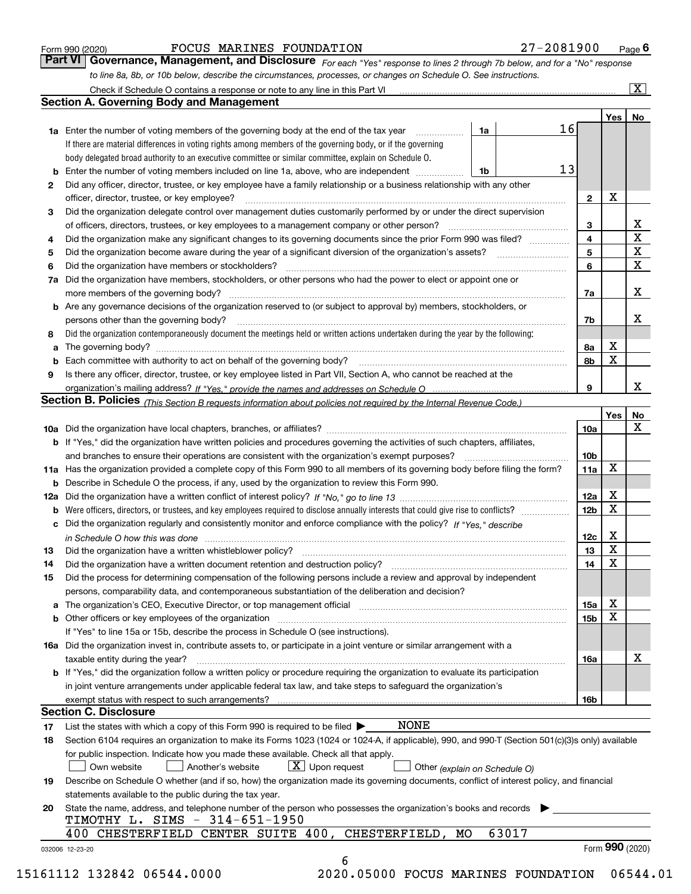Form 990 (2020) FOCUS MARINES FOUNDATION 27-2081900 Page 6

## Part VI Governance, Management, and Disclosure

*For each "Yes" response to lines 2 through 7b below, and for a "No" response to line 8a, 8b, or 10b below, describe the circumstances, processes, or changes on Schedule O. See instructions.*

Check if Schedule O contains a response or note to any line in this Part VI [X]

### Section A. Governing Body and Management

| | | | | Yes | No |
|---|---|---|---|---|---|
| 1a | Enter the number of voting members of the governing body at the end of the tax year. If there are material differences in voting rights among members of the governing body, or if the governing body delegated broad authority to an executive committee or similar committee, explain on Schedule O. | 1a | 16 | | |
| b | Enter the number of voting members included on line 1a, above, who are independent | 1b | 13 | | |
| 2 | Did any officer, director, trustee, or key employee have a family relationship or a business relationship with any other officer, director, trustee, or key employee? | 2 | | X | |
| 3 | Did the organization delegate control over management duties customarily performed by or under the direct supervision of officers, directors, trustees, or key employees to a management company or other person? | 3 | | | X |
| 4 | Did the organization make any significant changes to its governing documents since the prior Form 990 was filed? | 4 | | | X |
| 5 | Did the organization become aware during the year of a significant diversion of the organization's assets? | 5 | | | X |
| 6 | Did the organization have members or stockholders? | 6 | | | X |
| 7a | Did the organization have members, stockholders, or other persons who had the power to elect or appoint one or more members of the governing body? | 7a | | | X |
| b | Are any governance decisions of the organization reserved to (or subject to approval by) members, stockholders, or persons other than the governing body? | 7b | | | X |
| 8 | Did the organization contemporaneously document the meetings held or written actions undertaken during the year by the following: | | | | |
| a | The governing body? | 8a | | X | |
| b | Each committee with authority to act on behalf of the governing body? | 8b | | X | |
| 9 | Is there any officer, director, trustee, or key employee listed in Part VII, Section A, who cannot be reached at the organization's mailing address? *If "Yes," provide the names and addresses on Schedule O* | 9 | | | X |

### Section B. Policies *(This Section B requests information about policies not required by the Internal Revenue Code.)*

| | | | Yes | No |
|---|---|---|---|---|
| 10a | Did the organization have local chapters, branches, or affiliates? | 10a | | X |
| b | If "Yes," did the organization have written policies and procedures governing the activities of such chapters, affiliates, and branches to ensure their operations are consistent with the organization's exempt purposes? | 10b | | |
| 11a | Has the organization provided a complete copy of this Form 990 to all members of its governing body before filing the form? | 11a | X | |
| b | Describe in Schedule O the process, if any, used by the organization to review this Form 990. | | | |
| 12a | Did the organization have a written conflict of interest policy? *If "No," go to line 13* | 12a | X | |
| b | Were officers, directors, or trustees, and key employees required to disclose annually interests that could give rise to conflicts? | 12b | X | |
| c | Did the organization regularly and consistently monitor and enforce compliance with the policy? *If "Yes," describe in Schedule O how this was done* | 12c | X | |
| 13 | Did the organization have a written whistleblower policy? | 13 | X | |
| 14 | Did the organization have a written document retention and destruction policy? | 14 | X | |
| 15 | Did the process for determining compensation of the following persons include a review and approval by independent persons, comparability data, and contemporaneous substantiation of the deliberation and decision? | | | |
| a | The organization's CEO, Executive Director, or top management official | 15a | X | |
| b | Other officers or key employees of the organization | 15b | X | |
| | If "Yes" to line 15a or 15b, describe the process in Schedule O (see instructions). | | | |
| 16a | Did the organization invest in, contribute assets to, or participate in a joint venture or similar arrangement with a taxable entity during the year? | 16a | | X |
| b | If "Yes," did the organization follow a written policy or procedure requiring the organization to evaluate its participation in joint venture arrangements under applicable federal tax law, and take steps to safeguard the organization's exempt status with respect to such arrangements? | 16b | | |

### Section C. Disclosure

17 List the states with which a copy of this Form 990 is required to be filed ▶ NONE

18 Section 6104 requires an organization to make its Forms 1023 (1024 or 1024-A, if applicable), 990, and 990-T (Section 501(c)(3)s only) available for public inspection. Indicate how you made these available. Check all that apply.

[ ] Own website [ ] Another's website [X] Upon request [ ] Other *(explain on Schedule O)*

19 Describe on Schedule O whether (and if so, how) the organization made its governing documents, conflict of interest policy, and financial statements available to the public during the tax year.

20 State the name, address, and telephone number of the person who possesses the organization's books and records ▶

TIMOTHY L. SIMS - 314-651-1950
400 CHESTERFIELD CENTER SUITE 400, CHESTERFIELD, MO 63017

032006 12-23-20 Form 990 (2020)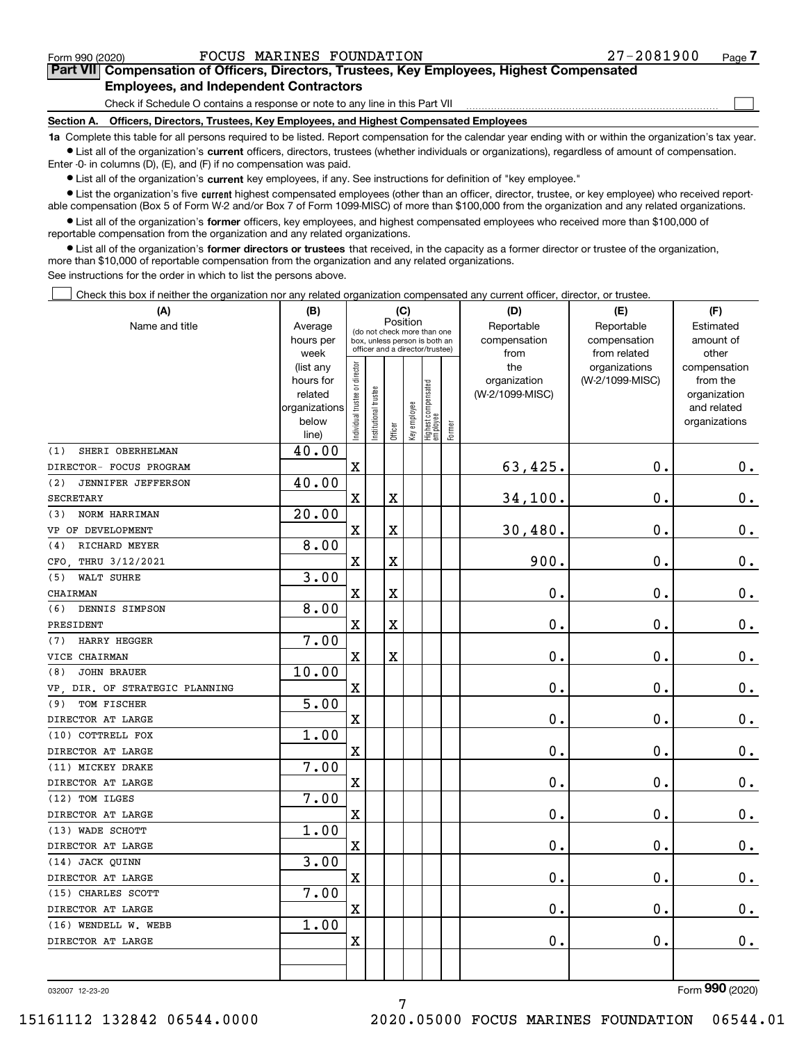Form 990 (2020) FOCUS MARINES FOUNDATION 27-2081900 Page 7

**Part VII Compensation of Officers, Directors, Trustees, Key Employees, Highest Compensated Employees, and Independent Contractors**

Check if Schedule O contains a response or note to any line in this Part VII

**Section A. Officers, Directors, Trustees, Key Employees, and Highest Compensated Employees**

**1a** Complete this table for all persons required to be listed. Report compensation for the calendar year ending with or within the organization's tax year.

- List all of the organization's **current** officers, directors, trustees (whether individuals or organizations), regardless of amount of compensation. Enter -0- in columns (D), (E), and (F) if no compensation was paid.
- List all of the organization's **current** key employees, if any. See instructions for definition of "key employee."
- List the organization's five **current** highest compensated employees (other than an officer, director, trustee, or key employee) who received reportable compensation (Box 5 of Form W-2 and/or Box 7 of Form 1099-MISC) of more than $100,000 from the organization and any related organizations.
- List all of the organization's **former** officers, key employees, and highest compensated employees who received more than $100,000 of reportable compensation from the organization and any related organizations.
- List all of the organization's **former directors or trustees** that received, in the capacity as a former director or trustee of the organization, more than $10,000 of reportable compensation from the organization and any related organizations.

See instructions for the order in which to list the persons above.

Check this box if neither the organization nor any related organization compensated any current officer, director, or trustee.

| (A) Name and title | (B) Average hours per week (list any hours for related organizations below line) | (C) Position: Individual trustee or director | Institutional trustee | Officer | Key employee | Highest compensated employee | Former | (D) Reportable compensation from the organization (W-2/1099-MISC) | (E) Reportable compensation from related organizations (W-2/1099-MISC) | (F) Estimated amount of other compensation from the organization and related organizations |
|---|---|---|---|---|---|---|---|---|---|---|
| (1) SHERI OBERHELMAN<br>DIRECTOR- FOCUS PROGRAM | 40.00 | X | | | | | | 63,425. | 0. | 0. |
| (2) JENNIFER JEFFERSON<br>SECRETARY | 40.00 | X | | X | | | | 34,100. | 0. | 0. |
| (3) NORM HARRIMAN<br>VP OF DEVELOPMENT | 20.00 | X | | X | | | | 30,480. | 0. | 0. |
| (4) RICHARD MEYER<br>CFO, THRU 3/12/2021 | 8.00 | X | | X | | | | 900. | 0. | 0. |
| (5) WALT SUHRE<br>CHAIRMAN | 3.00 | X | | X | | | | 0. | 0. | 0. |
| (6) DENNIS SIMPSON<br>PRESIDENT | 8.00 | X | | X | | | | 0. | 0. | 0. |
| (7) HARRY HEGGER<br>VICE CHAIRMAN | 7.00 | X | | X | | | | 0. | 0. | 0. |
| (8) JOHN BRAUER<br>VP, DIR. OF STRATEGIC PLANNING | 10.00 | X | | | | | | 0. | 0. | 0. |
| (9) TOM FISCHER<br>DIRECTOR AT LARGE | 5.00 | X | | | | | | 0. | 0. | 0. |
| (10) COTTRELL FOX<br>DIRECTOR AT LARGE | 1.00 | X | | | | | | 0. | 0. | 0. |
| (11) MICKEY DRAKE<br>DIRECTOR AT LARGE | 7.00 | X | | | | | | 0. | 0. | 0. |
| (12) TOM ILGES<br>DIRECTOR AT LARGE | 7.00 | X | | | | | | 0. | 0. | 0. |
| (13) WADE SCHOTT<br>DIRECTOR AT LARGE | 1.00 | X | | | | | | 0. | 0. | 0. |
| (14) JACK QUINN<br>DIRECTOR AT LARGE | 3.00 | X | | | | | | 0. | 0. | 0. |
| (15) CHARLES SCOTT<br>DIRECTOR AT LARGE | 7.00 | X | | | | | | 0. | 0. | 0. |
| (16) WENDELL W. WEBB<br>DIRECTOR AT LARGE | 1.00 | X | | | | | | 0. | 0. | 0. |

032007 12-23-20 Form 990 (2020)

15161112 132842 06544.0000 2020.05000 FOCUS MARINES FOUNDATION 06544.01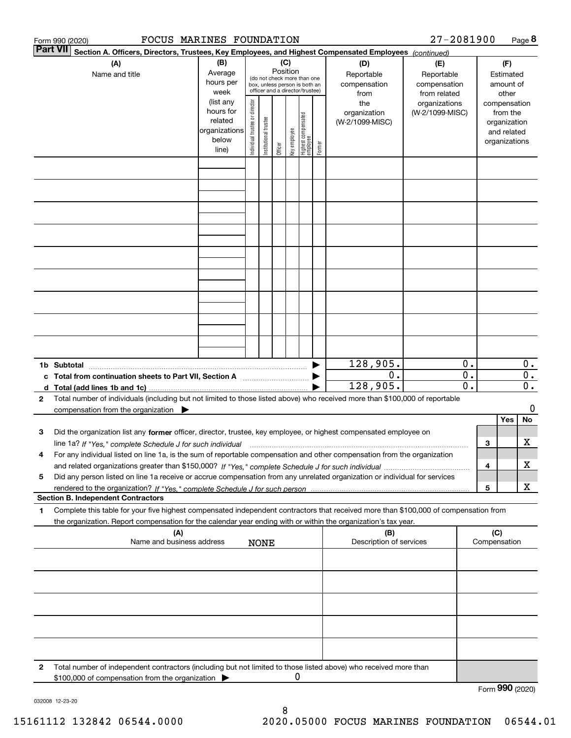Form 990 (2020) FOCUS MARINES FOUNDATION 27-2081900 Page 8

**Part VII** **Section A. Officers, Directors, Trustees, Key Employees, and Highest Compensated Employees** *(continued)*

| (A) Name and title | (B) Average hours per week (list any hours for related organizations below line) | (C) Position (do not check more than one box, unless person is both an officer and a director/trustee) Individual trustee or director | Institutional trustee | Officer | Key employee | Highest compensated employee | Former | (D) Reportable compensation from the organization (W-2/1099-MISC) | (E) Reportable compensation from related organizations (W-2/1099-MISC) | (F) Estimated amount of other compensation from the organization and related organizations |
|---|---|---|---|---|---|---|---|---|---|---|
| | | | | | | | | | | |
| | | | | | | | | | | |
| | | | | | | | | | | |
| | | | | | | | | | | |
| | | | | | | | | | | |
| | | | | | | | | | | |
| | | | | | | | | | | |
| | | | | | | | | | | |
| | | | | | | | | | | |
| **1b Subtotal** | | | | | | | ▶ | 128,905. | 0. | 0. |
| **c Total from continuation sheets to Part VII, Section A** | | | | | | | ▶ | 0. | 0. | 0. |
| **d Total (add lines 1b and 1c)** | | | | | | | ▶ | 128,905. | 0. | 0. |

**2** Total number of individuals (including but not limited to those listed above) who received more than $100,000 of reportable compensation from the organization ▶ 0

| | | | Yes | No |
|---|---|---|---|---|
| **3** | Did the organization list any **former** officer, director, trustee, key employee, or highest compensated employee on line 1a? *If "Yes," complete Schedule J for such individual* | 3 | | X |
| **4** | For any individual listed on line 1a, is the sum of reportable compensation and other compensation from the organization and related organizations greater than $150,000? *If "Yes," complete Schedule J for such individual* | 4 | | X |
| **5** | Did any person listed on line 1a receive or accrue compensation from any unrelated organization or individual for services rendered to the organization? *If "Yes," complete Schedule J for such person* | 5 | | X |

**Section B. Independent Contractors**

**1** Complete this table for your five highest compensated independent contractors that received more than $100,000 of compensation from the organization. Report compensation for the calendar year ending with or within the organization's tax year.

| (A) Name and business address | (B) Description of services | (C) Compensation |
|---|---|---|
| NONE | | |
| | | |
| | | |
| | | |
| | | |

**2** Total number of independent contractors (including but not limited to those listed above) who received more than $100,000 of compensation from the organization ▶ 0

Form **990** (2020)

032008 12-23-20

15161112 132842 06544.0000 2020.05000 FOCUS MARINES FOUNDATION 06544.01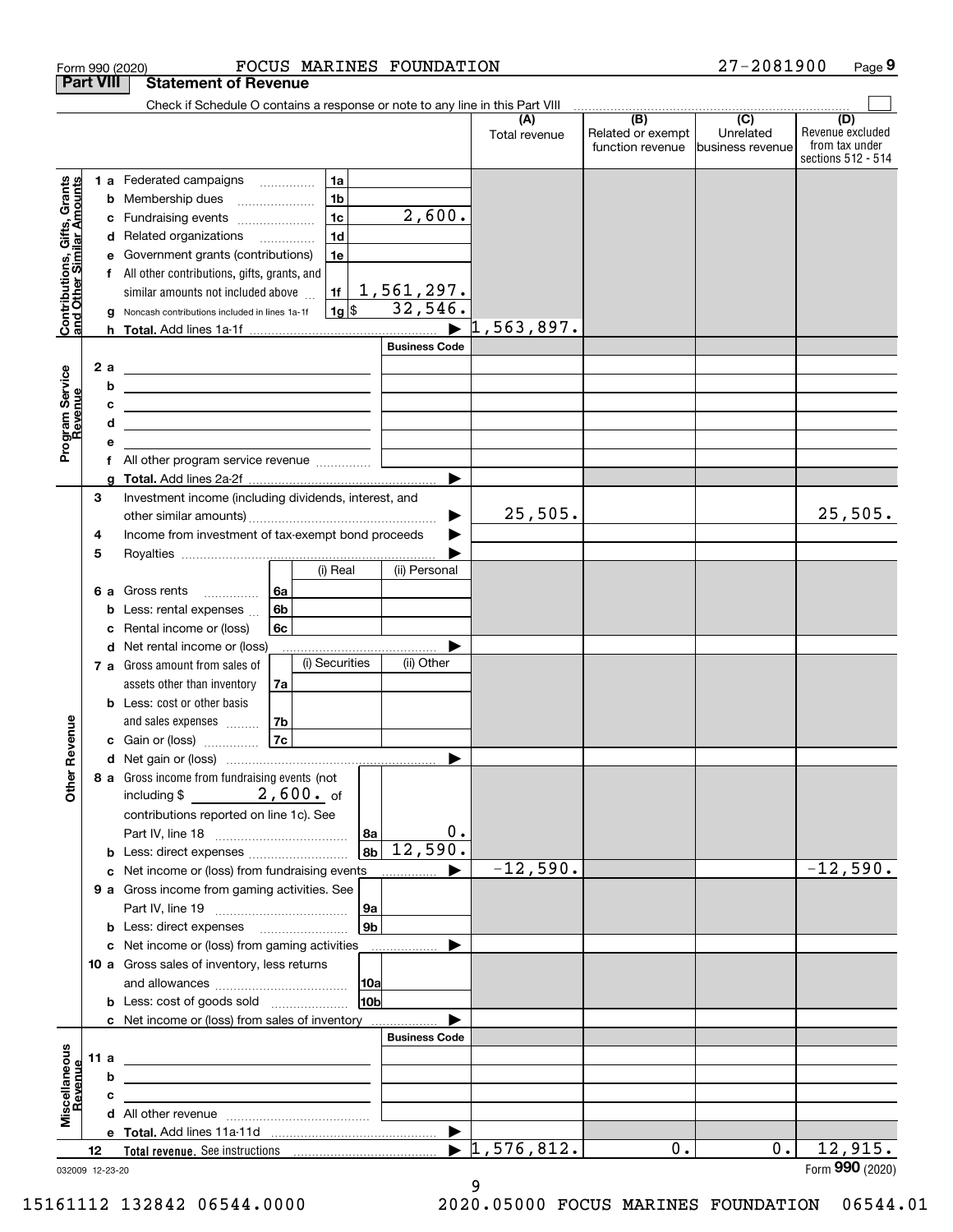Form 990 (2020) FOCUS MARINES FOUNDATION 27-2081900 Page 9

## Part VIII Statement of Revenue

Check if Schedule O contains a response or note to any line in this Part VIII

| | | | | (A) Total revenue | (B) Related or exempt function revenue | (C) Unrelated business revenue | (D) Revenue excluded from tax under sections 512 - 514 |
|---|---|---|---|---|---|---|---|
| Contributions, Gifts, Grants and Other Similar Amounts | 1 a Federated campaigns | 1a | | | | | |
| | b Membership dues | 1b | | | | | |
| | c Fundraising events | 1c | 2,600. | | | | |
| | d Related organizations | 1d | | | | | |
| | e Government grants (contributions) | 1e | | | | | |
| | f All other contributions, gifts, grants, and similar amounts not included above | 1f | 1,561,297. | | | | |
| | g Noncash contributions included in lines 1a-1f | 1g | $ 32,546. | | | | |
| | h Total. Add lines 1a-1f | | | 1,563,897. | | | |
| Program Service Revenue | | | Business Code | | | | |
| | 2 a | | | | | | |
| | b | | | | | | |
| | c | | | | | | |
| | d | | | | | | |
| | e | | | | | | |
| | f All other program service revenue | | | | | | |
| | g Total. Add lines 2a-2f | | | | | | |
| Other Revenue | 3 Investment income (including dividends, interest, and other similar amounts) | | | 25,505. | | | 25,505. |
| | 4 Income from investment of tax-exempt bond proceeds | | | | | | |
| | 5 Royalties | | | | | | |
| | | (i) Real | (ii) Personal | | | | |
| | 6 a Gross rents (6a) | | | | | | |
| | b Less: rental expenses (6b) | | | | | | |
| | c Rental income or (loss) (6c) | | | | | | |
| | d Net rental income or (loss) | | | | | | |
| | | (i) Securities | (ii) Other | | | | |
| | 7 a Gross amount from sales of assets other than inventory (7a) | | | | | | |
| | b Less: cost or other basis and sales expenses (7b) | | | | | | |
| | c Gain or (loss) (7c) | | | | | | |
| | d Net gain or (loss) | | | | | | |
| | 8 a Gross income from fundraising events (not including $ 2,600. of contributions reported on line 1c). See Part IV, line 18 | 8a | 0. | | | | |
| | b Less: direct expenses | 8b | 12,590. | | | | |
| | c Net income or (loss) from fundraising events | | | -12,590. | | | -12,590. |
| | 9 a Gross income from gaming activities. See Part IV, line 19 | 9a | | | | | |
| | b Less: direct expenses | 9b | | | | | |
| | c Net income or (loss) from gaming activities | | | | | | |
| | 10 a Gross sales of inventory, less returns and allowances | 10a | | | | | |
| | b Less: cost of goods sold | 10b | | | | | |
| | c Net income or (loss) from sales of inventory | | | | | | |
| Miscellaneous Revenue | | | Business Code | | | | |
| | 11 a | | | | | | |
| | b | | | | | | |
| | c | | | | | | |
| | d All other revenue | | | | | | |
| | e Total. Add lines 11a-11d | | | | | | |
| | 12 Total revenue. See instructions | | | 1,576,812. | 0. | 0. | 12,915. |

032009 12-23-20

Form 990 (2020)

15161112 132842 06544.0000 2020.05000 FOCUS MARINES FOUNDATION 06544.01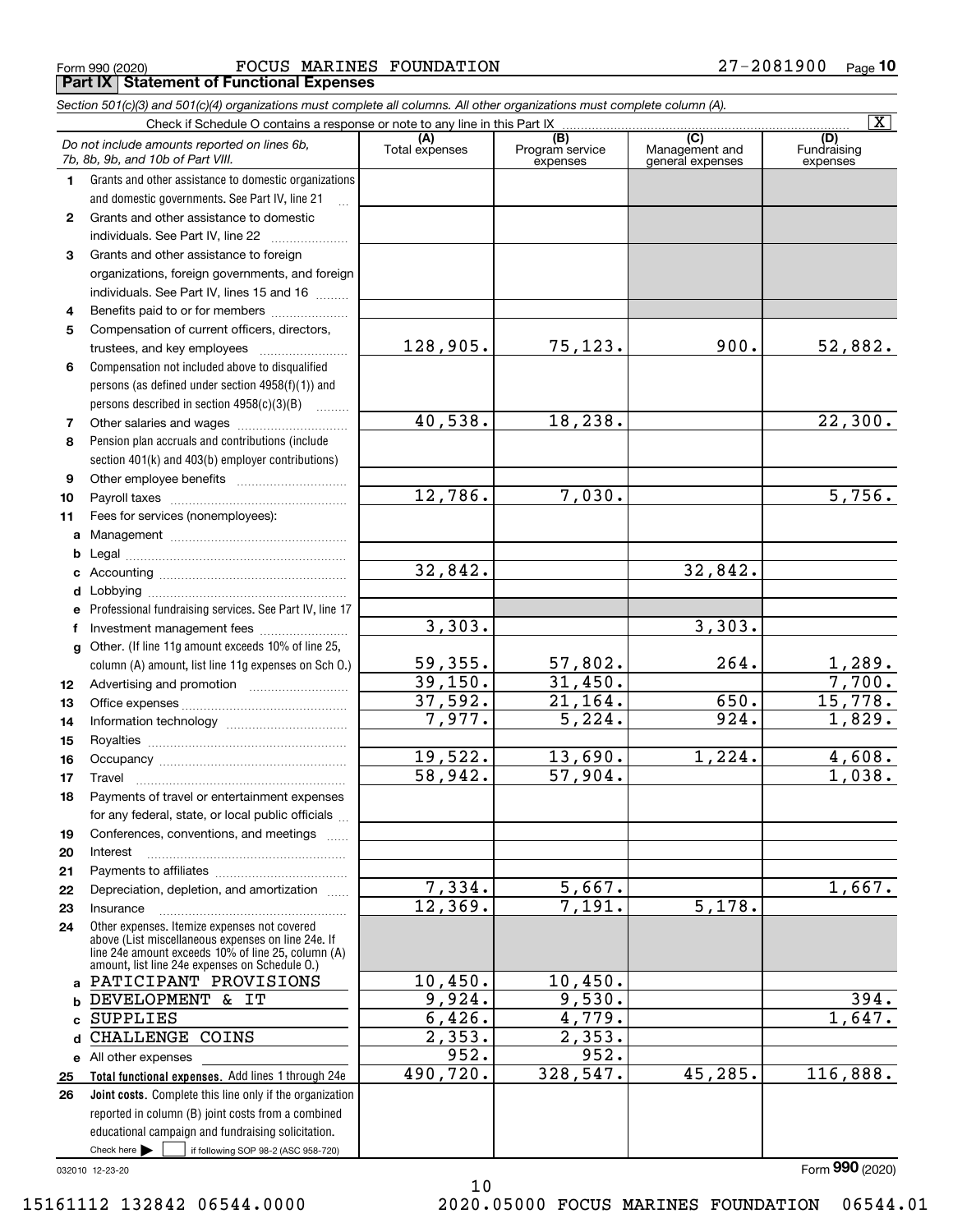Form 990 (2020) FOCUS MARINES FOUNDATION 27-2081900 Page 10

**Part IX Statement of Functional Expenses**

*Section 501(c)(3) and 501(c)(4) organizations must complete all columns. All other organizations must complete column (A).*

Check if Schedule O contains a response or note to any line in this Part IX [X]

| *Do not include amounts reported on lines 6b, 7b, 8b, 9b, and 10b of Part VIII.* | (A) Total expenses | (B) Program service expenses | (C) Management and general expenses | (D) Fundraising expenses |
|---|---|---|---|---|
| **1** Grants and other assistance to domestic organizations and domestic governments. See Part IV, line 21 | | | | |
| **2** Grants and other assistance to domestic individuals. See Part IV, line 22 | | | | |
| **3** Grants and other assistance to foreign organizations, foreign governments, and foreign individuals. See Part IV, lines 15 and 16 | | | | |
| **4** Benefits paid to or for members | | | | |
| **5** Compensation of current officers, directors, trustees, and key employees | 128,905. | 75,123. | 900. | 52,882. |
| **6** Compensation not included above to disqualified persons (as defined under section 4958(f)(1)) and persons described in section 4958(c)(3)(B) | | | | |
| **7** Other salaries and wages | 40,538. | 18,238. | | 22,300. |
| **8** Pension plan accruals and contributions (include section 401(k) and 403(b) employer contributions) | | | | |
| **9** Other employee benefits | | | | |
| **10** Payroll taxes | 12,786. | 7,030. | | 5,756. |
| **11** Fees for services (nonemployees): | | | | |
| **a** Management | | | | |
| **b** Legal | | | | |
| **c** Accounting | 32,842. | | 32,842. | |
| **d** Lobbying | | | | |
| **e** Professional fundraising services. See Part IV, line 17 | | | | |
| **f** Investment management fees | 3,303. | | 3,303. | |
| **g** Other. (If line 11g amount exceeds 10% of line 25, column (A) amount, list line 11g expenses on Sch O.) | 59,355. | 57,802. | 264. | 1,289. |
| **12** Advertising and promotion | 39,150. | 31,450. | | 7,700. |
| **13** Office expenses | 37,592. | 21,164. | 650. | 15,778. |
| **14** Information technology | 7,977. | 5,224. | 924. | 1,829. |
| **15** Royalties | | | | |
| **16** Occupancy | 19,522. | 13,690. | 1,224. | 4,608. |
| **17** Travel | 58,942. | 57,904. | | 1,038. |
| **18** Payments of travel or entertainment expenses for any federal, state, or local public officials | | | | |
| **19** Conferences, conventions, and meetings | | | | |
| **20** Interest | | | | |
| **21** Payments to affiliates | | | | |
| **22** Depreciation, depletion, and amortization | 7,334. | 5,667. | | 1,667. |
| **23** Insurance | 12,369. | 7,191. | 5,178. | |
| **24** Other expenses. Itemize expenses not covered above (List miscellaneous expenses on line 24e. If line 24e amount exceeds 10% of line 25, column (A) amount, list line 24e expenses on Schedule O.) | | | | |
| **a** PATICIPANT PROVISIONS | 10,450. | 10,450. | | |
| **b** DEVELOPMENT & IT | 9,924. | 9,530. | | 394. |
| **c** SUPPLIES | 6,426. | 4,779. | | 1,647. |
| **d** CHALLENGE COINS | 2,353. | 2,353. | | |
| **e** All other expenses | 952. | 952. | | |
| **25 Total functional expenses.** Add lines 1 through 24e | 490,720. | 328,547. | 45,285. | 116,888. |
| **26 Joint costs.** Complete this line only if the organization reported in column (B) joint costs from a combined educational campaign and fundraising solicitation. Check here [ ] if following SOP 98-2 (ASC 958-720) | | | | |

032010 12-23-20

Form **990** (2020)

15161112 132842 06544.0000 2020.05000 FOCUS MARINES FOUNDATION 06544.01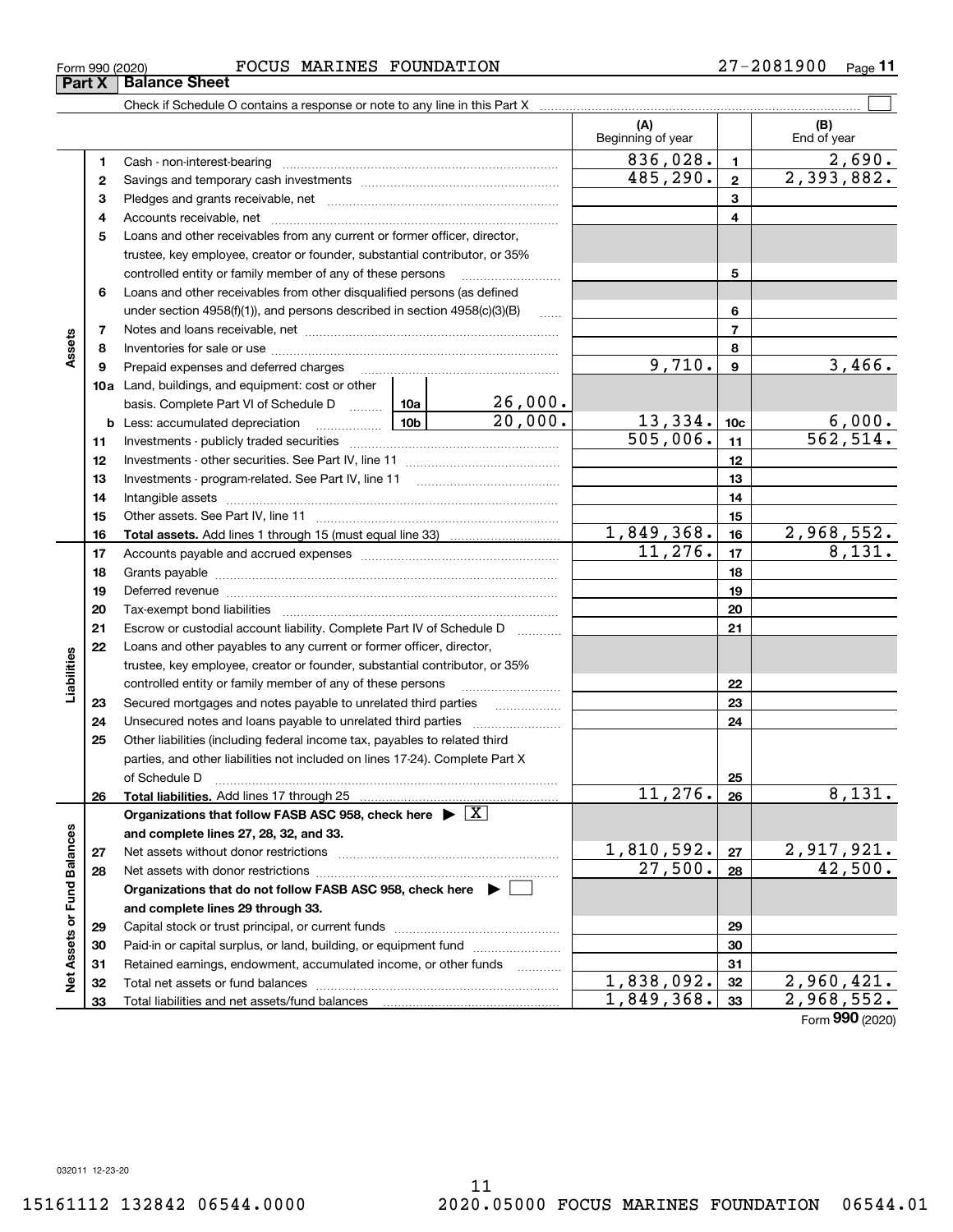Form 990 (2020) FOCUS MARINES FOUNDATION 27-2081900

## Part X Balance Sheet

Check if Schedule O contains a response or note to any line in this Part X

| | | | | (A) Beginning of year | | (B) End of year |
|---|---|---|---|---|---|---|
| Assets | 1 | Cash - non-interest-bearing | | 836,028. | 1 | 2,690. |
| | 2 | Savings and temporary cash investments | | 485,290. | 2 | 2,393,882. |
| | 3 | Pledges and grants receivable, net | | | 3 | |
| | 4 | Accounts receivable, net | | | 4 | |
| | 5 | Loans and other receivables from any current or former officer, director, trustee, key employee, creator or founder, substantial contributor, or 35% controlled entity or family member of any of these persons | | | 5 | |
| | 6 | Loans and other receivables from other disqualified persons (as defined under section 4958(f)(1)), and persons described in section 4958(c)(3)(B) | | | 6 | |
| | 7 | Notes and loans receivable, net | | | 7 | |
| | 8 | Inventories for sale or use | | | 8 | |
| | 9 | Prepaid expenses and deferred charges | | 9,710. | 9 | 3,466. |
| | 10a | Land, buildings, and equipment: cost or other basis. Complete Part VI of Schedule D | 10a 26,000. | | | |
| | b | Less: accumulated depreciation | 10b 20,000. | 13,334. | 10c | 6,000. |
| | 11 | Investments - publicly traded securities | | 505,006. | 11 | 562,514. |
| | 12 | Investments - other securities. See Part IV, line 11 | | | 12 | |
| | 13 | Investments - program-related. See Part IV, line 11 | | | 13 | |
| | 14 | Intangible assets | | | 14 | |
| | 15 | Other assets. See Part IV, line 11 | | | 15 | |
| | 16 | **Total assets.** Add lines 1 through 15 (must equal line 33) | | 1,849,368. | 16 | 2,968,552. |
| Liabilities | 17 | Accounts payable and accrued expenses | | 11,276. | 17 | 8,131. |
| | 18 | Grants payable | | | 18 | |
| | 19 | Deferred revenue | | | 19 | |
| | 20 | Tax-exempt bond liabilities | | | 20 | |
| | 21 | Escrow or custodial account liability. Complete Part IV of Schedule D | | | 21 | |
| | 22 | Loans and other payables to any current or former officer, director, trustee, key employee, creator or founder, substantial contributor, or 35% controlled entity or family member of any of these persons | | | 22 | |
| | 23 | Secured mortgages and notes payable to unrelated third parties | | | 23 | |
| | 24 | Unsecured notes and loans payable to unrelated third parties | | | 24 | |
| | 25 | Other liabilities (including federal income tax, payables to related third parties, and other liabilities not included on lines 17-24). Complete Part X of Schedule D | | | 25 | |
| | 26 | **Total liabilities.** Add lines 17 through 25 | | 11,276. | 26 | 8,131. |
| Net Assets or Fund Balances | | **Organizations that follow FASB ASC 958, check here ▶ [X] and complete lines 27, 28, 32, and 33.** | | | | |
| | 27 | Net assets without donor restrictions | | 1,810,592. | 27 | 2,917,921. |
| | 28 | Net assets with donor restrictions | | 27,500. | 28 | 42,500. |
| | | **Organizations that do not follow FASB ASC 958, check here ▶ [ ] and complete lines 29 through 33.** | | | | |
| | 29 | Capital stock or trust principal, or current funds | | | 29 | |
| | 30 | Paid-in or capital surplus, or land, building, or equipment fund | | | 30 | |
| | 31 | Retained earnings, endowment, accumulated income, or other funds | | | 31 | |
| | 32 | Total net assets or fund balances | | 1,838,092. | 32 | 2,960,421. |
| | 33 | Total liabilities and net assets/fund balances | | 1,849,368. | 33 | 2,968,552. |

Form **990** (2020)

032011 12-23-20

15161112 132842 06544.0000 2020.05000 FOCUS MARINES FOUNDATION 06544.01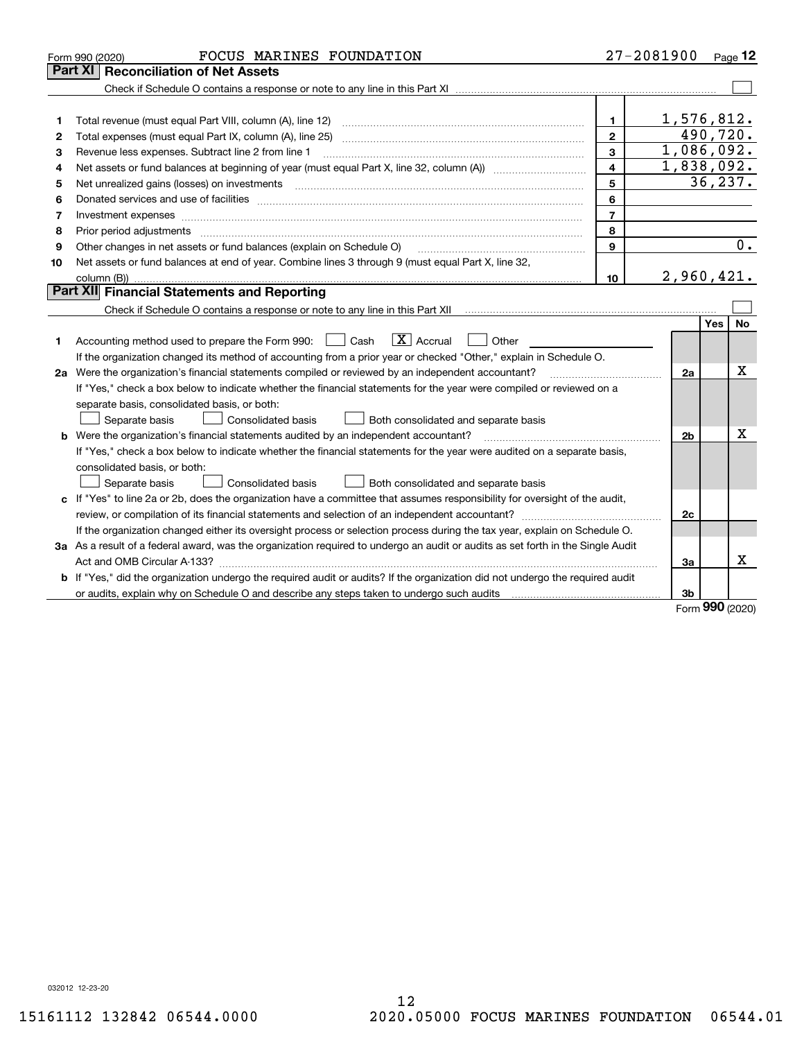Form 990 (2020) FOCUS MARINES FOUNDATION 27-2081900 Page 12

## Part XI Reconciliation of Net Assets

Check if Schedule O contains a response or note to any line in this Part XI ☐

| | | | |
|---|---|---|---|
| 1 | Total revenue (must equal Part VIII, column (A), line 12) | 1 | 1,576,812. |
| 2 | Total expenses (must equal Part IX, column (A), line 25) | 2 | 490,720. |
| 3 | Revenue less expenses. Subtract line 2 from line 1 | 3 | 1,086,092. |
| 4 | Net assets or fund balances at beginning of year (must equal Part X, line 32, column (A)) | 4 | 1,838,092. |
| 5 | Net unrealized gains (losses) on investments | 5 | 36,237. |
| 6 | Donated services and use of facilities | 6 | |
| 7 | Investment expenses | 7 | |
| 8 | Prior period adjustments | 8 | |
| 9 | Other changes in net assets or fund balances (explain on Schedule O) | 9 | 0. |
| 10 | Net assets or fund balances at end of year. Combine lines 3 through 9 (must equal Part X, line 32, column (B)) | 10 | 2,960,421. |

## Part XII Financial Statements and Reporting

Check if Schedule O contains a response or note to any line in this Part XII ☐

| | | | Yes | No |
|---|---|---|---|---|
| 1 | Accounting method used to prepare the Form 990: ☐ Cash ☒ Accrual ☐ Other<br>If the organization changed its method of accounting from a prior year or checked "Other," explain in Schedule O. | | | |
| 2a | Were the organization's financial statements compiled or reviewed by an independent accountant?<br>If "Yes," check a box below to indicate whether the financial statements for the year were compiled or reviewed on a separate basis, consolidated basis, or both:<br>☐ Separate basis ☐ Consolidated basis ☐ Both consolidated and separate basis | 2a | | X |
| b | Were the organization's financial statements audited by an independent accountant?<br>If "Yes," check a box below to indicate whether the financial statements for the year were audited on a separate basis, consolidated basis, or both:<br>☐ Separate basis ☐ Consolidated basis ☐ Both consolidated and separate basis | 2b | | X |
| c | If "Yes" to line 2a or 2b, does the organization have a committee that assumes responsibility for oversight of the audit, review, or compilation of its financial statements and selection of an independent accountant?<br>If the organization changed either its oversight process or selection process during the tax year, explain on Schedule O. | 2c | | |
| 3a | As a result of a federal award, was the organization required to undergo an audit or audits as set forth in the Single Audit Act and OMB Circular A-133? | 3a | | X |
| b | If "Yes," did the organization undergo the required audit or audits? If the organization did not undergo the required audit or audits, explain why on Schedule O and describe any steps taken to undergo such audits | 3b | | |

Form 990 (2020)

032012 12-23-20

15161112 132842 06544.0000 2020.05000 FOCUS MARINES FOUNDATION 06544.01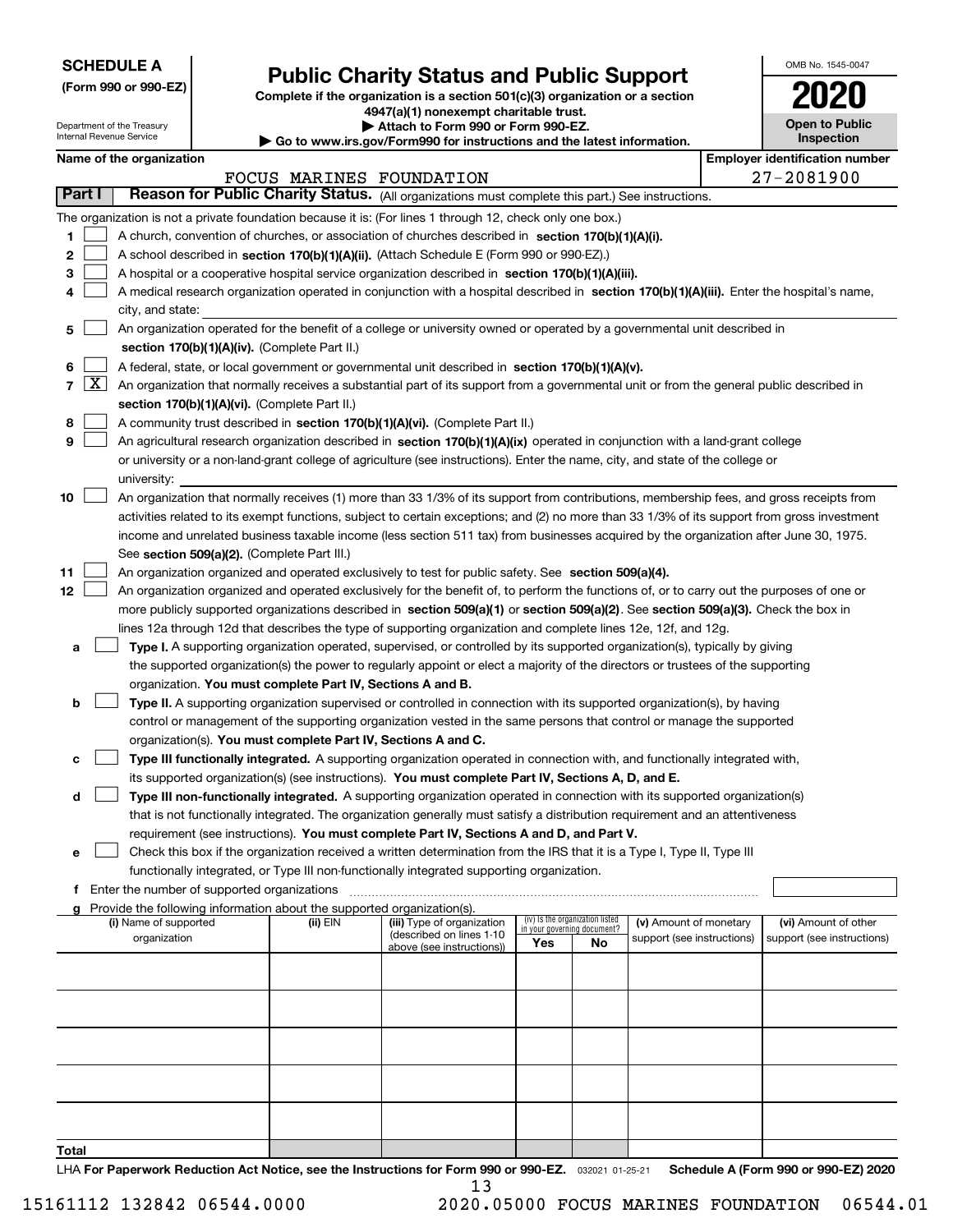**SCHEDULE A**
**(Form 990 or 990-EZ)**

Department of the Treasury
Internal Revenue Service

# Public Charity Status and Public Support

**Complete if the organization is a section 501(c)(3) organization or a section 4947(a)(1) nonexempt charitable trust.**
**▶ Attach to Form 990 or Form 990-EZ.**
**▶ Go to www.irs.gov/Form990 for instructions and the latest information.**

OMB No. 1545-0047
**2020**
**Open to Public Inspection**

**Name of the organization**: FOCUS MARINES FOUNDATION
**Employer identification number**: 27-2081900

## Part I — Reason for Public Charity Status. (All organizations must complete this part.) See instructions.

The organization is not a private foundation because it is: (For lines 1 through 12, check only one box.)

1. [ ] A church, convention of churches, or association of churches described in **section 170(b)(1)(A)(i).**
2. [ ] A school described in **section 170(b)(1)(A)(ii).** (Attach Schedule E (Form 990 or 990-EZ).)
3. [ ] A hospital or a cooperative hospital service organization described in **section 170(b)(1)(A)(iii).**
4. [ ] A medical research organization operated in conjunction with a hospital described in **section 170(b)(1)(A)(iii).** Enter the hospital's name, city, and state:
5. [ ] An organization operated for the benefit of a college or university owned or operated by a governmental unit described in **section 170(b)(1)(A)(iv).** (Complete Part II.)
6. [ ] A federal, state, or local government or governmental unit described in **section 170(b)(1)(A)(v).**
7. [X] An organization that normally receives a substantial part of its support from a governmental unit or from the general public described in **section 170(b)(1)(A)(vi).** (Complete Part II.)
8. [ ] A community trust described in **section 170(b)(1)(A)(vi).** (Complete Part II.)
9. [ ] An agricultural research organization described in **section 170(b)(1)(A)(ix)** operated in conjunction with a land-grant college or university or a non-land-grant college of agriculture (see instructions). Enter the name, city, and state of the college or university:
10. [ ] An organization that normally receives (1) more than 33 1/3% of its support from contributions, membership fees, and gross receipts from activities related to its exempt functions, subject to certain exceptions; and (2) no more than 33 1/3% of its support from gross investment income and unrelated business taxable income (less section 511 tax) from businesses acquired by the organization after June 30, 1975. See **section 509(a)(2).** (Complete Part III.)
11. [ ] An organization organized and operated exclusively to test for public safety. See **section 509(a)(4).**
12. [ ] An organization organized and operated exclusively for the benefit of, to perform the functions of, or to carry out the purposes of one or more publicly supported organizations described in **section 509(a)(1)** or **section 509(a)(2)**. See **section 509(a)(3).** Check the box in lines 12a through 12d that describes the type of supporting organization and complete lines 12e, 12f, and 12g.
   - **a** [ ] **Type I.** A supporting organization operated, supervised, or controlled by its supported organization(s), typically by giving the supported organization(s) the power to regularly appoint or elect a majority of the directors or trustees of the supporting organization. **You must complete Part IV, Sections A and B.**
   - **b** [ ] **Type II.** A supporting organization supervised or controlled in connection with its supported organization(s), by having control or management of the supporting organization vested in the same persons that control or manage the supported organization(s). **You must complete Part IV, Sections A and C.**
   - **c** [ ] **Type III functionally integrated.** A supporting organization operated in connection with, and functionally integrated with, its supported organization(s) (see instructions). **You must complete Part IV, Sections A, D, and E.**
   - **d** [ ] **Type III non-functionally integrated.** A supporting organization operated in connection with its supported organization(s) that is not functionally integrated. The organization generally must satisfy a distribution requirement and an attentiveness requirement (see instructions). **You must complete Part IV, Sections A and D, and Part V.**
   - **e** [ ] Check this box if the organization received a written determination from the IRS that it is a Type I, Type II, Type III functionally integrated, or Type III non-functionally integrated supporting organization.
   - **f** Enter the number of supported organizations
   - **g** Provide the following information about the supported organization(s).

| (i) Name of supported organization | (ii) EIN | (iii) Type of organization (described on lines 1-10 above (see instructions)) | (iv) Is the organization listed in your governing document? Yes | No | (v) Amount of monetary support (see instructions) | (vi) Amount of other support (see instructions) |
|---|---|---|---|---|---|---|
| | | | | | | |
| | | | | | | |
| | | | | | | |
| | | | | | | |
| | | | | | | |
| **Total** | | | | | | |

LHA **For Paperwork Reduction Act Notice, see the Instructions for Form 990 or 990-EZ.** 032021 01-25-21 **Schedule A (Form 990 or 990-EZ) 2020**

15161112 132842 06544.0000 2020.05000 FOCUS MARINES FOUNDATION 06544.01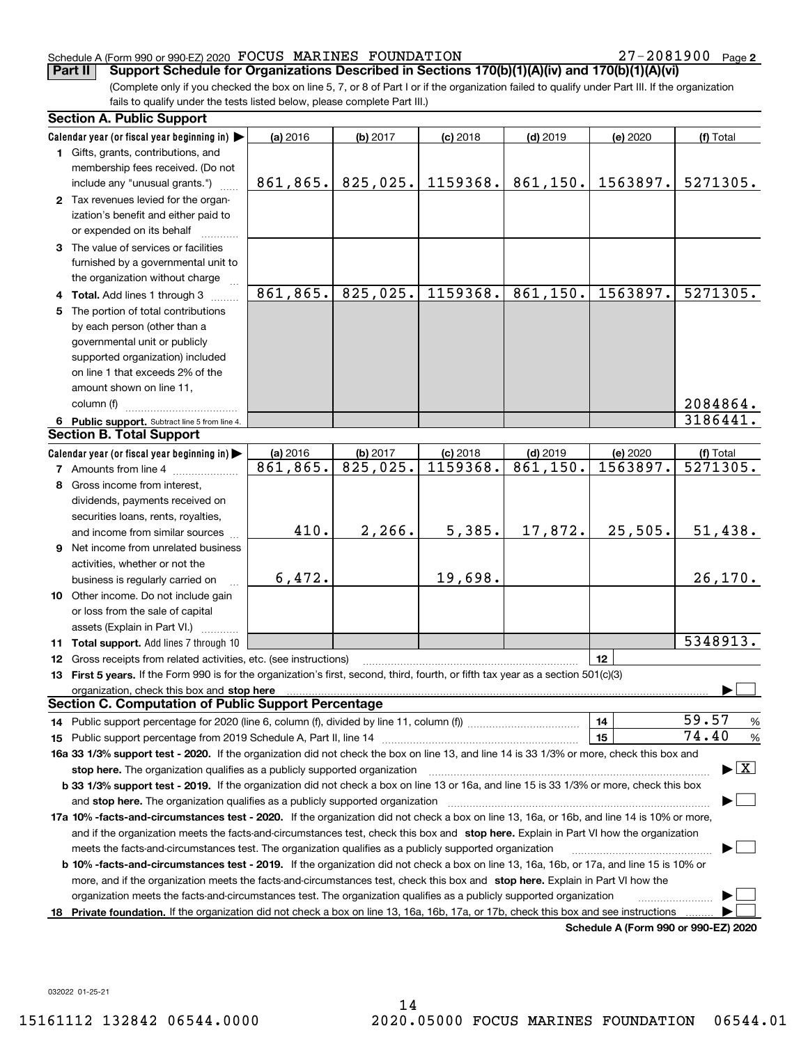Schedule A (Form 990 or 990-EZ) 2020 FOCUS MARINES FOUNDATION 27-2081900 Page 2

**Part II Support Schedule for Organizations Described in Sections 170(b)(1)(A)(iv) and 170(b)(1)(A)(vi)**

(Complete only if you checked the box on line 5, 7, or 8 of Part I or if the organization failed to qualify under Part III. If the organization fails to qualify under the tests listed below, please complete Part III.)

**Section A. Public Support**

| Calendar year (or fiscal year beginning in) ▶ | (a) 2016 | (b) 2017 | (c) 2018 | (d) 2019 | (e) 2020 | (f) Total |
|---|---|---|---|---|---|---|
| **1** Gifts, grants, contributions, and membership fees received. (Do not include any "unusual grants.") | 861,865. | 825,025. | 1159368. | 861,150. | 1563897. | 5271305. |
| **2** Tax revenues levied for the organization's benefit and either paid to or expended on its behalf | | | | | | |
| **3** The value of services or facilities furnished by a governmental unit to the organization without charge | | | | | | |
| **4 Total.** Add lines 1 through 3 | 861,865. | 825,025. | 1159368. | 861,150. | 1563897. | 5271305. |
| **5** The portion of total contributions by each person (other than a governmental unit or publicly supported organization) included on line 1 that exceeds 2% of the amount shown on line 11, column (f) | | | | | | 2084864. |
| **6 Public support.** Subtract line 5 from line 4. | | | | | | 3186441. |

**Section B. Total Support**

| Calendar year (or fiscal year beginning in) ▶ | (a) 2016 | (b) 2017 | (c) 2018 | (d) 2019 | (e) 2020 | (f) Total |
|---|---|---|---|---|---|---|
| **7** Amounts from line 4 | 861,865. | 825,025. | 1159368. | 861,150. | 1563897. | 5271305. |
| **8** Gross income from interest, dividends, payments received on securities loans, rents, royalties, and income from similar sources | 410. | 2,266. | 5,385. | 17,872. | 25,505. | 51,438. |
| **9** Net income from unrelated business activities, whether or not the business is regularly carried on | 6,472. | | 19,698. | | | 26,170. |
| **10** Other income. Do not include gain or loss from the sale of capital assets (Explain in Part VI.) | | | | | | |
| **11 Total support.** Add lines 7 through 10 | | | | | | 5348913. |

**12** Gross receipts from related activities, etc. (see instructions) | 12 |

**13 First 5 years.** If the Form 990 is for the organization's first, second, third, fourth, or fifth tax year as a section 501(c)(3) organization, check this box and **stop here** ▶ ☐

**Section C. Computation of Public Support Percentage**

**14** Public support percentage for 2020 (line 6, column (f), divided by line 11, column (f)) | 14 | 59.57 %

**15** Public support percentage from 2019 Schedule A, Part II, line 14 | 15 | 74.40 %

**16a 33 1/3% support test - 2020.** If the organization did not check the box on line 13, and line 14 is 33 1/3% or more, check this box and **stop here.** The organization qualifies as a publicly supported organization ▶ ☒

**b 33 1/3% support test - 2019.** If the organization did not check a box on line 13 or 16a, and line 15 is 33 1/3% or more, check this box and **stop here.** The organization qualifies as a publicly supported organization ▶ ☐

**17a 10% -facts-and-circumstances test - 2020.** If the organization did not check a box on line 13, 16a, or 16b, and line 14 is 10% or more, and if the organization meets the facts-and-circumstances test, check this box and **stop here.** Explain in Part VI how the organization meets the facts-and-circumstances test. The organization qualifies as a publicly supported organization ▶ ☐

**b 10% -facts-and-circumstances test - 2019.** If the organization did not check a box on line 13, 16a, 16b, or 17a, and line 15 is 10% or more, and if the organization meets the facts-and-circumstances test, check this box and **stop here.** Explain in Part VI how the organization meets the facts-and-circumstances test. The organization qualifies as a publicly supported organization ▶ ☐

**18 Private foundation.** If the organization did not check a box on line 13, 16a, 16b, 17a, or 17b, check this box and see instructions ▶ ☐

**Schedule A (Form 990 or 990-EZ) 2020**

032022 01-25-21

15161112 132842 06544.0000 2020.05000 FOCUS MARINES FOUNDATION 06544.01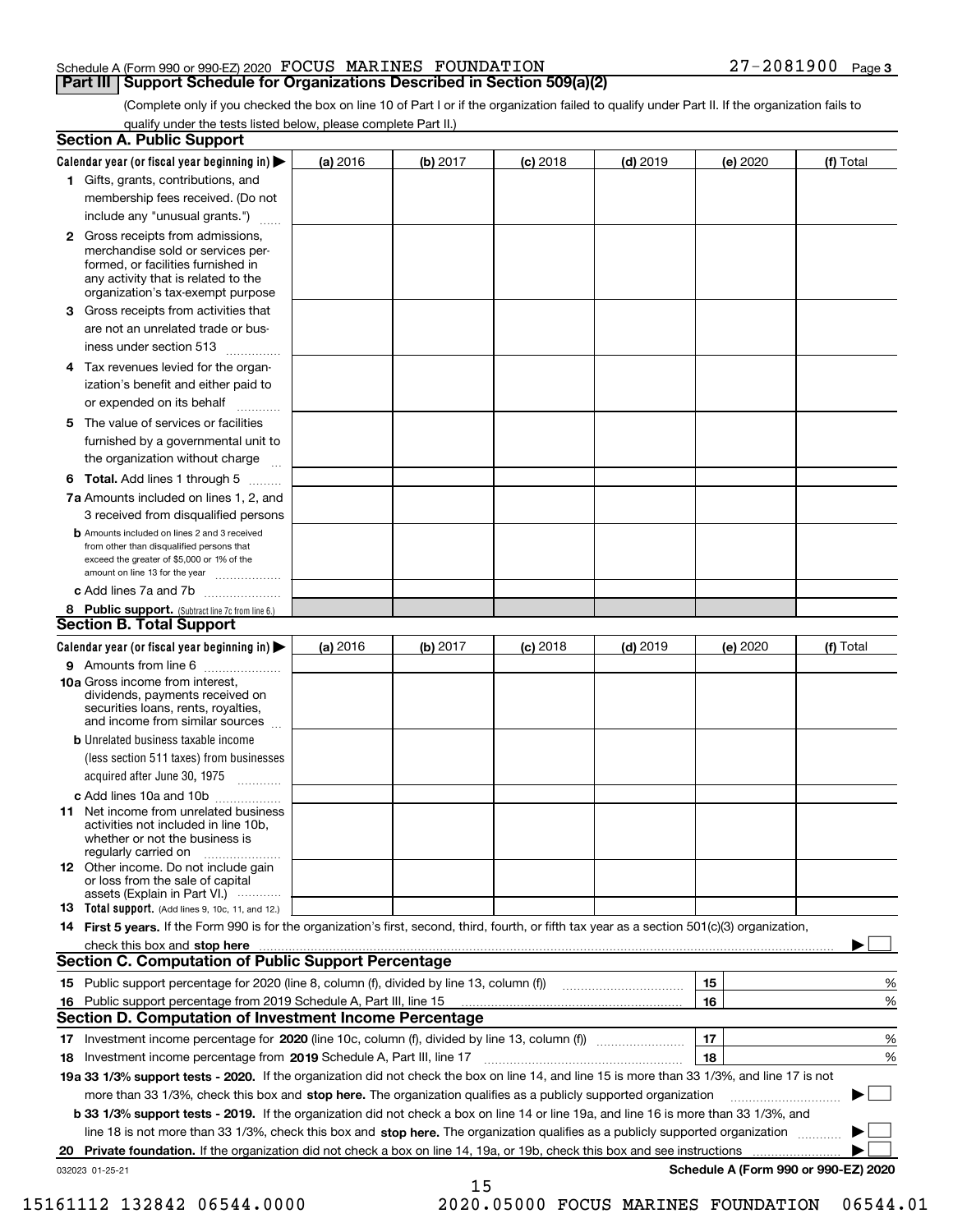Schedule A (Form 990 or 990-EZ) 2020 FOCUS MARINES FOUNDATION 27-2081900 Page 3

## Part III Support Schedule for Organizations Described in Section 509(a)(2)

(Complete only if you checked the box on line 10 of Part I or if the organization failed to qualify under Part II. If the organization fails to qualify under the tests listed below, please complete Part II.)

### Section A. Public Support

| Calendar year (or fiscal year beginning in) ▶ | (a) 2016 | (b) 2017 | (c) 2018 | (d) 2019 | (e) 2020 | (f) Total |
|---|---|---|---|---|---|---|
| 1 Gifts, grants, contributions, and membership fees received. (Do not include any "unusual grants.") | | | | | | |
| 2 Gross receipts from admissions, merchandise sold or services performed, or facilities furnished in any activity that is related to the organization's tax-exempt purpose | | | | | | |
| 3 Gross receipts from activities that are not an unrelated trade or business under section 513 | | | | | | |
| 4 Tax revenues levied for the organization's benefit and either paid to or expended on its behalf | | | | | | |
| 5 The value of services or facilities furnished by a governmental unit to the organization without charge | | | | | | |
| 6 Total. Add lines 1 through 5 | | | | | | |
| 7a Amounts included on lines 1, 2, and 3 received from disqualified persons | | | | | | |
| b Amounts included on lines 2 and 3 received from other than disqualified persons that exceed the greater of $5,000 or 1% of the amount on line 13 for the year | | | | | | |
| c Add lines 7a and 7b | | | | | | |
| 8 Public support. (Subtract line 7c from line 6.) | | | | | | |

### Section B. Total Support

| Calendar year (or fiscal year beginning in) ▶ | (a) 2016 | (b) 2017 | (c) 2018 | (d) 2019 | (e) 2020 | (f) Total |
|---|---|---|---|---|---|---|
| 9 Amounts from line 6 | | | | | | |
| 10a Gross income from interest, dividends, payments received on securities loans, rents, royalties, and income from similar sources | | | | | | |
| b Unrelated business taxable income (less section 511 taxes) from businesses acquired after June 30, 1975 | | | | | | |
| c Add lines 10a and 10b | | | | | | |
| 11 Net income from unrelated business activities not included in line 10b, whether or not the business is regularly carried on | | | | | | |
| 12 Other income. Do not include gain or loss from the sale of capital assets (Explain in Part VI.) | | | | | | |
| 13 Total support. (Add lines 9, 10c, 11, and 12.) | | | | | | |

14 First 5 years. If the Form 990 is for the organization's first, second, third, fourth, or fifth tax year as a section 501(c)(3) organization, check this box and stop here ▶ ☐

### Section C. Computation of Public Support Percentage

15 Public support percentage for 2020 (line 8, column (f), divided by line 13, column (f)) | 15 | %

16 Public support percentage from 2019 Schedule A, Part III, line 15 | 16 | %

### Section D. Computation of Investment Income Percentage

17 Investment income percentage for 2020 (line 10c, column (f), divided by line 13, column (f)) | 17 | %

18 Investment income percentage from 2019 Schedule A, Part III, line 17 | 18 | %

19a 33 1/3% support tests - 2020. If the organization did not check the box on line 14, and line 15 is more than 33 1/3%, and line 17 is not more than 33 1/3%, check this box and stop here. The organization qualifies as a publicly supported organization ▶ ☐

b 33 1/3% support tests - 2019. If the organization did not check a box on line 14 or line 19a, and line 16 is more than 33 1/3%, and line 18 is not more than 33 1/3%, check this box and stop here. The organization qualifies as a publicly supported organization ▶ ☐

20 Private foundation. If the organization did not check a box on line 14, 19a, or 19b, check this box and see instructions ▶ ☐

032023 01-25-21 Schedule A (Form 990 or 990-EZ) 2020

15161112 132842 06544.0000 2020.05000 FOCUS MARINES FOUNDATION 06544.01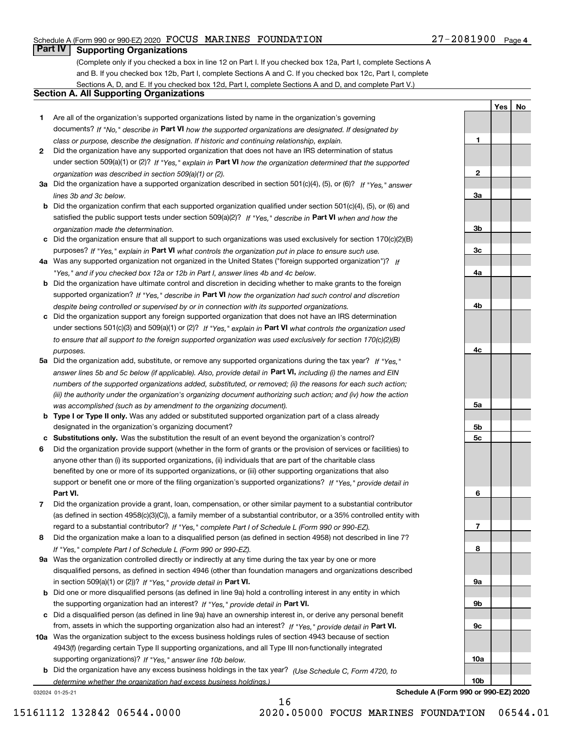Schedule A (Form 990 or 990-EZ) 2020 FOCUS MARINES FOUNDATION 27-2081900 Page 4

## Part IV Supporting Organizations

(Complete only if you checked a box in line 12 on Part I. If you checked box 12a, Part I, complete Sections A and B. If you checked box 12b, Part I, complete Sections A and C. If you checked box 12c, Part I, complete Sections A, D, and E. If you checked box 12d, Part I, complete Sections A and D, and complete Part V.)

### Section A. All Supporting Organizations

| | | | Yes | No |
|---|---|---|---|---|
| 1 | Are all of the organization's supported organizations listed by name in the organization's governing documents? *If "No," describe in* **Part VI** *how the supported organizations are designated. If designated by class or purpose, describe the designation. If historic and continuing relationship, explain.* | 1 | | |
| 2 | Did the organization have any supported organization that does not have an IRS determination of status under section 509(a)(1) or (2)? *If "Yes," explain in* **Part VI** *how the organization determined that the supported organization was described in section 509(a)(1) or (2).* | 2 | | |
| 3a | Did the organization have a supported organization described in section 501(c)(4), (5), or (6)? *If "Yes," answer lines 3b and 3c below.* | 3a | | |
| b | Did the organization confirm that each supported organization qualified under section 501(c)(4), (5), or (6) and satisfied the public support tests under section 509(a)(2)? *If "Yes," describe in* **Part VI** *when and how the organization made the determination.* | 3b | | |
| c | Did the organization ensure that all support to such organizations was used exclusively for section 170(c)(2)(B) purposes? *If "Yes," explain in* **Part VI** *what controls the organization put in place to ensure such use.* | 3c | | |
| 4a | Was any supported organization not organized in the United States ("foreign supported organization")? *If "Yes," and if you checked box 12a or 12b in Part I, answer lines 4b and 4c below.* | 4a | | |
| b | Did the organization have ultimate control and discretion in deciding whether to make grants to the foreign supported organization? *If "Yes," describe in* **Part VI** *how the organization had such control and discretion despite being controlled or supervised by or in connection with its supported organizations.* | 4b | | |
| c | Did the organization support any foreign supported organization that does not have an IRS determination under sections 501(c)(3) and 509(a)(1) or (2)? *If "Yes," explain in* **Part VI** *what controls the organization used to ensure that all support to the foreign supported organization was used exclusively for section 170(c)(2)(B) purposes.* | 4c | | |
| 5a | Did the organization add, substitute, or remove any supported organizations during the tax year? *If "Yes," answer lines 5b and 5c below (if applicable). Also, provide detail in* **Part VI,** *including (i) the names and EIN numbers of the supported organizations added, substituted, or removed; (ii) the reasons for each such action; (iii) the authority under the organization's organizing document authorizing such action; and (iv) how the action was accomplished (such as by amendment to the organizing document).* | 5a | | |
| b | **Type I or Type II only.** Was any added or substituted supported organization part of a class already designated in the organization's organizing document? | 5b | | |
| c | **Substitutions only.** Was the substitution the result of an event beyond the organization's control? | 5c | | |
| 6 | Did the organization provide support (whether in the form of grants or the provision of services or facilities) to anyone other than (i) its supported organizations, (ii) individuals that are part of the charitable class benefited by one or more of its supported organizations, or (iii) other supporting organizations that also support or benefit one or more of the filing organization's supported organizations? *If "Yes," provide detail in* **Part VI.** | 6 | | |
| 7 | Did the organization provide a grant, loan, compensation, or other similar payment to a substantial contributor (as defined in section 4958(c)(3)(C)), a family member of a substantial contributor, or a 35% controlled entity with regard to a substantial contributor? *If "Yes," complete Part I of Schedule L (Form 990 or 990-EZ).* | 7 | | |
| 8 | Did the organization make a loan to a disqualified person (as defined in section 4958) not described in line 7? *If "Yes," complete Part I of Schedule L (Form 990 or 990-EZ).* | 8 | | |
| 9a | Was the organization controlled directly or indirectly at any time during the tax year by one or more disqualified persons, as defined in section 4946 (other than foundation managers and organizations described in section 509(a)(1) or (2))? *If "Yes," provide detail in* **Part VI.** | 9a | | |
| b | Did one or more disqualified persons (as defined in line 9a) hold a controlling interest in any entity in which the supporting organization had an interest? *If "Yes," provide detail in* **Part VI.** | 9b | | |
| c | Did a disqualified person (as defined in line 9a) have an ownership interest in, or derive any personal benefit from, assets in which the supporting organization also had an interest? *If "Yes," provide detail in* **Part VI.** | 9c | | |
| 10a | Was the organization subject to the excess business holdings rules of section 4943 because of section 4943(f) (regarding certain Type II supporting organizations, and all Type III non-functionally integrated supporting organizations)? *If "Yes," answer line 10b below.* | 10a | | |
| b | Did the organization have any excess business holdings in the tax year? *(Use Schedule C, Form 4720, to determine whether the organization had excess business holdings.)* | 10b | | |

032024 01-25-21

**Schedule A (Form 990 or 990-EZ) 2020**

15161112 132842 06544.0000 2020.05000 FOCUS MARINES FOUNDATION 06544.01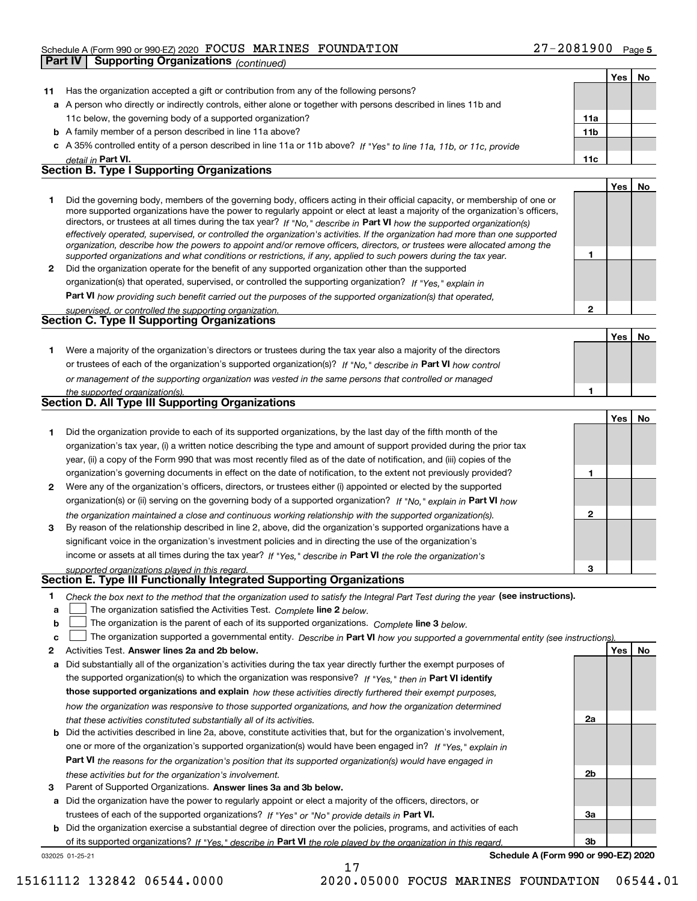Schedule A (Form 990 or 990-EZ) 2020 FOCUS MARINES FOUNDATION 27-2081900 Page 5

**Part IV | Supporting Organizations** *(continued)*

| | | | Yes | No |
|---|---|---|---|---|
| **11** | Has the organization accepted a gift or contribution from any of the following persons? | | | |
| **a** | A person who directly or indirectly controls, either alone or together with persons described in lines 11b and 11c below, the governing body of a supported organization? | **11a** | | |
| **b** | A family member of a person described in line 11a above? | **11b** | | |
| **c** | A 35% controlled entity of a person described in line 11a or 11b above? *If "Yes" to line 11a, 11b, or 11c, provide detail in* **Part VI.** | **11c** | | |

## Section B. Type I Supporting Organizations

| | | | Yes | No |
|---|---|---|---|---|
| **1** | Did the governing body, members of the governing body, officers acting in their official capacity, or membership of one or more supported organizations have the power to regularly appoint or elect at least a majority of the organization's officers, directors, or trustees at all times during the tax year? *If "No," describe in* **Part VI** *how the supported organization(s) effectively operated, supervised, or controlled the organization's activities. If the organization had more than one supported organization, describe how the powers to appoint and/or remove officers, directors, or trustees were allocated among the supported organizations and what conditions or restrictions, if any, applied to such powers during the tax year.* | **1** | | |
| **2** | Did the organization operate for the benefit of any supported organization other than the supported organization(s) that operated, supervised, or controlled the supporting organization? *If "Yes," explain in* **Part VI** *how providing such benefit carried out the purposes of the supported organization(s) that operated, supervised, or controlled the supporting organization.* | **2** | | |

## Section C. Type II Supporting Organizations

| | | | Yes | No |
|---|---|---|---|---|
| **1** | Were a majority of the organization's directors or trustees during the tax year also a majority of the directors or trustees of each of the organization's supported organization(s)? *If "No," describe in* **Part VI** *how control or management of the supporting organization was vested in the same persons that controlled or managed the supported organization(s).* | **1** | | |

## Section D. All Type III Supporting Organizations

| | | | Yes | No |
|---|---|---|---|---|
| **1** | Did the organization provide to each of its supported organizations, by the last day of the fifth month of the organization's tax year, (i) a written notice describing the type and amount of support provided during the prior tax year, (ii) a copy of the Form 990 that was most recently filed as of the date of notification, and (iii) copies of the organization's governing documents in effect on the date of notification, to the extent not previously provided? | **1** | | |
| **2** | Were any of the organization's officers, directors, or trustees either (i) appointed or elected by the supported organization(s) or (ii) serving on the governing body of a supported organization? *If "No," explain in* **Part VI** *how the organization maintained a close and continuous working relationship with the supported organization(s).* | **2** | | |
| **3** | By reason of the relationship described in line 2, above, did the organization's supported organizations have a significant voice in the organization's investment policies and in directing the use of the organization's income or assets at all times during the tax year? *If "Yes," describe in* **Part VI** *the role the organization's supported organizations played in this regard.* | **3** | | |

## Section E. Type III Functionally Integrated Supporting Organizations

**1** *Check the box next to the method that the organization used to satisfy the Integral Part Test during the year* **(see instructions).**

**a** ☐ The organization satisfied the Activities Test. *Complete* **line 2** *below.*

**b** ☐ The organization is the parent of each of its supported organizations. *Complete* **line 3** *below.*

**c** ☐ The organization supported a governmental entity. *Describe in* **Part VI** *how you supported a governmental entity (see instructions).*

| | | | Yes | No |
|---|---|---|---|---|
| **2** | Activities Test. **Answer lines 2a and 2b below.** | | | |
| **a** | Did substantially all of the organization's activities during the tax year directly further the exempt purposes of the supported organization(s) to which the organization was responsive? *If "Yes," then in* **Part VI identify those supported organizations and explain** *how these activities directly furthered their exempt purposes, how the organization was responsive to those supported organizations, and how the organization determined that these activities constituted substantially all of its activities.* | **2a** | | |
| **b** | Did the activities described in line 2a, above, constitute activities that, but for the organization's involvement, one or more of the organization's supported organization(s) would have been engaged in? *If "Yes," explain in* **Part VI** *the reasons for the organization's position that its supported organization(s) would have engaged in these activities but for the organization's involvement.* | **2b** | | |
| **3** | Parent of Supported Organizations. **Answer lines 3a and 3b below.** | | | |
| **a** | Did the organization have the power to regularly appoint or elect a majority of the officers, directors, or trustees of each of the supported organizations? *If "Yes" or "No" provide details in* **Part VI.** | **3a** | | |
| **b** | Did the organization exercise a substantial degree of direction over the policies, programs, and activities of each of its supported organizations? *If "Yes," describe in* **Part VI** *the role played by the organization in this regard.* | **3b** | | |

032025 01-25-21 **Schedule A (Form 990 or 990-EZ) 2020**

15161112 132842 06544.0000 2020.05000 FOCUS MARINES FOUNDATION 06544.01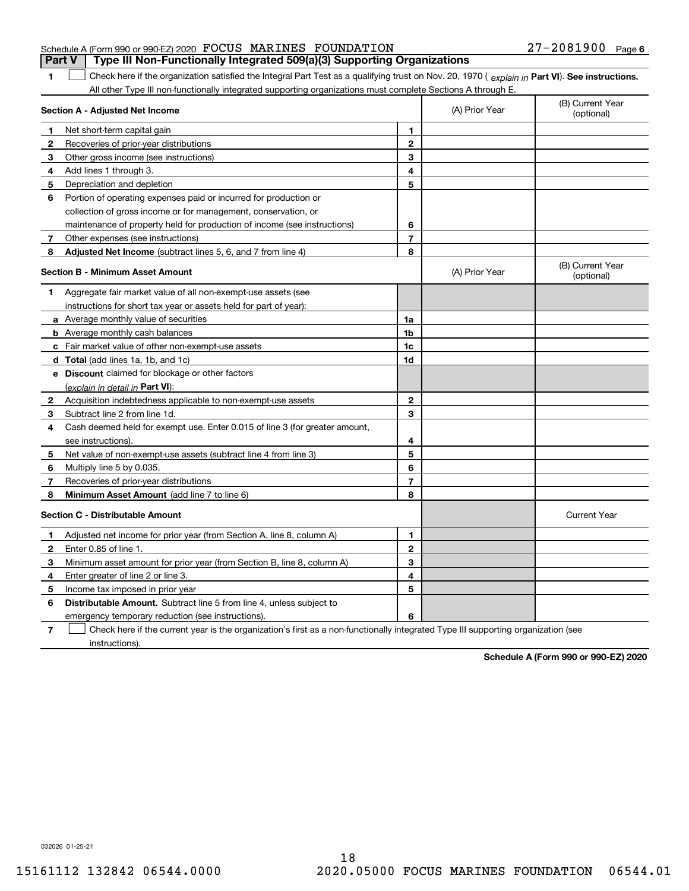Schedule A (Form 990 or 990-EZ) 2020 FOCUS MARINES FOUNDATION 27-2081900 Page 6

**Part V | Type III Non-Functionally Integrated 509(a)(3) Supporting Organizations**

**1** ☐ Check here if the organization satisfied the Integral Part Test as a qualifying trust on Nov. 20, 1970 ( *explain in* **Part VI**). **See instructions.** All other Type III non-functionally integrated supporting organizations must complete Sections A through E.

| **Section A - Adjusted Net Income** | | (A) Prior Year | (B) Current Year (optional) |
|---|---|---|---|
| **1** Net short-term capital gain | **1** | | |
| **2** Recoveries of prior-year distributions | **2** | | |
| **3** Other gross income (see instructions) | **3** | | |
| **4** Add lines 1 through 3. | **4** | | |
| **5** Depreciation and depletion | **5** | | |
| **6** Portion of operating expenses paid or incurred for production or collection of gross income or for management, conservation, or maintenance of property held for production of income (see instructions) | **6** | | |
| **7** Other expenses (see instructions) | **7** | | |
| **8** **Adjusted Net Income** (subtract lines 5, 6, and 7 from line 4) | **8** | | |

| **Section B - Minimum Asset Amount** | | (A) Prior Year | (B) Current Year (optional) |
|---|---|---|---|
| **1** Aggregate fair market value of all non-exempt-use assets (see instructions for short tax year or assets held for part of year): | | | |
| **a** Average monthly value of securities | **1a** | | |
| **b** Average monthly cash balances | **1b** | | |
| **c** Fair market value of other non-exempt-use assets | **1c** | | |
| **d** **Total** (add lines 1a, 1b, and 1c) | **1d** | | |
| **e** **Discount** claimed for blockage or other factors (*explain in detail in* **Part VI**): | | | |
| **2** Acquisition indebtedness applicable to non-exempt-use assets | **2** | | |
| **3** Subtract line 2 from line 1d. | **3** | | |
| **4** Cash deemed held for exempt use. Enter 0.015 of line 3 (for greater amount, see instructions). | **4** | | |
| **5** Net value of non-exempt-use assets (subtract line 4 from line 3) | **5** | | |
| **6** Multiply line 5 by 0.035. | **6** | | |
| **7** Recoveries of prior-year distributions | **7** | | |
| **8** **Minimum Asset Amount** (add line 7 to line 6) | **8** | | |

| **Section C - Distributable Amount** | | | Current Year |
|---|---|---|---|
| **1** Adjusted net income for prior year (from Section A, line 8, column A) | **1** | | |
| **2** Enter 0.85 of line 1. | **2** | | |
| **3** Minimum asset amount for prior year (from Section B, line 8, column A) | **3** | | |
| **4** Enter greater of line 2 or line 3. | **4** | | |
| **5** Income tax imposed in prior year | **5** | | |
| **6** **Distributable Amount.** Subtract line 5 from line 4, unless subject to emergency temporary reduction (see instructions). | **6** | | |

**7** ☐ Check here if the current year is the organization's first as a non-functionally integrated Type III supporting organization (see instructions).

**Schedule A (Form 990 or 990-EZ) 2020**

032026 01-25-21

15161112 132842 06544.0000 2020.05000 FOCUS MARINES FOUNDATION 06544.01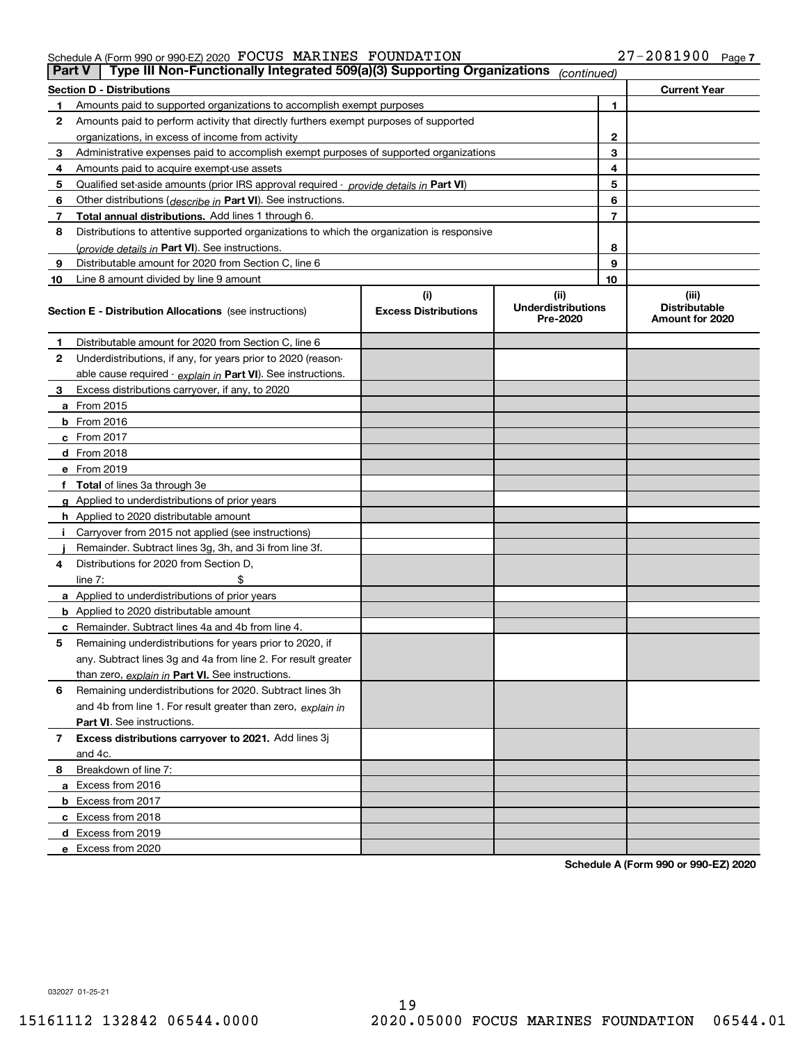Schedule A (Form 990 or 990-EZ) 2020 FOCUS MARINES FOUNDATION 27-2081900 Page 7

## Part V | Type III Non-Functionally Integrated 509(a)(3) Supporting Organizations *(continued)*

| Section D - Distributions | | | Current Year |
|---|---|---|---|
| 1 | Amounts paid to supported organizations to accomplish exempt purposes | 1 | |
| 2 | Amounts paid to perform activity that directly furthers exempt purposes of supported organizations, in excess of income from activity | 2 | |
| 3 | Administrative expenses paid to accomplish exempt purposes of supported organizations | 3 | |
| 4 | Amounts paid to acquire exempt-use assets | 4 | |
| 5 | Qualified set-aside amounts (prior IRS approval required - *provide details in* **Part VI**) | 5 | |
| 6 | Other distributions (*describe in* **Part VI**). See instructions. | 6 | |
| 7 | **Total annual distributions.** Add lines 1 through 6. | 7 | |
| 8 | Distributions to attentive supported organizations to which the organization is responsive (*provide details in* **Part VI**). See instructions. | 8 | |
| 9 | Distributable amount for 2020 from Section C, line 6 | 9 | |
| 10 | Line 8 amount divided by line 9 amount | 10 | |

| **Section E - Distribution Allocations** (see instructions) | (i) Excess Distributions | (ii) Underdistributions Pre-2020 | (iii) Distributable Amount for 2020 |
|---|---|---|---|
| **1** Distributable amount for 2020 from Section C, line 6 | | | |
| **2** Underdistributions, if any, for years prior to 2020 (reasonable cause required - *explain in* **Part VI**). See instructions. | | | |
| **3** Excess distributions carryover, if any, to 2020 | | | |
| **a** From 2015 | | | |
| **b** From 2016 | | | |
| **c** From 2017 | | | |
| **d** From 2018 | | | |
| **e** From 2019 | | | |
| **f Total** of lines 3a through 3e | | | |
| **g** Applied to underdistributions of prior years | | | |
| **h** Applied to 2020 distributable amount | | | |
| **i** Carryover from 2015 not applied (see instructions) | | | |
| **j** Remainder. Subtract lines 3g, 3h, and 3i from line 3f. | | | |
| **4** Distributions for 2020 from Section D, line 7: $ | | | |
| **a** Applied to underdistributions of prior years | | | |
| **b** Applied to 2020 distributable amount | | | |
| **c** Remainder. Subtract lines 4a and 4b from line 4. | | | |
| **5** Remaining underdistributions for years prior to 2020, if any. Subtract lines 3g and 4a from line 2. For result greater than zero, *explain in* **Part VI.** See instructions. | | | |
| **6** Remaining underdistributions for 2020. Subtract lines 3h and 4b from line 1. For result greater than zero, *explain in* **Part VI**. See instructions. | | | |
| **7 Excess distributions carryover to 2021.** Add lines 3j and 4c. | | | |
| **8** Breakdown of line 7: | | | |
| **a** Excess from 2016 | | | |
| **b** Excess from 2017 | | | |
| **c** Excess from 2018 | | | |
| **d** Excess from 2019 | | | |
| **e** Excess from 2020 | | | |

**Schedule A (Form 990 or 990-EZ) 2020**

032027 01-25-21

15161112 132842 06544.0000 2020.05000 FOCUS MARINES FOUNDATION 06544.01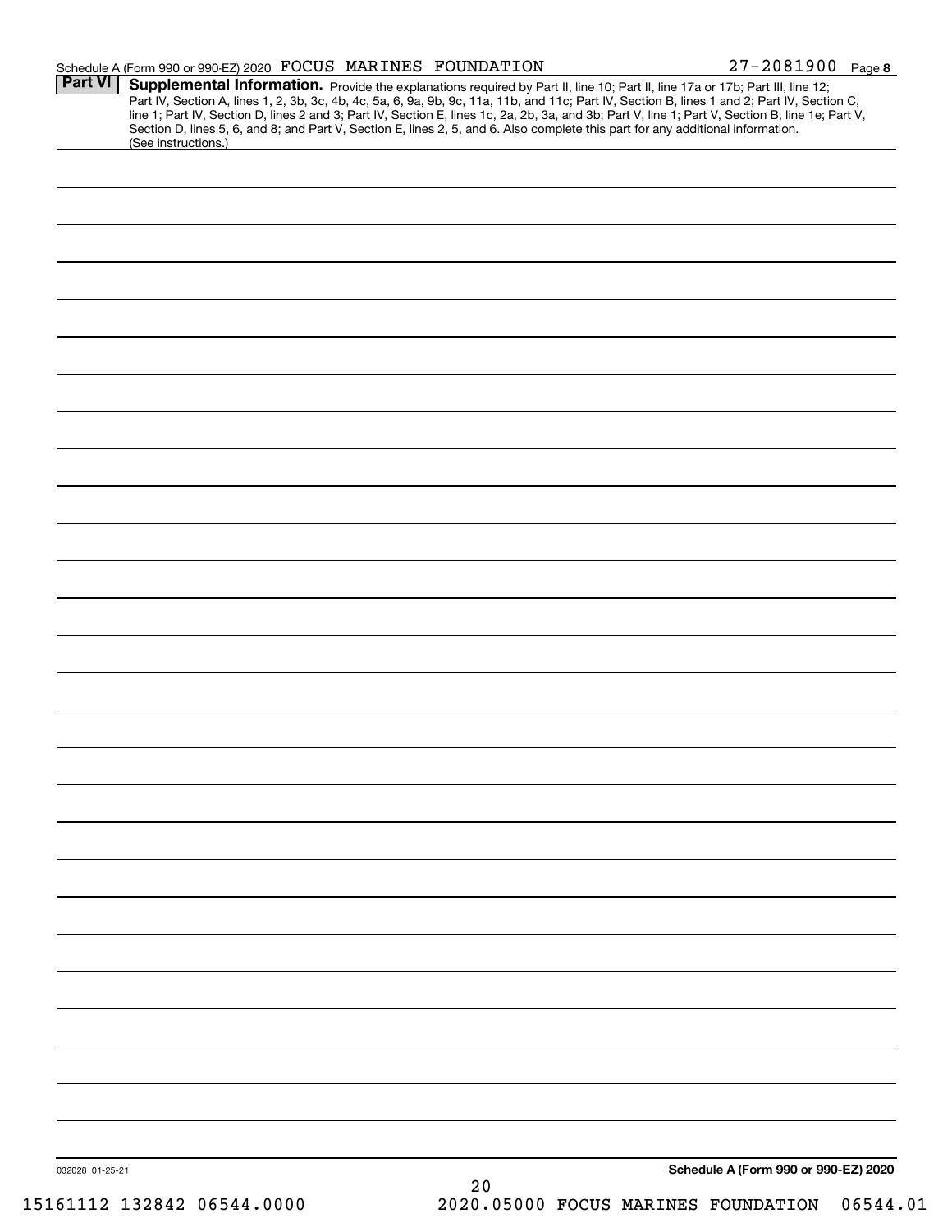Schedule A (Form 990 or 990-EZ) 2020 FOCUS MARINES FOUNDATION 27-2081900 Page **8**

**Part VI** **Supplemental Information.** Provide the explanations required by Part II, line 10; Part II, line 17a or 17b; Part III, line 12; Part IV, Section A, lines 1, 2, 3b, 3c, 4b, 4c, 5a, 6, 9a, 9b, 9c, 11a, 11b, and 11c; Part IV, Section B, lines 1 and 2; Part IV, Section C, line 1; Part IV, Section D, lines 2 and 3; Part IV, Section E, lines 1c, 2a, 2b, 3a, and 3b; Part V, line 1; Part V, Section B, line 1e; Part V, Section D, lines 5, 6, and 8; and Part V, Section E, lines 2, 5, and 6. Also complete this part for any additional information. (See instructions.)

032028 01-25-21

**Schedule A (Form 990 or 990-EZ) 2020**

15161112 132842 06544.0000 2020.05000 FOCUS MARINES FOUNDATION 06544.01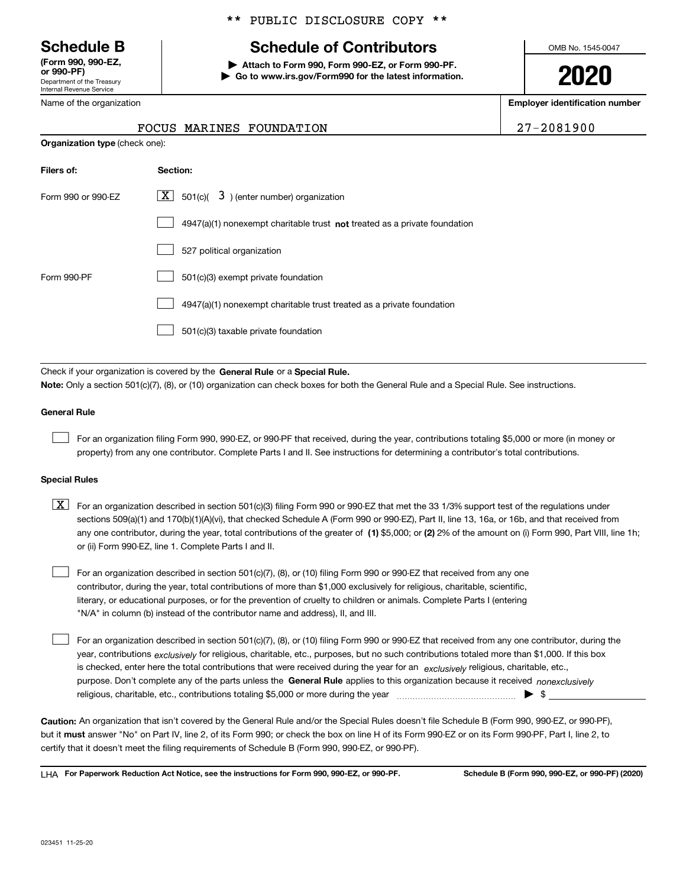** PUBLIC DISCLOSURE COPY **

# Schedule B

**(Form 990, 990-EZ, or 990-PF)**

Department of the Treasury
Internal Revenue Service

## Schedule of Contributors

▶ **Attach to Form 990, Form 990-EZ, or Form 990-PF.**
▶ **Go to www.irs.gov/Form990 for the latest information.**

OMB No. 1545-0047

**2020**

Name of the organization: FOCUS MARINES FOUNDATION

**Employer identification number:** 27-2081900

**Organization type** (check one):

| **Filers of:** | **Section:** |
|---|---|
| Form 990 or 990-EZ | [X] 501(c)( 3 ) (enter number) organization |
| | [ ] 4947(a)(1) nonexempt charitable trust **not** treated as a private foundation |
| | [ ] 527 political organization |
| Form 990-PF | [ ] 501(c)(3) exempt private foundation |
| | [ ] 4947(a)(1) nonexempt charitable trust treated as a private foundation |
| | [ ] 501(c)(3) taxable private foundation |

Check if your organization is covered by the **General Rule** or a **Special Rule.**

**Note:** Only a section 501(c)(7), (8), or (10) organization can check boxes for both the General Rule and a Special Rule. See instructions.

### General Rule

[ ] For an organization filing Form 990, 990-EZ, or 990-PF that received, during the year, contributions totaling $5,000 or more (in money or property) from any one contributor. Complete Parts I and II. See instructions for determining a contributor's total contributions.

### Special Rules

[X] For an organization described in section 501(c)(3) filing Form 990 or 990-EZ that met the 33 1/3% support test of the regulations under sections 509(a)(1) and 170(b)(1)(A)(vi), that checked Schedule A (Form 990 or 990-EZ), Part II, line 13, 16a, or 16b, and that received from any one contributor, during the year, total contributions of the greater of **(1)** $5,000; or **(2)** 2% of the amount on (i) Form 990, Part VIII, line 1h; or (ii) Form 990-EZ, line 1. Complete Parts I and II.

[ ] For an organization described in section 501(c)(7), (8), or (10) filing Form 990 or 990-EZ that received from any one contributor, during the year, total contributions of more than $1,000 exclusively for religious, charitable, scientific, literary, or educational purposes, or for the prevention of cruelty to children or animals. Complete Parts I (entering "N/A" in column (b) instead of the contributor name and address), II, and III.

[ ] For an organization described in section 501(c)(7), (8), or (10) filing Form 990 or 990-EZ that received from any one contributor, during the year, contributions *exclusively* for religious, charitable, etc., purposes, but no such contributions totaled more than $1,000. If this box is checked, enter here the total contributions that were received during the year for an *exclusively* religious, charitable, etc., purpose. Don't complete any of the parts unless the **General Rule** applies to this organization because it received *nonexclusively* religious, charitable, etc., contributions totaling $5,000 or more during the year ▶ $

**Caution:** An organization that isn't covered by the General Rule and/or the Special Rules doesn't file Schedule B (Form 990, 990-EZ, or 990-PF), but it **must** answer "No" on Part IV, line 2, of its Form 990; or check the box on line H of its Form 990-EZ or on its Form 990-PF, Part I, line 2, to certify that it doesn't meet the filing requirements of Schedule B (Form 990, 990-EZ, or 990-PF).

LHA **For Paperwork Reduction Act Notice, see the instructions for Form 990, 990-EZ, or 990-PF.** **Schedule B (Form 990, 990-EZ, or 990-PF) (2020)**

023451 11-25-20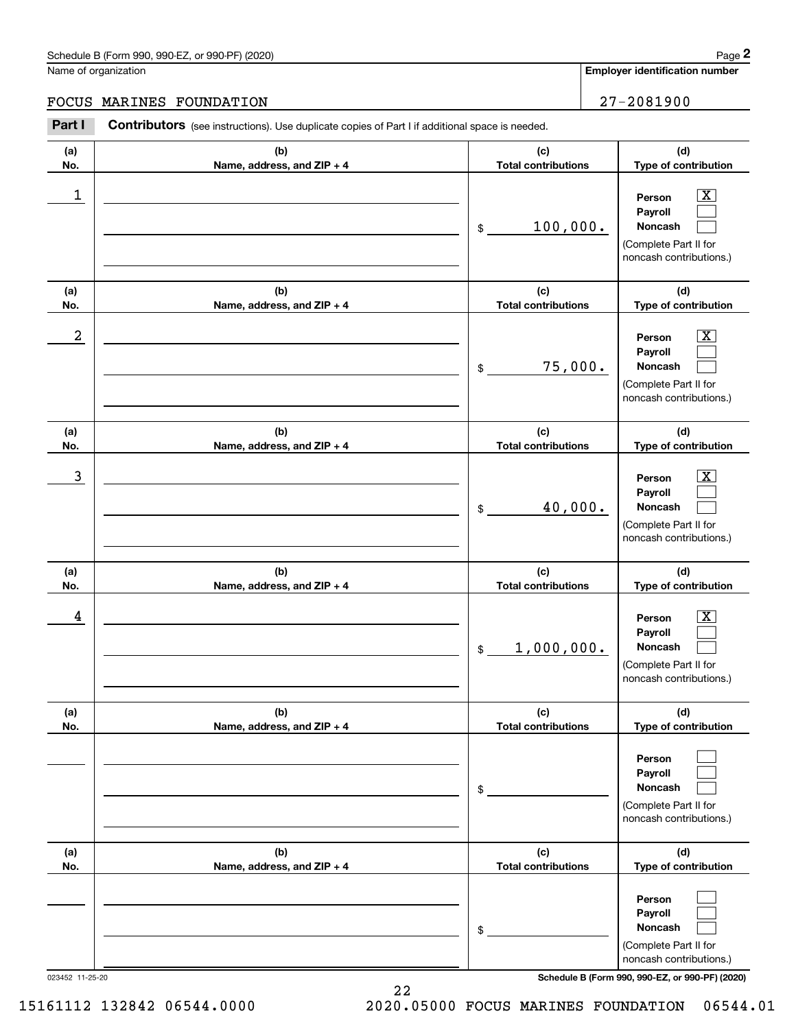Schedule B (Form 990, 990-EZ, or 990-PF) (2020)

Name of organization: FOCUS MARINES FOUNDATION

Employer identification number: 27-2081900

**Part I** **Contributors** (see instructions). Use duplicate copies of Part I if additional space is needed.

| (a) No. | (b) Name, address, and ZIP + 4 | (c) Total contributions | (d) Type of contribution |
|---|---|---|---|
| 1 | | $ 100,000. | Person [X] Payroll [ ] Noncash [ ] (Complete Part II for noncash contributions.) |
| 2 | | $ 75,000. | Person [X] Payroll [ ] Noncash [ ] (Complete Part II for noncash contributions.) |
| 3 | | $ 40,000. | Person [X] Payroll [ ] Noncash [ ] (Complete Part II for noncash contributions.) |
| 4 | | $ 1,000,000. | Person [X] Payroll [ ] Noncash [ ] (Complete Part II for noncash contributions.) |
| | | $ | Person [ ] Payroll [ ] Noncash [ ] (Complete Part II for noncash contributions.) |
| | | $ | Person [ ] Payroll [ ] Noncash [ ] (Complete Part II for noncash contributions.) |

023452 11-25-20 Schedule B (Form 990, 990-EZ, or 990-PF) (2020)

15161112 132842 06544.0000 2020.05000 FOCUS MARINES FOUNDATION 06544.01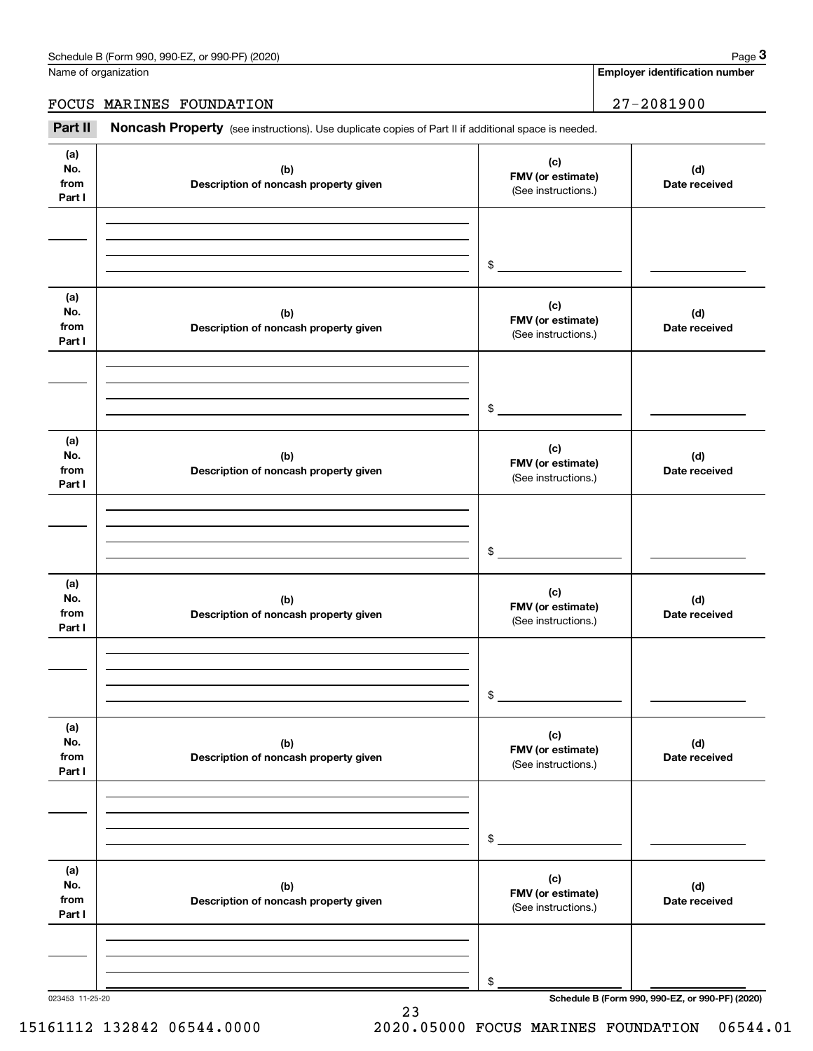Schedule B (Form 990, 990-EZ, or 990-PF) (2020)

Name of organization: FOCUS MARINES FOUNDATION

Employer identification number: 27-2081900

**Part II** **Noncash Property** (see instructions). Use duplicate copies of Part II if additional space is needed.

| (a) No. from Part I | (b) Description of noncash property given | (c) FMV (or estimate) (See instructions.) | (d) Date received |
|---|---|---|---|
| | | $ | |

| (a) No. from Part I | (b) Description of noncash property given | (c) FMV (or estimate) (See instructions.) | (d) Date received |
|---|---|---|---|
| | | $ | |

| (a) No. from Part I | (b) Description of noncash property given | (c) FMV (or estimate) (See instructions.) | (d) Date received |
|---|---|---|---|
| | | $ | |

| (a) No. from Part I | (b) Description of noncash property given | (c) FMV (or estimate) (See instructions.) | (d) Date received |
|---|---|---|---|
| | | $ | |

| (a) No. from Part I | (b) Description of noncash property given | (c) FMV (or estimate) (See instructions.) | (d) Date received |
|---|---|---|---|
| | | $ | |

| (a) No. from Part I | (b) Description of noncash property given | (c) FMV (or estimate) (See instructions.) | (d) Date received |
|---|---|---|---|
| | | $ | |

023453 11-25-20

15161112 132842 06544.0000 2020.05000 FOCUS MARINES FOUNDATION 06544.01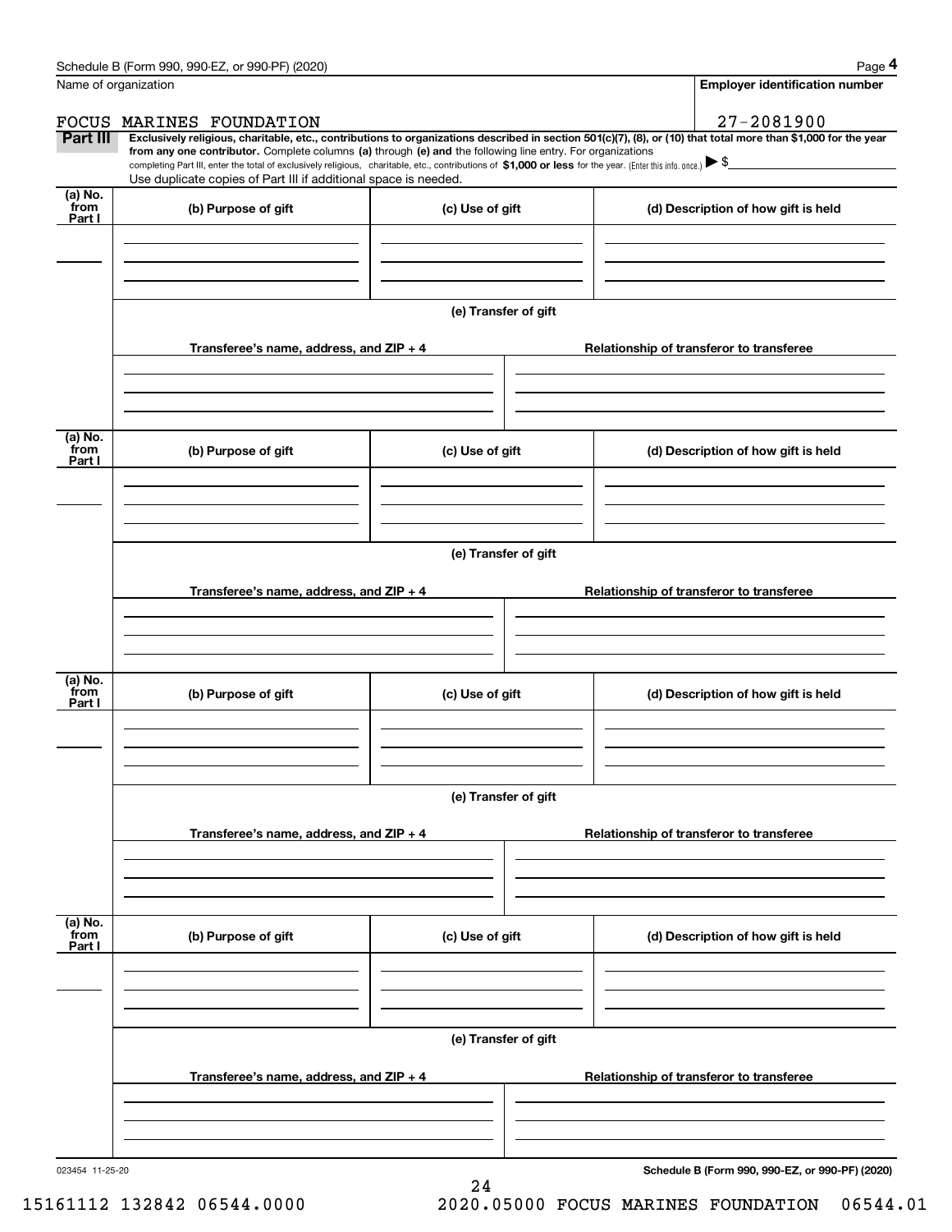Name of organization

FOCUS MARINES FOUNDATION

**Employer identification number**

27-2081900

**Part III** **Exclusively religious, charitable, etc., contributions to organizations described in section 501(c)(7), (8), or (10) that total more than $1,000 for the year from any one contributor.** Complete columns **(a)** through **(e) and** the following line entry. For organizations completing Part III, enter the total of exclusively religious, charitable, etc., contributions of **$1,000 or less** for the year. (Enter this info. once.) ▶ $

Use duplicate copies of Part III if additional space is needed.

| (a) No. from Part I | (b) Purpose of gift | (c) Use of gift | (d) Description of how gift is held |
|---|---|---|---|
| | | | |

(e) Transfer of gift

| Transferee's name, address, and ZIP + 4 | Relationship of transferor to transferee |
|---|---|
| | |

| (a) No. from Part I | (b) Purpose of gift | (c) Use of gift | (d) Description of how gift is held |
|---|---|---|---|
| | | | |

(e) Transfer of gift

| Transferee's name, address, and ZIP + 4 | Relationship of transferor to transferee |
|---|---|
| | |

| (a) No. from Part I | (b) Purpose of gift | (c) Use of gift | (d) Description of how gift is held |
|---|---|---|---|
| | | | |

(e) Transfer of gift

| Transferee's name, address, and ZIP + 4 | Relationship of transferor to transferee |
|---|---|
| | |

| (a) No. from Part I | (b) Purpose of gift | (c) Use of gift | (d) Description of how gift is held |
|---|---|---|---|
| | | | |

(e) Transfer of gift

| Transferee's name, address, and ZIP + 4 | Relationship of transferor to transferee |
|---|---|
| | |

023454 11-25-20

**Schedule B (Form 990, 990-EZ, or 990-PF) (2020)**

15161112 132842 06544.0000 2020.05000 FOCUS MARINES FOUNDATION 06544.01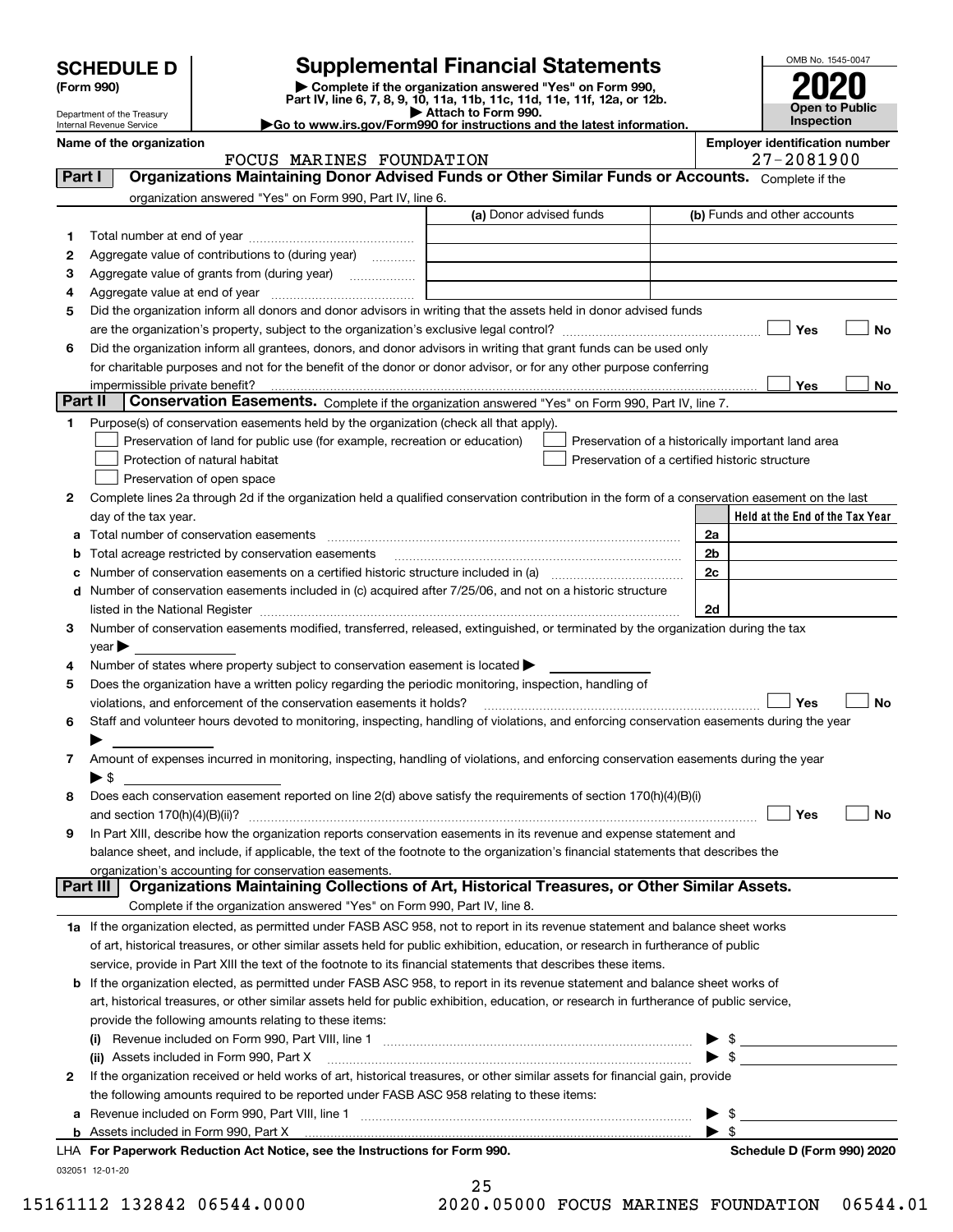# SCHEDULE D (Form 990)

Department of the Treasury
Internal Revenue Service

## Supplemental Financial Statements

▶ Complete if the organization answered "Yes" on Form 990, Part IV, line 6, 7, 8, 9, 10, 11a, 11b, 11c, 11d, 11e, 11f, 12a, or 12b.
▶ Attach to Form 990.
▶Go to www.irs.gov/Form990 for instructions and the latest information.

OMB No. 1545-0047

**2020**

**Open to Public Inspection**

**Name of the organization**
FOCUS MARINES FOUNDATION

**Employer identification number**
27-2081900

**Part I** **Organizations Maintaining Donor Advised Funds or Other Similar Funds or Accounts.** Complete if the organization answered "Yes" on Form 990, Part IV, line 6.

| | | (a) Donor advised funds | (b) Funds and other accounts |
|---|---|---|---|
| 1 | Total number at end of year | | |
| 2 | Aggregate value of contributions to (during year) | | |
| 3 | Aggregate value of grants from (during year) | | |
| 4 | Aggregate value at end of year | | |

5 Did the organization inform all donors and donor advisors in writing that the assets held in donor advised funds are the organization's property, subject to the organization's exclusive legal control? ☐ Yes ☐ No

6 Did the organization inform all grantees, donors, and donor advisors in writing that grant funds can be used only for charitable purposes and not for the benefit of the donor or donor advisor, or for any other purpose conferring impermissible private benefit? ☐ Yes ☐ No

**Part II** **Conservation Easements.** Complete if the organization answered "Yes" on Form 990, Part IV, line 7.

1 Purpose(s) of conservation easements held by the organization (check all that apply).
- ☐ Preservation of land for public use (for example, recreation or education)
- ☐ Protection of natural habitat
- ☐ Preservation of open space
- ☐ Preservation of a historically important land area
- ☐ Preservation of a certified historic structure

2 Complete lines 2a through 2d if the organization held a qualified conservation contribution in the form of a conservation easement on the last day of the tax year.

| | | | Held at the End of the Tax Year |
|---|---|---|---|
| a | Total number of conservation easements | 2a | |
| b | Total acreage restricted by conservation easements | 2b | |
| c | Number of conservation easements on a certified historic structure included in (a) | 2c | |
| d | Number of conservation easements included in (c) acquired after 7/25/06, and not on a historic structure listed in the National Register | 2d | |

3 Number of conservation easements modified, transferred, released, extinguished, or terminated by the organization during the tax year ▶

4 Number of states where property subject to conservation easement is located ▶

5 Does the organization have a written policy regarding the periodic monitoring, inspection, handling of violations, and enforcement of the conservation easements it holds? ☐ Yes ☐ No

6 Staff and volunteer hours devoted to monitoring, inspecting, handling of violations, and enforcing conservation easements during the year ▶

7 Amount of expenses incurred in monitoring, inspecting, handling of violations, and enforcing conservation easements during the year ▶ $

8 Does each conservation easement reported on line 2(d) above satisfy the requirements of section 170(h)(4)(B)(i) and section 170(h)(4)(B)(ii)? ☐ Yes ☐ No

9 In Part XIII, describe how the organization reports conservation easements in its revenue and expense statement and balance sheet, and include, if applicable, the text of the footnote to the organization's financial statements that describes the organization's accounting for conservation easements.

**Part III** **Organizations Maintaining Collections of Art, Historical Treasures, or Other Similar Assets.** Complete if the organization answered "Yes" on Form 990, Part IV, line 8.

1a If the organization elected, as permitted under FASB ASC 958, not to report in its revenue statement and balance sheet works of art, historical treasures, or other similar assets held for public exhibition, education, or research in furtherance of public service, provide in Part XIII the text of the footnote to its financial statements that describes these items.

b If the organization elected, as permitted under FASB ASC 958, to report in its revenue statement and balance sheet works of art, historical treasures, or other similar assets held for public exhibition, education, or research in furtherance of public service, provide the following amounts relating to these items:

(i) Revenue included on Form 990, Part VIII, line 1 ▶ $

(ii) Assets included in Form 990, Part X ▶ $

2 If the organization received or held works of art, historical treasures, or other similar assets for financial gain, provide the following amounts required to be reported under FASB ASC 958 relating to these items:

a Revenue included on Form 990, Part VIII, line 1 ▶ $

b Assets included in Form 990, Part X ▶ $

LHA **For Paperwork Reduction Act Notice, see the Instructions for Form 990.** **Schedule D (Form 990) 2020**

032051 12-01-20

15161112 132842 06544.0000 2020.05000 FOCUS MARINES FOUNDATION 06544.01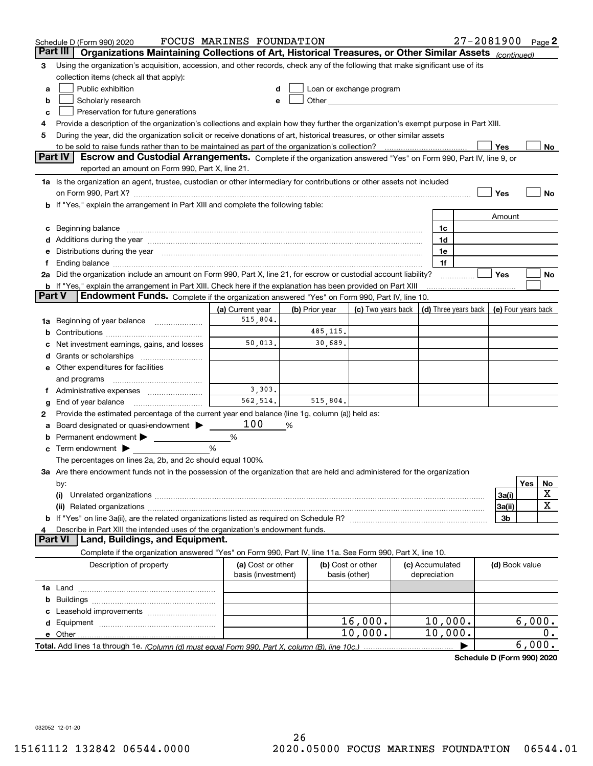Schedule D (Form 990) 2020 FOCUS MARINES FOUNDATION 27-2081900 Page 2

## Part III Organizations Maintaining Collections of Art, Historical Treasures, or Other Similar Assets *(continued)*

**3** Using the organization's acquisition, accession, and other records, check any of the following that make significant use of its collection items (check all that apply):

- **a** ☐ Public exhibition
- **b** ☐ Scholarly research
- **c** ☐ Preservation for future generations
- **d** ☐ Loan or exchange program
- **e** ☐ Other

**4** Provide a description of the organization's collections and explain how they further the organization's exempt purpose in Part XIII.

**5** During the year, did the organization solicit or receive donations of art, historical treasures, or other similar assets to be sold to raise funds rather than to be maintained as part of the organization's collection? ☐ Yes ☐ No

## Part IV Escrow and Custodial Arrangements.

Complete if the organization answered "Yes" on Form 990, Part IV, line 9, or reported an amount on Form 990, Part X, line 21.

**1a** Is the organization an agent, trustee, custodian or other intermediary for contributions or other assets not included on Form 990, Part X? ☐ Yes ☐ No

**b** If "Yes," explain the arrangement in Part XIII and complete the following table:

| | | Amount |
|---|---|---|
| **c** Beginning balance | 1c | |
| **d** Additions during the year | 1d | |
| **e** Distributions during the year | 1e | |
| **f** Ending balance | 1f | |

**2a** Did the organization include an amount on Form 990, Part X, line 21, for escrow or custodial account liability? ☐ Yes ☐ No

**b** If "Yes," explain the arrangement in Part XIII. Check here if the explanation has been provided on Part XIII ☐

## Part V Endowment Funds.

Complete if the organization answered "Yes" on Form 990, Part IV, line 10.

| | (a) Current year | (b) Prior year | (c) Two years back | (d) Three years back | (e) Four years back |
|---|---|---|---|---|---|
| **1a** Beginning of year balance | 515,804. | | | | |
| **b** Contributions | | 485,115. | | | |
| **c** Net investment earnings, gains, and losses | 50,013. | 30,689. | | | |
| **d** Grants or scholarships | | | | | |
| **e** Other expenditures for facilities and programs | | | | | |
| **f** Administrative expenses | 3,303. | | | | |
| **g** End of year balance | 562,514. | 515,804. | | | |

**2** Provide the estimated percentage of the current year end balance (line 1g, column (a)) held as:

- **a** Board designated or quasi-endowment ▶ 100 %
- **b** Permanent endowment ▶ %
- **c** Term endowment ▶ %

The percentages on lines 2a, 2b, and 2c should equal 100%.

**3a** Are there endowment funds not in the possession of the organization that are held and administered for the organization by:

| | | Yes | No |
|---|---|---|---|
| **(i)** Unrelated organizations | 3a(i) | | X |
| **(ii)** Related organizations | 3a(ii) | | X |
| **b** If "Yes" on line 3a(ii), are the related organizations listed as required on Schedule R? | 3b | | |

**4** Describe in Part XIII the intended uses of the organization's endowment funds.

## Part VI Land, Buildings, and Equipment.

Complete if the organization answered "Yes" on Form 990, Part IV, line 11a. See Form 990, Part X, line 10.

| Description of property | (a) Cost or other basis (investment) | (b) Cost or other basis (other) | (c) Accumulated depreciation | (d) Book value |
|---|---|---|---|---|
| **1a** Land | | | | |
| **b** Buildings | | | | |
| **c** Leasehold improvements | | | | |
| **d** Equipment | | 16,000. | 10,000. | 6,000. |
| **e** Other | | 10,000. | 10,000. | 0. |
| **Total.** Add lines 1a through 1e. *(Column (d) must equal Form 990, Part X, column (B), line 10c.)* | | | ▶ | 6,000. |

**Schedule D (Form 990) 2020**

032052 12-01-20

15161112 132842 06544.0000 2020.05000 FOCUS MARINES FOUNDATION 06544.01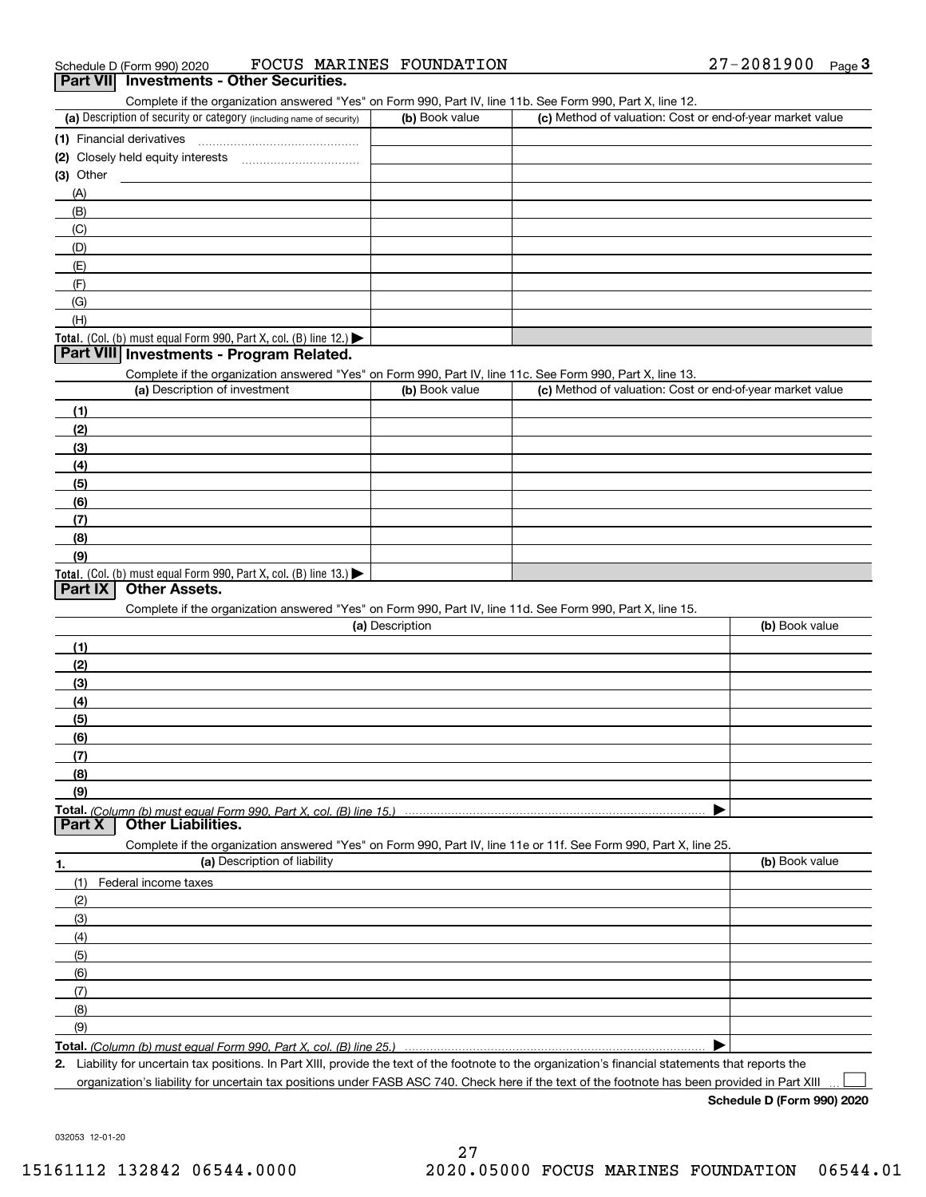Schedule D (Form 990) 2020 FOCUS MARINES FOUNDATION 27-2081900 Page 3

## Part VII Investments - Other Securities.

Complete if the organization answered "Yes" on Form 990, Part IV, line 11b. See Form 990, Part X, line 12.

| (a) Description of security or category (including name of security) | (b) Book value | (c) Method of valuation: Cost or end-of-year market value |
|---|---|---|
| (1) Financial derivatives | | |
| (2) Closely held equity interests | | |
| (3) Other | | |
| (A) | | |
| (B) | | |
| (C) | | |
| (D) | | |
| (E) | | |
| (F) | | |
| (G) | | |
| (H) | | |
| **Total.** (Col. (b) must equal Form 990, Part X, col. (B) line 12.) ▶ | | |

## Part VIII Investments - Program Related.

Complete if the organization answered "Yes" on Form 990, Part IV, line 11c. See Form 990, Part X, line 13.

| (a) Description of investment | (b) Book value | (c) Method of valuation: Cost or end-of-year market value |
|---|---|---|
| (1) | | |
| (2) | | |
| (3) | | |
| (4) | | |
| (5) | | |
| (6) | | |
| (7) | | |
| (8) | | |
| (9) | | |
| **Total.** (Col. (b) must equal Form 990, Part X, col. (B) line 13.) ▶ | | |

## Part IX Other Assets.

Complete if the organization answered "Yes" on Form 990, Part IV, line 11d. See Form 990, Part X, line 15.

| (a) Description | (b) Book value |
|---|---|
| (1) | |
| (2) | |
| (3) | |
| (4) | |
| (5) | |
| (6) | |
| (7) | |
| (8) | |
| (9) | |
| **Total.** *(Column (b) must equal Form 990, Part X, col. (B) line 15.)* ▶ | |

## Part X Other Liabilities.

Complete if the organization answered "Yes" on Form 990, Part IV, line 11e or 11f. See Form 990, Part X, line 25.

| 1. (a) Description of liability | (b) Book value |
|---|---|
| (1) Federal income taxes | |
| (2) | |
| (3) | |
| (4) | |
| (5) | |
| (6) | |
| (7) | |
| (8) | |
| (9) | |
| **Total.** *(Column (b) must equal Form 990, Part X, col. (B) line 25.)* ▶ | |

**2.** Liability for uncertain tax positions. In Part XIII, provide the text of the footnote to the organization's financial statements that reports the organization's liability for uncertain tax positions under FASB ASC 740. Check here if the text of the footnote has been provided in Part XIII ☐

**Schedule D (Form 990) 2020**

032053 12-01-20

15161112 132842 06544.0000 2020.05000 FOCUS MARINES FOUNDATION 06544.01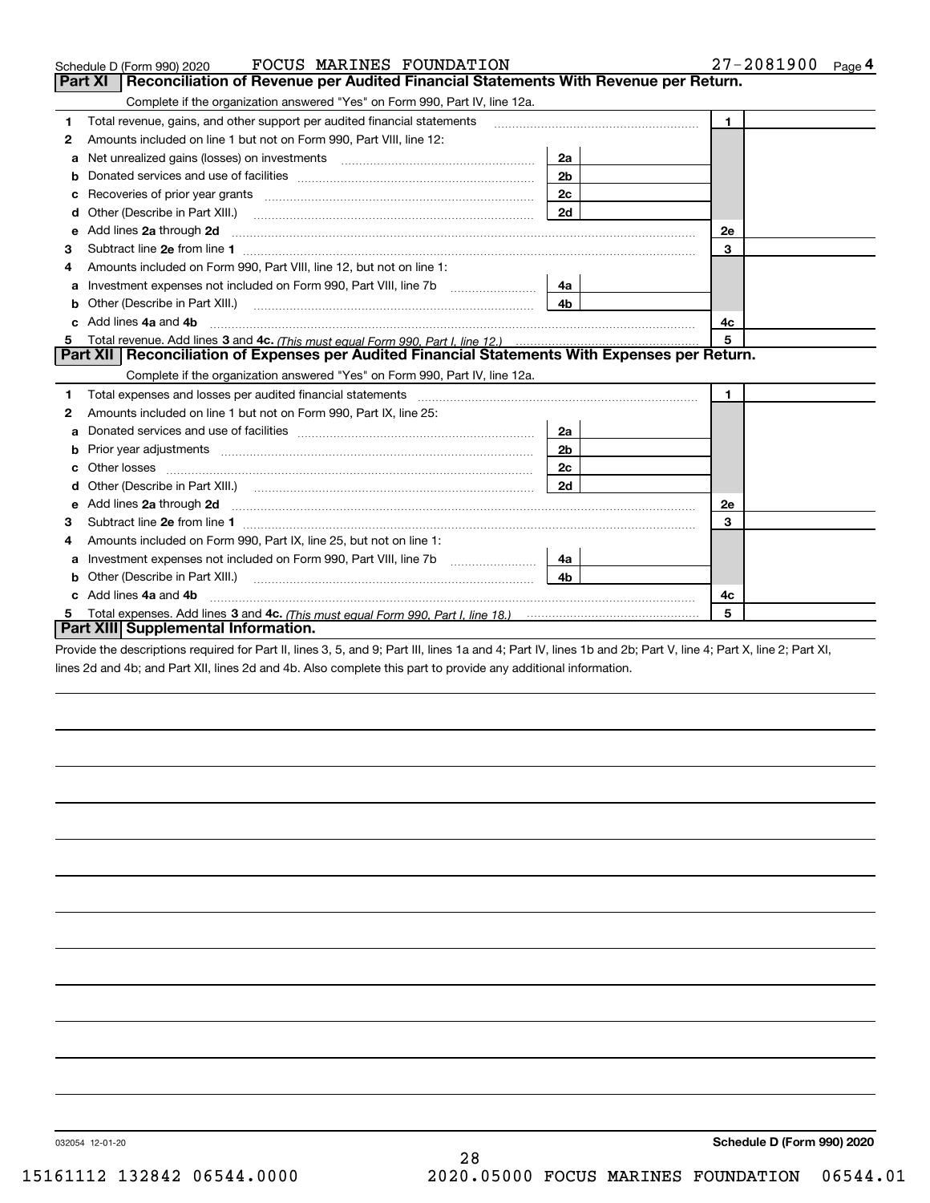Schedule D (Form 990) 2020 FOCUS MARINES FOUNDATION 27-2081900 Page 4

## Part XI Reconciliation of Revenue per Audited Financial Statements With Revenue per Return.

Complete if the organization answered "Yes" on Form 990, Part IV, line 12a.

| | | | | | |
|---|---|---|---|---|---|
| 1 | Total revenue, gains, and other support per audited financial statements | | | 1 | |
| 2 | Amounts included on line 1 but not on Form 990, Part VIII, line 12: | | | | |
| a | Net unrealized gains (losses) on investments | 2a | | | |
| b | Donated services and use of facilities | 2b | | | |
| c | Recoveries of prior year grants | 2c | | | |
| d | Other (Describe in Part XIII.) | 2d | | | |
| e | Add lines **2a** through **2d** | | | 2e | |
| 3 | Subtract line **2e** from line **1** | | | 3 | |
| 4 | Amounts included on Form 990, Part VIII, line 12, but not on line 1: | | | | |
| a | Investment expenses not included on Form 990, Part VIII, line 7b | 4a | | | |
| b | Other (Describe in Part XIII.) | 4b | | | |
| c | Add lines **4a** and **4b** | | | 4c | |
| 5 | Total revenue. Add lines **3** and **4c.** *(This must equal Form 990, Part I, line 12.)* | | | 5 | |

## Part XII Reconciliation of Expenses per Audited Financial Statements With Expenses per Return.

Complete if the organization answered "Yes" on Form 990, Part IV, line 12a.

| | | | | | |
|---|---|---|---|---|---|
| 1 | Total expenses and losses per audited financial statements | | | 1 | |
| 2 | Amounts included on line 1 but not on Form 990, Part IX, line 25: | | | | |
| a | Donated services and use of facilities | 2a | | | |
| b | Prior year adjustments | 2b | | | |
| c | Other losses | 2c | | | |
| d | Other (Describe in Part XIII.) | 2d | | | |
| e | Add lines **2a** through **2d** | | | 2e | |
| 3 | Subtract line **2e** from line **1** | | | 3 | |
| 4 | Amounts included on Form 990, Part IX, line 25, but not on line 1: | | | | |
| a | Investment expenses not included on Form 990, Part VIII, line 7b | 4a | | | |
| b | Other (Describe in Part XIII.) | 4b | | | |
| c | Add lines **4a** and **4b** | | | 4c | |
| 5 | Total expenses. Add lines **3** and **4c.** *(This must equal Form 990, Part I, line 18.)* | | | 5 | |

## Part XIII Supplemental Information.

Provide the descriptions required for Part II, lines 3, 5, and 9; Part III, lines 1a and 4; Part IV, lines 1b and 2b; Part V, line 4; Part X, line 2; Part XI, lines 2d and 4b; and Part XII, lines 2d and 4b. Also complete this part to provide any additional information.

032054 12-01-20

**Schedule D (Form 990) 2020**

15161112 132842 06544.0000 2020.05000 FOCUS MARINES FOUNDATION 06544.01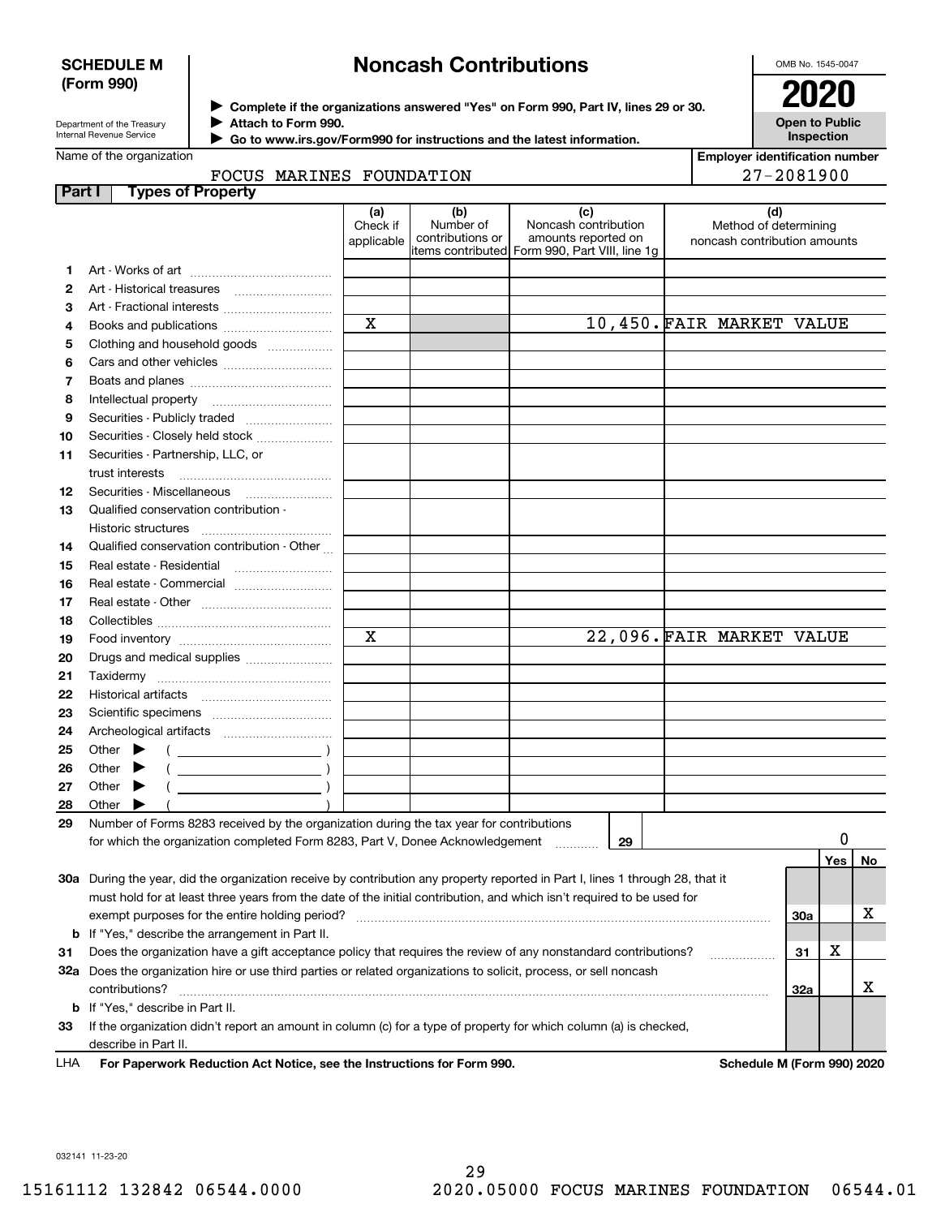**SCHEDULE M (Form 990)**

Department of the Treasury
Internal Revenue Service

# Noncash Contributions

▶ Complete if the organizations answered "Yes" on Form 990, Part IV, lines 29 or 30.
▶ Attach to Form 990.
▶ Go to www.irs.gov/Form990 for instructions and the latest information.

OMB No. 1545-0047

**2020**

**Open to Public Inspection**

Name of the organization: FOCUS MARINES FOUNDATION

Employer identification number: 27-2081900

## Part I Types of Property

| | | (a) Check if applicable | (b) Number of contributions or items contributed | (c) Noncash contribution amounts reported on Form 990, Part VIII, line 1g | (d) Method of determining noncash contribution amounts |
|---|---|---|---|---|---|
| 1 | Art - Works of art | | | | |
| 2 | Art - Historical treasures | | | | |
| 3 | Art - Fractional interests | | | | |
| 4 | Books and publications | X | | 10,450. | FAIR MARKET VALUE |
| 5 | Clothing and household goods | | | | |
| 6 | Cars and other vehicles | | | | |
| 7 | Boats and planes | | | | |
| 8 | Intellectual property | | | | |
| 9 | Securities - Publicly traded | | | | |
| 10 | Securities - Closely held stock | | | | |
| 11 | Securities - Partnership, LLC, or trust interests | | | | |
| 12 | Securities - Miscellaneous | | | | |
| 13 | Qualified conservation contribution - Historic structures | | | | |
| 14 | Qualified conservation contribution - Other | | | | |
| 15 | Real estate - Residential | | | | |
| 16 | Real estate - Commercial | | | | |
| 17 | Real estate - Other | | | | |
| 18 | Collectibles | | | | |
| 19 | Food inventory | X | | 22,096. | FAIR MARKET VALUE |
| 20 | Drugs and medical supplies | | | | |
| 21 | Taxidermy | | | | |
| 22 | Historical artifacts | | | | |
| 23 | Scientific specimens | | | | |
| 24 | Archeological artifacts | | | | |
| 25 | Other ▶ ( ) | | | | |
| 26 | Other ▶ ( ) | | | | |
| 27 | Other ▶ ( ) | | | | |
| 28 | Other ▶ ( ) | | | | |

29 Number of Forms 8283 received by the organization during the tax year for contributions for which the organization completed Form 8283, Part V, Donee Acknowledgement ..... **29** | 0

| | | | Yes | No |
|---|---|---|---|---|
| 30a | During the year, did the organization receive by contribution any property reported in Part I, lines 1 through 28, that it must hold for at least three years from the date of the initial contribution, and which isn't required to be used for exempt purposes for the entire holding period? | 30a | | X |
| b | If "Yes," describe the arrangement in Part II. | | | |
| 31 | Does the organization have a gift acceptance policy that requires the review of any nonstandard contributions? | 31 | X | |
| 32a | Does the organization hire or use third parties or related organizations to solicit, process, or sell noncash contributions? | 32a | | X |
| b | If "Yes," describe in Part II. | | | |
| 33 | If the organization didn't report an amount in column (c) for a type of property for which column (a) is checked, describe in Part II. | | | |

LHA **For Paperwork Reduction Act Notice, see the Instructions for Form 990.** **Schedule M (Form 990) 2020**

032141 11-23-20

15161112 132842 06544.0000 2020.05000 FOCUS MARINES FOUNDATION 06544.01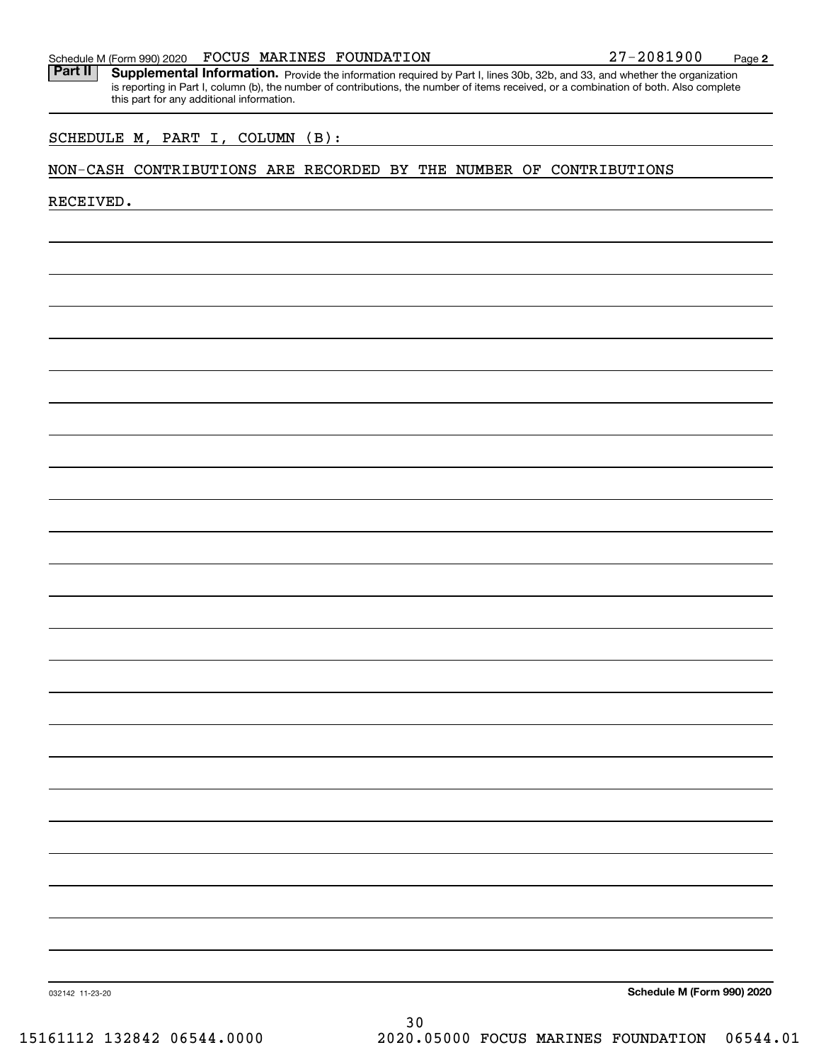Schedule M (Form 990) 2020 FOCUS MARINES FOUNDATION 27-2081900 Page 2

**Part II** **Supplemental Information.** Provide the information required by Part I, lines 30b, 32b, and 33, and whether the organization is reporting in Part I, column (b), the number of contributions, the number of items received, or a combination of both. Also complete this part for any additional information.

SCHEDULE M, PART I, COLUMN (B):

NON-CASH CONTRIBUTIONS ARE RECORDED BY THE NUMBER OF CONTRIBUTIONS RECEIVED.

032142 11-23-20

**Schedule M (Form 990) 2020**

15161112 132842 06544.0000 2020.05000 FOCUS MARINES FOUNDATION 06544.01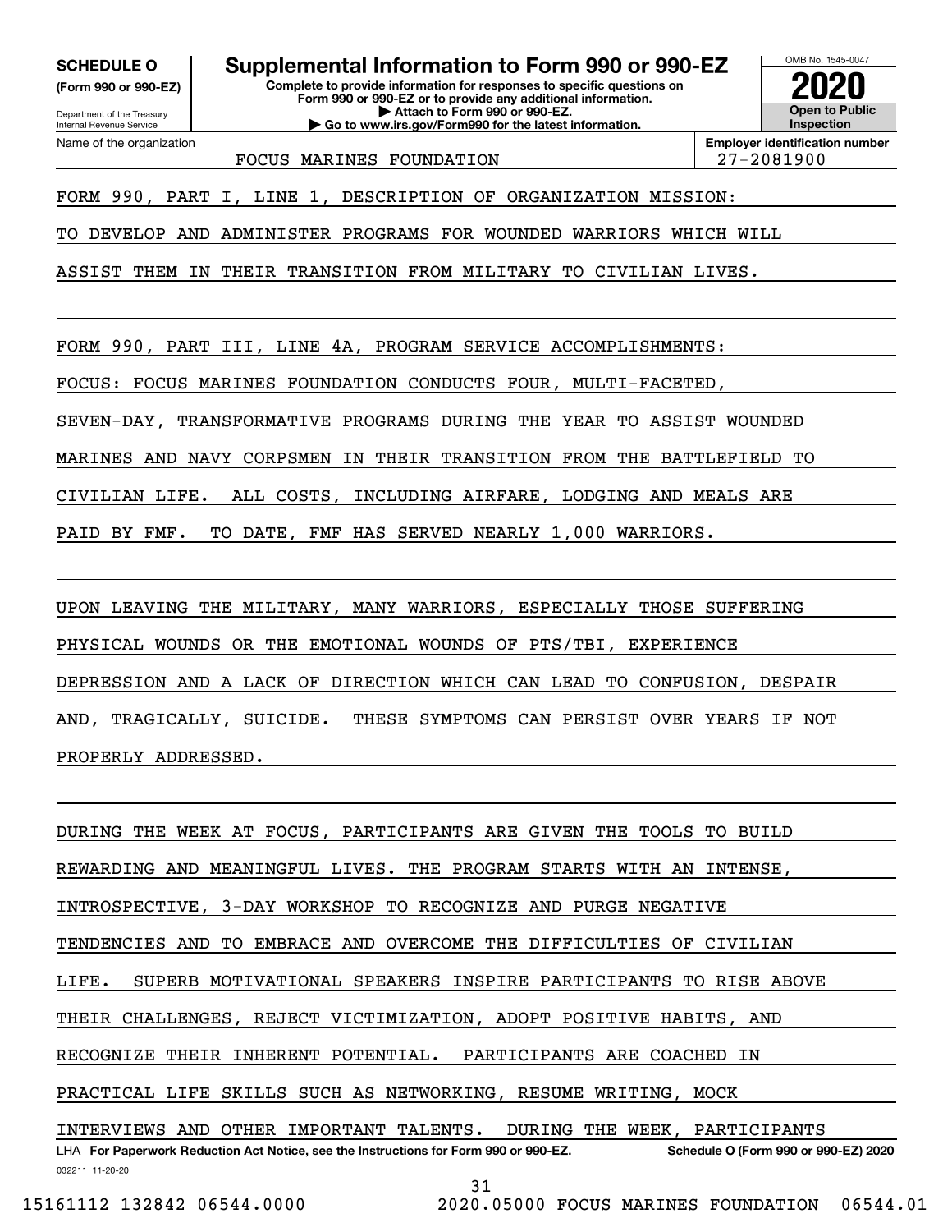**SCHEDULE O**
**(Form 990 or 990-EZ)**

Department of the Treasury
Internal Revenue Service

# Supplemental Information to Form 990 or 990-EZ

**Complete to provide information for responses to specific questions on Form 990 or 990-EZ or to provide any additional information.**
**▶ Attach to Form 990 or 990-EZ.**
**▶ Go to www.irs.gov/Form990 for the latest information.**

OMB No. 1545-0047

**2020**

**Open to Public Inspection**

Name of the organization: FOCUS MARINES FOUNDATION

**Employer identification number**: 27-2081900

FORM 990, PART I, LINE 1, DESCRIPTION OF ORGANIZATION MISSION:

TO DEVELOP AND ADMINISTER PROGRAMS FOR WOUNDED WARRIORS WHICH WILL ASSIST THEM IN THEIR TRANSITION FROM MILITARY TO CIVILIAN LIVES.

FORM 990, PART III, LINE 4A, PROGRAM SERVICE ACCOMPLISHMENTS:

FOCUS: FOCUS MARINES FOUNDATION CONDUCTS FOUR, MULTI-FACETED, SEVEN-DAY, TRANSFORMATIVE PROGRAMS DURING THE YEAR TO ASSIST WOUNDED MARINES AND NAVY CORPSMEN IN THEIR TRANSITION FROM THE BATTLEFIELD TO CIVILIAN LIFE. ALL COSTS, INCLUDING AIRFARE, LODGING AND MEALS ARE PAID BY FMF. TO DATE, FMF HAS SERVED NEARLY 1,000 WARRIORS.

UPON LEAVING THE MILITARY, MANY WARRIORS, ESPECIALLY THOSE SUFFERING PHYSICAL WOUNDS OR THE EMOTIONAL WOUNDS OF PTS/TBI, EXPERIENCE DEPRESSION AND A LACK OF DIRECTION WHICH CAN LEAD TO CONFUSION, DESPAIR AND, TRAGICALLY, SUICIDE. THESE SYMPTOMS CAN PERSIST OVER YEARS IF NOT PROPERLY ADDRESSED.

DURING THE WEEK AT FOCUS, PARTICIPANTS ARE GIVEN THE TOOLS TO BUILD REWARDING AND MEANINGFUL LIVES. THE PROGRAM STARTS WITH AN INTENSE, INTROSPECTIVE, 3-DAY WORKSHOP TO RECOGNIZE AND PURGE NEGATIVE TENDENCIES AND TO EMBRACE AND OVERCOME THE DIFFICULTIES OF CIVILIAN LIFE. SUPERB MOTIVATIONAL SPEAKERS INSPIRE PARTICIPANTS TO RISE ABOVE THEIR CHALLENGES, REJECT VICTIMIZATION, ADOPT POSITIVE HABITS, AND RECOGNIZE THEIR INHERENT POTENTIAL. PARTICIPANTS ARE COACHED IN PRACTICAL LIFE SKILLS SUCH AS NETWORKING, RESUME WRITING, MOCK INTERVIEWS AND OTHER IMPORTANT TALENTS. DURING THE WEEK, PARTICIPANTS

LHA **For Paperwork Reduction Act Notice, see the Instructions for Form 990 or 990-EZ.** **Schedule O (Form 990 or 990-EZ) 2020**

032211 11-20-20

15161112 132842 06544.0000 2020.05000 FOCUS MARINES FOUNDATION 06544.01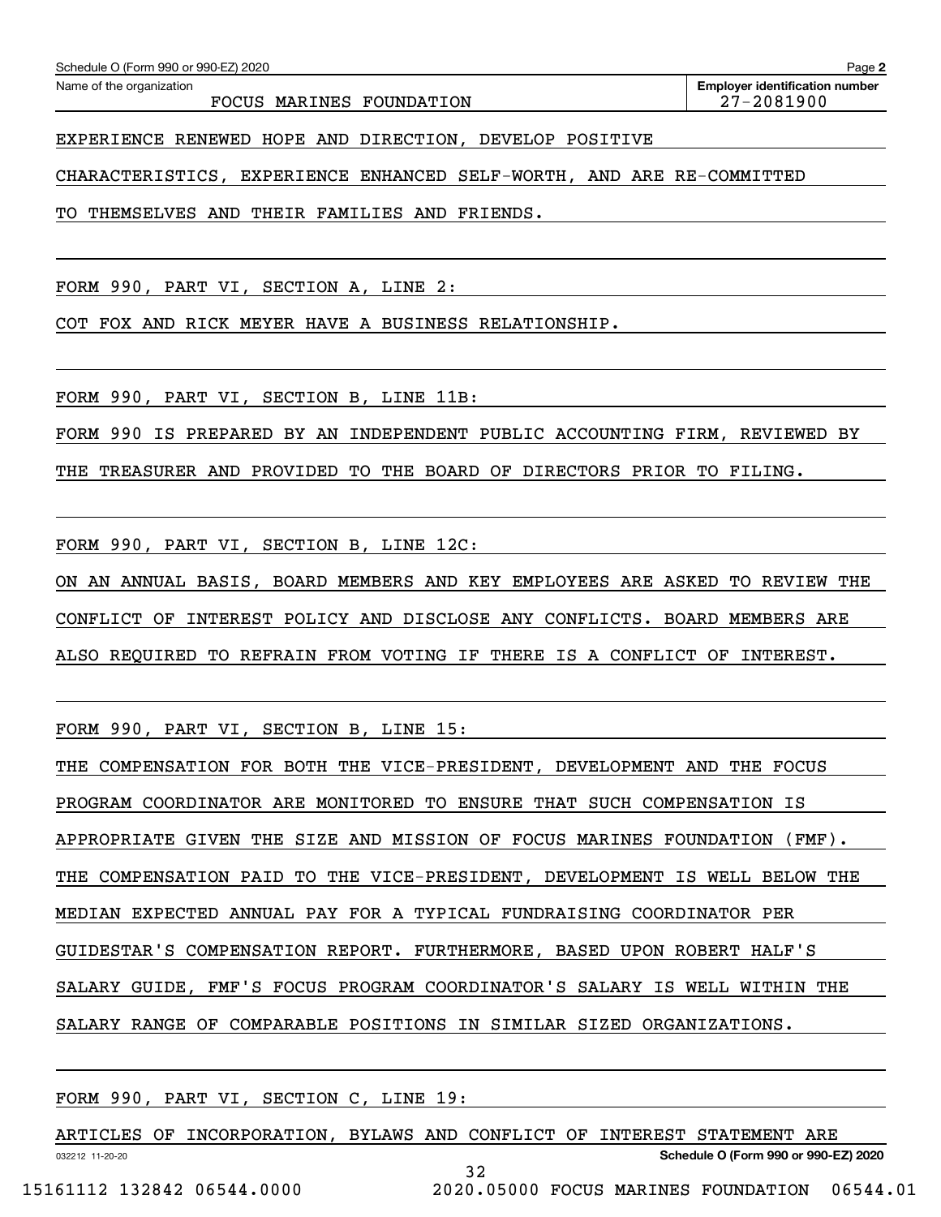Schedule O (Form 990 or 990-EZ) 2020

Name of the organization: FOCUS MARINES FOUNDATION

Employer identification number: 27-2081900

EXPERIENCE RENEWED HOPE AND DIRECTION, DEVELOP POSITIVE CHARACTERISTICS, EXPERIENCE ENHANCED SELF-WORTH, AND ARE RE-COMMITTED TO THEMSELVES AND THEIR FAMILIES AND FRIENDS.

FORM 990, PART VI, SECTION A, LINE 2:

COT FOX AND RICK MEYER HAVE A BUSINESS RELATIONSHIP.

FORM 990, PART VI, SECTION B, LINE 11B:

FORM 990 IS PREPARED BY AN INDEPENDENT PUBLIC ACCOUNTING FIRM, REVIEWED BY THE TREASURER AND PROVIDED TO THE BOARD OF DIRECTORS PRIOR TO FILING.

FORM 990, PART VI, SECTION B, LINE 12C:

ON AN ANNUAL BASIS, BOARD MEMBERS AND KEY EMPLOYEES ARE ASKED TO REVIEW THE CONFLICT OF INTEREST POLICY AND DISCLOSE ANY CONFLICTS. BOARD MEMBERS ARE ALSO REQUIRED TO REFRAIN FROM VOTING IF THERE IS A CONFLICT OF INTEREST.

FORM 990, PART VI, SECTION B, LINE 15:

THE COMPENSATION FOR BOTH THE VICE-PRESIDENT, DEVELOPMENT AND THE FOCUS PROGRAM COORDINATOR ARE MONITORED TO ENSURE THAT SUCH COMPENSATION IS APPROPRIATE GIVEN THE SIZE AND MISSION OF FOCUS MARINES FOUNDATION (FMF). THE COMPENSATION PAID TO THE VICE-PRESIDENT, DEVELOPMENT IS WELL BELOW THE MEDIAN EXPECTED ANNUAL PAY FOR A TYPICAL FUNDRAISING COORDINATOR PER GUIDESTAR'S COMPENSATION REPORT. FURTHERMORE, BASED UPON ROBERT HALF'S SALARY GUIDE, FMF'S FOCUS PROGRAM COORDINATOR'S SALARY IS WELL WITHIN THE SALARY RANGE OF COMPARABLE POSITIONS IN SIMILAR SIZED ORGANIZATIONS.

FORM 990, PART VI, SECTION C, LINE 19:

ARTICLES OF INCORPORATION, BYLAWS AND CONFLICT OF INTEREST STATEMENT ARE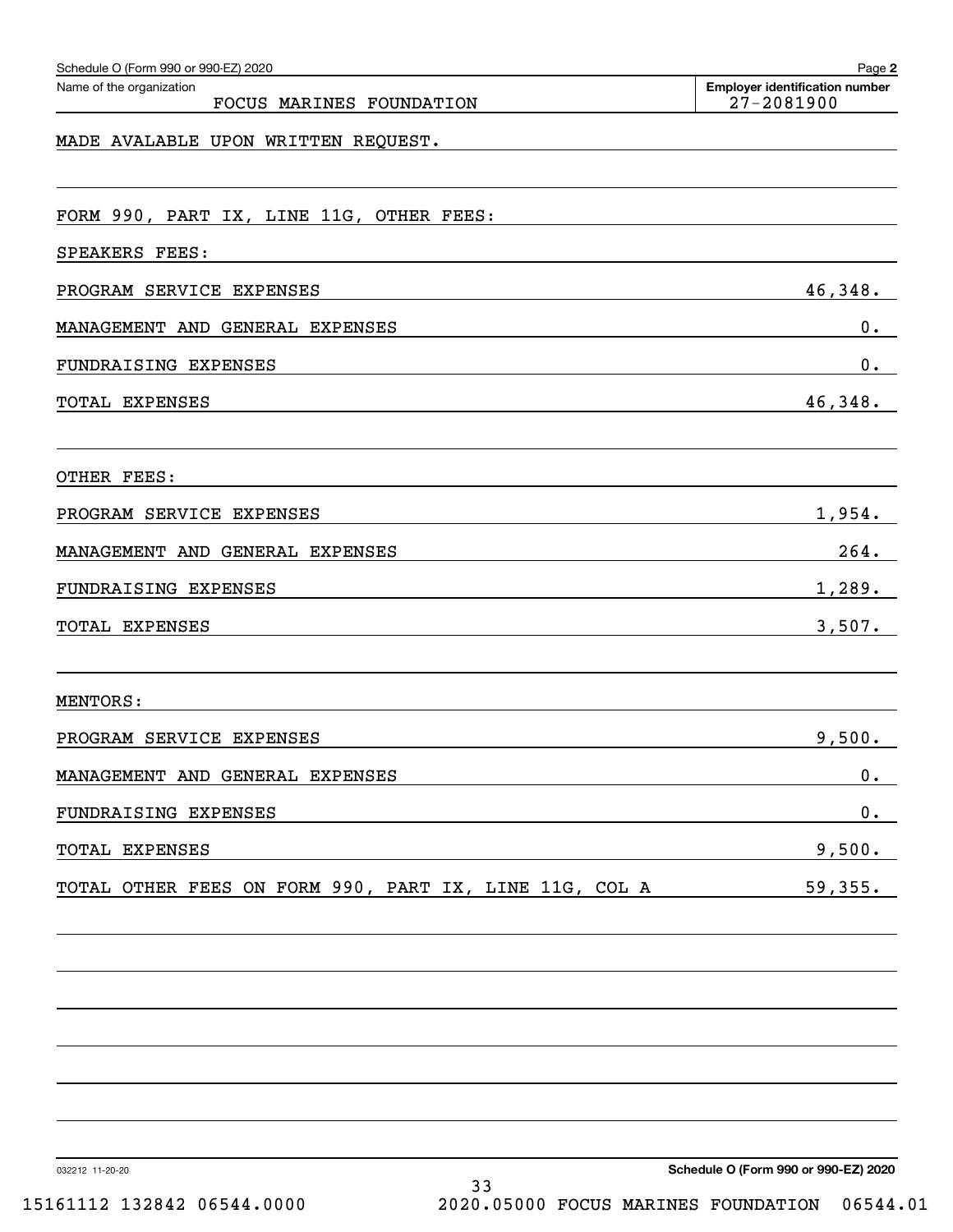Schedule O (Form 990 or 990-EZ) 2020

Name of the organization: FOCUS MARINES FOUNDATION

Employer identification number: 27-2081900

MADE AVALABLE UPON WRITTEN REQUEST.

FORM 990, PART IX, LINE 11G, OTHER FEES:

SPEAKERS FEES:

| | |
|---|---|
| PROGRAM SERVICE EXPENSES | 46,348. |
| MANAGEMENT AND GENERAL EXPENSES | 0. |
| FUNDRAISING EXPENSES | 0. |
| TOTAL EXPENSES | 46,348. |

OTHER FEES:

| | |
|---|---|
| PROGRAM SERVICE EXPENSES | 1,954. |
| MANAGEMENT AND GENERAL EXPENSES | 264. |
| FUNDRAISING EXPENSES | 1,289. |
| TOTAL EXPENSES | 3,507. |

MENTORS:

| | |
|---|---|
| PROGRAM SERVICE EXPENSES | 9,500. |
| MANAGEMENT AND GENERAL EXPENSES | 0. |
| FUNDRAISING EXPENSES | 0. |
| TOTAL EXPENSES | 9,500. |
| TOTAL OTHER FEES ON FORM 990, PART IX, LINE 11G, COL A | 59,355. |

Schedule O (Form 990 or 990-EZ) 2020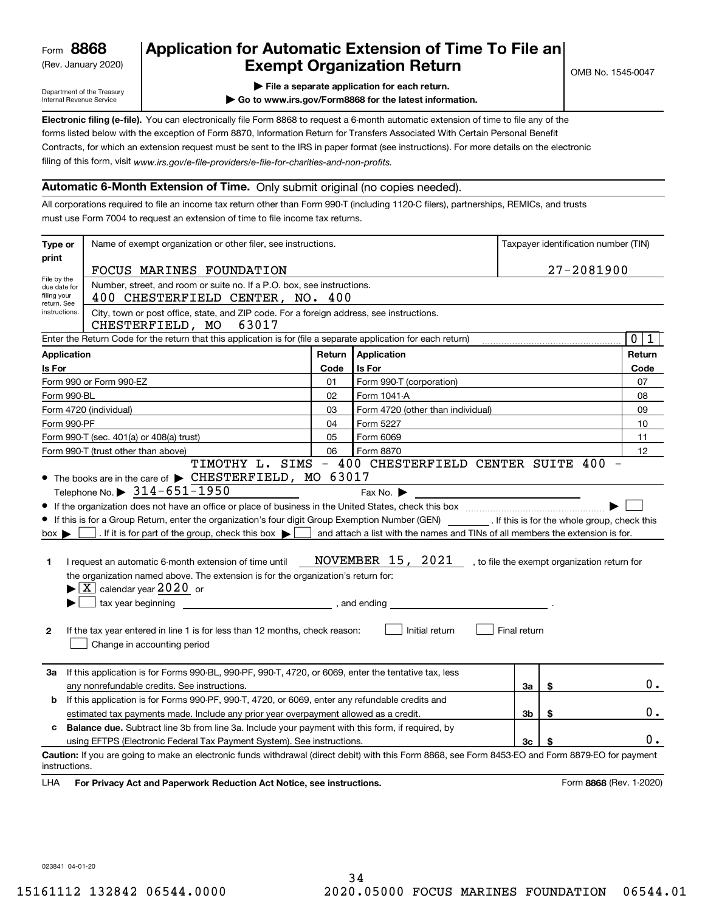Form **8868** (Rev. January 2020)

Department of the Treasury Internal Revenue Service

# Application for Automatic Extension of Time To File an Exempt Organization Return

▶ File a separate application for each return.

▶ Go to www.irs.gov/Form8868 for the latest information.

OMB No. 1545-0047

**Electronic filing (e-file).** You can electronically file Form 8868 to request a 6-month automatic extension of time to file any of the forms listed below with the exception of Form 8870, Information Return for Transfers Associated With Certain Personal Benefit Contracts, for which an extension request must be sent to the IRS in paper format (see instructions). For more details on the electronic filing of this form, visit *www.irs.gov/e-file-providers/e-file-for-charities-and-non-profits.*

## Automatic 6-Month Extension of Time. Only submit original (no copies needed).

All corporations required to file an income tax return other than Form 990-T (including 1120-C filers), partnerships, REMICs, and trusts must use Form 7004 to request an extension of time to file income tax returns.

**Type or print**

File by the due date for filing your return. See instructions.

Name of exempt organization or other filer, see instructions: FOCUS MARINES FOUNDATION

Taxpayer identification number (TIN): 27-2081900

Number, street, and room or suite no. If a P.O. box, see instructions: 400 CHESTERFIELD CENTER, NO. 400

City, town or post office, state, and ZIP code. For a foreign address, see instructions: CHESTERFIELD, MO 63017

Enter the Return Code for the return that this application is for (file a separate application for each return): 01

| Application Is For | Return Code | Application Is For | Return Code |
|---|---|---|---|
| Form 990 or Form 990-EZ | 01 | Form 990-T (corporation) | 07 |
| Form 990-BL | 02 | Form 1041-A | 08 |
| Form 4720 (individual) | 03 | Form 4720 (other than individual) | 09 |
| Form 990-PF | 04 | Form 5227 | 10 |
| Form 990-T (sec. 401(a) or 408(a) trust) | 05 | Form 6069 | 11 |
| Form 990-T (trust other than above) | 06 | Form 8870 | 12 |

- The books are in the care of ▶ TIMOTHY L. SIMS - 400 CHESTERFIELD CENTER SUITE 400 - CHESTERFIELD, MO 63017

  Telephone No. ▶ 314-651-1950 Fax No. ▶
- If the organization does not have an office or place of business in the United States, check this box ▶ ☐
- If this is for a Group Return, enter the organization's four digit Group Exemption Number (GEN) ______ . If this is for the whole group, check this box ▶ ☐ . If it is for part of the group, check this box ▶ ☐ and attach a list with the names and TINs of all members the extension is for.

**1** I request an automatic 6-month extension of time until NOVEMBER 15, 2021 , to file the exempt organization return for the organization named above. The extension is for the organization's return for:

▶ ☒ calendar year 2020 or

▶ ☐ tax year beginning ______ , and ending ______ .

**2** If the tax year entered in line 1 is for less than 12 months, check reason: ☐ Initial return ☐ Final return ☐ Change in accounting period

| | | | | |
|---|---|---|---|---|
| **3a** | If this application is for Forms 990-BL, 990-PF, 990-T, 4720, or 6069, enter the tentative tax, less any nonrefundable credits. See instructions. | 3a | $ | 0. |
| **b** | If this application is for Forms 990-PF, 990-T, 4720, or 6069, enter any refundable credits and estimated tax payments made. Include any prior year overpayment allowed as a credit. | 3b | $ | 0. |
| **c** | **Balance due.** Subtract line 3b from line 3a. Include your payment with this form, if required, by using EFTPS (Electronic Federal Tax Payment System). See instructions. | 3c | $ | 0. |

**Caution:** If you are going to make an electronic funds withdrawal (direct debit) with this Form 8868, see Form 8453-EO and Form 8879-EO for payment instructions.

LHA **For Privacy Act and Paperwork Reduction Act Notice, see instructions.** Form **8868** (Rev. 1-2020)

023841 04-01-20

15161112 132842 06544.0000 2020.05000 FOCUS MARINES FOUNDATION 06544.01